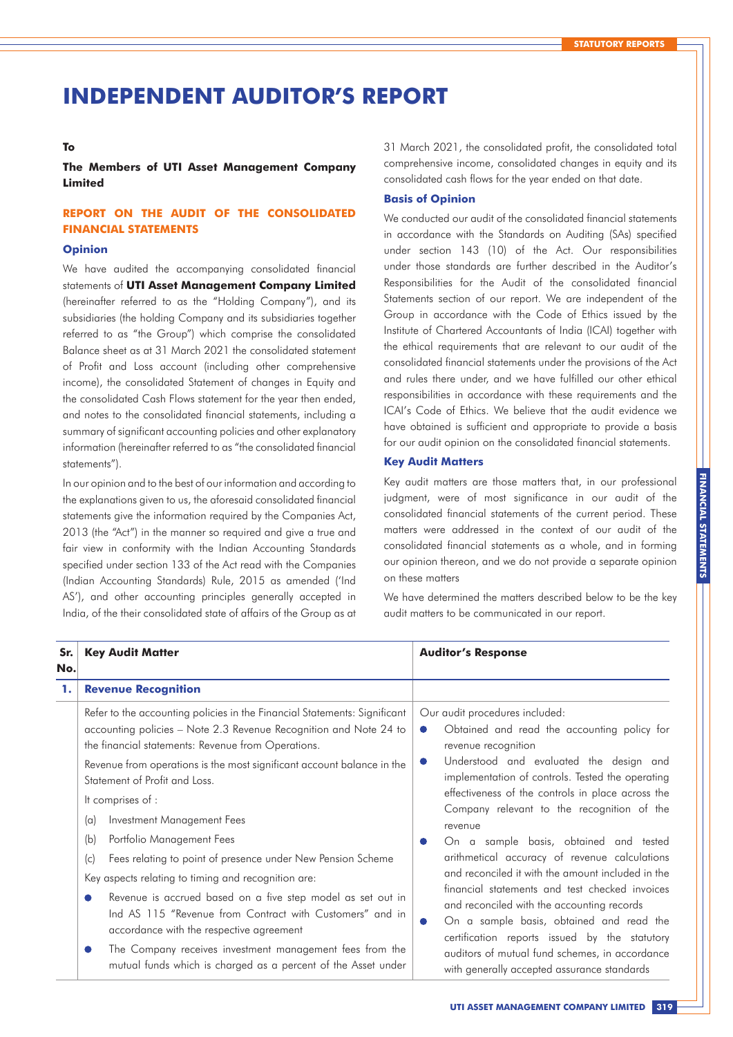# INDEPENDENT AUDITOR'S REPORT

**To**

**The Members of UTI Asset Management Company Limited**

## REPORT ON THE AUDIT OF THE CONSOLIDATED FINANCIAL STATEMENTS

### Opinion

We have audited the accompanying consolidated financial statements of **UTI Asset Management Company Limited** (hereinafter referred to as the "Holding Company"), and its subsidiaries (the holding Company and its subsidiaries together referred to as "the Group") which comprise the consolidated Balance sheet as at 31 March 2021 the consolidated statement of Profit and Loss account (including other comprehensive income), the consolidated Statement of changes in Equity and the consolidated Cash Flows statement for the year then ended, and notes to the consolidated financial statements, including a summary of significant accounting policies and other explanatory information (hereinafter referred to as "the consolidated financial statements").

In our opinion and to the best of our information and according to the explanations given to us, the aforesaid consolidated financial statements give the information required by the Companies Act, 2013 (the "Act") in the manner so required and give a true and fair view in conformity with the Indian Accounting Standards specified under section 133 of the Act read with the Companies (Indian Accounting Standards) Rule, 2015 as amended ('Ind AS'), and other accounting principles generally accepted in India, of the their consolidated state of affairs of the Group as at 31 March 2021, the consolidated profit, the consolidated total comprehensive income, consolidated changes in equity and its consolidated cash flows for the year ended on that date.

### Basis of Opinion

We conducted our audit of the consolidated financial statements in accordance with the Standards on Auditing (SAs) specified under section 143 (10) of the Act. Our responsibilities under those standards are further described in the Auditor's Responsibilities for the Audit of the consolidated financial Statements section of our report. We are independent of the Group in accordance with the Code of Ethics issued by the Institute of Chartered Accountants of India (ICAI) together with the ethical requirements that are relevant to our audit of the consolidated financial statements under the provisions of the Act and rules there under, and we have fulfilled our other ethical responsibilities in accordance with these requirements and the ICAI's Code of Ethics. We believe that the audit evidence we have obtained is sufficient and appropriate to provide a basis for our audit opinion on the consolidated financial statements.

### Key Audit Matters

Key audit matters are those matters that, in our professional judgment, were of most significance in our audit of the consolidated financial statements of the current period. These matters were addressed in the context of our audit of the consolidated financial statements as a whole, and in forming our opinion thereon, and we do not provide a separate opinion on these matters

We have determined the matters described below to be the key audit matters to be communicated in our report.

| Sr. No. | Key Audit Matter | Auditor's Response |
|---|---|---|
| **1.** | **Revenue Recognition** | |
| | Refer to the accounting policies in the Financial Statements: Significant accounting policies – Note 2.3 Revenue Recognition and Note 24 to the financial statements: Revenue from Operations.<br><br>Revenue from operations is the most significant account balance in the Statement of Profit and Loss.<br><br>It comprises of :<br>(a) Investment Management Fees<br>(b) Portfolio Management Fees<br>(c) Fees relating to point of presence under New Pension Scheme<br><br>Key aspects relating to timing and recognition are:<br>• Revenue is accrued based on a five step model as set out in Ind AS 115 "Revenue from Contract with Customers" and in accordance with the respective agreement<br>• The Company receives investment management fees from the mutual funds which is charged as a percent of the Asset under | Our audit procedures included:<br>• Obtained and read the accounting policy for revenue recognition<br>• Understood and evaluated the design and implementation of controls. Tested the operating effectiveness of the controls in place across the Company relevant to the recognition of the revenue<br>• On a sample basis, obtained and tested arithmetical accuracy of revenue calculations and reconciled it with the amount included in the financial statements and test checked invoices and reconciled with the accounting records<br>• On a sample basis, obtained and read the certification reports issued by the statutory auditors of mutual fund schemes, in accordance with generally accepted assurance standards |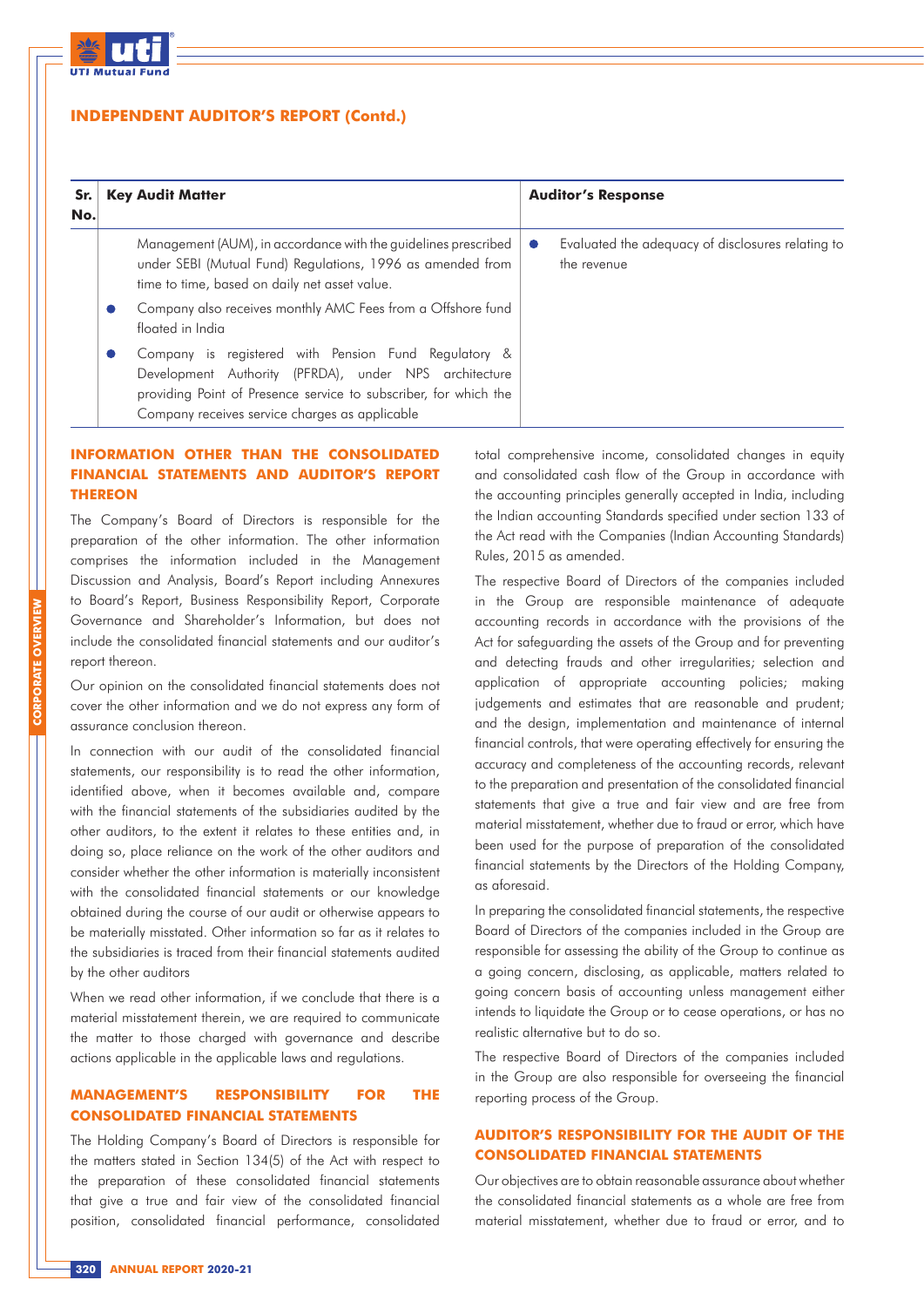## INDEPENDENT AUDITOR'S REPORT (Contd.)

| Sr. No. | Key Audit Matter | Auditor's Response |
|---|---|---|
| | Management (AUM), in accordance with the guidelines prescribed under SEBI (Mutual Fund) Regulations, 1996 as amended from time to time, based on daily net asset value.<br>• Company also receives monthly AMC Fees from a Offshore fund floated in India<br>• Company is registered with Pension Fund Regulatory & Development Authority (PFRDA), under NPS architecture providing Point of Presence service to subscriber, for which the Company receives service charges as applicable | • Evaluated the adequacy of disclosures relating to the revenue |

### INFORMATION OTHER THAN THE CONSOLIDATED FINANCIAL STATEMENTS AND AUDITOR'S REPORT THEREON

The Company's Board of Directors is responsible for the preparation of the other information. The other information comprises the information included in the Management Discussion and Analysis, Board's Report including Annexures to Board's Report, Business Responsibility Report, Corporate Governance and Shareholder's Information, but does not include the consolidated financial statements and our auditor's report thereon.

Our opinion on the consolidated financial statements does not cover the other information and we do not express any form of assurance conclusion thereon.

In connection with our audit of the consolidated financial statements, our responsibility is to read the other information, identified above, when it becomes available and, compare with the financial statements of the subsidiaries audited by the other auditors, to the extent it relates to these entities and, in doing so, place reliance on the work of the other auditors and consider whether the other information is materially inconsistent with the consolidated financial statements or our knowledge obtained during the course of our audit or otherwise appears to be materially misstated. Other information so far as it relates to the subsidiaries is traced from their financial statements audited by the other auditors

When we read other information, if we conclude that there is a material misstatement therein, we are required to communicate the matter to those charged with governance and describe actions applicable in the applicable laws and regulations.

### MANAGEMENT'S RESPONSIBILITY FOR THE CONSOLIDATED FINANCIAL STATEMENTS

The Holding Company's Board of Directors is responsible for the matters stated in Section 134(5) of the Act with respect to the preparation of these consolidated financial statements that give a true and fair view of the consolidated financial position, consolidated financial performance, consolidated total comprehensive income, consolidated changes in equity and consolidated cash flow of the Group in accordance with the accounting principles generally accepted in India, including the Indian accounting Standards specified under section 133 of the Act read with the Companies (Indian Accounting Standards) Rules, 2015 as amended.

The respective Board of Directors of the companies included in the Group are responsible maintenance of adequate accounting records in accordance with the provisions of the Act for safeguarding the assets of the Group and for preventing and detecting frauds and other irregularities; selection and application of appropriate accounting policies; making judgements and estimates that are reasonable and prudent; and the design, implementation and maintenance of internal financial controls, that were operating effectively for ensuring the accuracy and completeness of the accounting records, relevant to the preparation and presentation of the consolidated financial statements that give a true and fair view and are free from material misstatement, whether due to fraud or error, which have been used for the purpose of preparation of the consolidated financial statements by the Directors of the Holding Company, as aforesaid.

In preparing the consolidated financial statements, the respective Board of Directors of the companies included in the Group are responsible for assessing the ability of the Group to continue as a going concern, disclosing, as applicable, matters related to going concern basis of accounting unless management either intends to liquidate the Group or to cease operations, or has no realistic alternative but to do so.

The respective Board of Directors of the companies included in the Group are also responsible for overseeing the financial reporting process of the Group.

### AUDITOR'S RESPONSIBILITY FOR THE AUDIT OF THE CONSOLIDATED FINANCIAL STATEMENTS

Our objectives are to obtain reasonable assurance about whether the consolidated financial statements as a whole are free from material misstatement, whether due to fraud or error, and to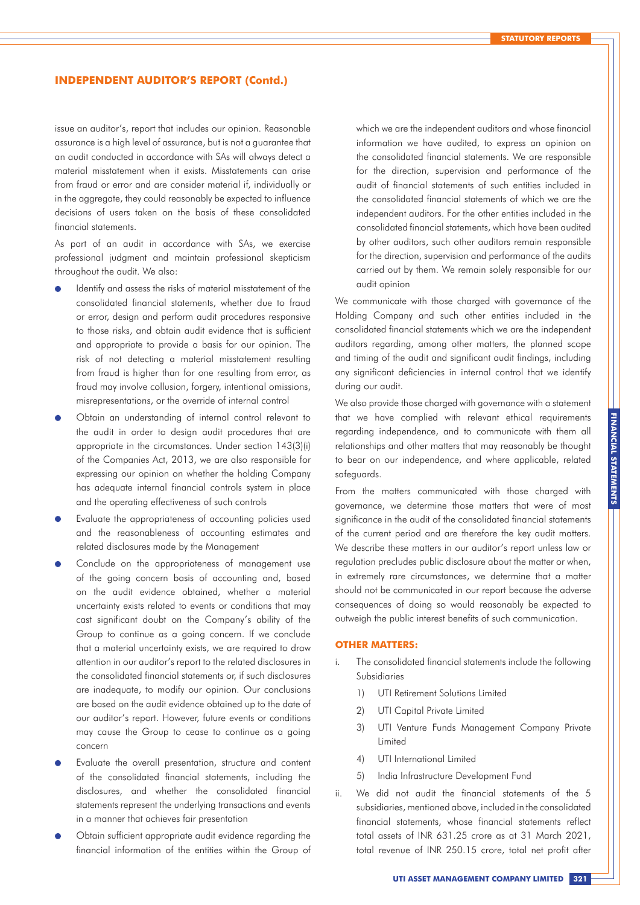## INDEPENDENT AUDITOR'S REPORT (Contd.)

issue an auditor's, report that includes our opinion. Reasonable assurance is a high level of assurance, but is not a guarantee that an audit conducted in accordance with SAs will always detect a material misstatement when it exists. Misstatements can arise from fraud or error and are consider material if, individually or in the aggregate, they could reasonably be expected to influence decisions of users taken on the basis of these consolidated financial statements.

As part of an audit in accordance with SAs, we exercise professional judgment and maintain professional skepticism throughout the audit. We also:

- Identify and assess the risks of material misstatement of the consolidated financial statements, whether due to fraud or error, design and perform audit procedures responsive to those risks, and obtain audit evidence that is sufficient and appropriate to provide a basis for our opinion. The risk of not detecting a material misstatement resulting from fraud is higher than for one resulting from error, as fraud may involve collusion, forgery, intentional omissions, misrepresentations, or the override of internal control
- Obtain an understanding of internal control relevant to the audit in order to design audit procedures that are appropriate in the circumstances. Under section 143(3)(i) of the Companies Act, 2013, we are also responsible for expressing our opinion on whether the holding Company has adequate internal financial controls system in place and the operating effectiveness of such controls
- Evaluate the appropriateness of accounting policies used and the reasonableness of accounting estimates and related disclosures made by the Management
- Conclude on the appropriateness of management use of the going concern basis of accounting and, based on the audit evidence obtained, whether a material uncertainty exists related to events or conditions that may cast significant doubt on the Company's ability of the Group to continue as a going concern. If we conclude that a material uncertainty exists, we are required to draw attention in our auditor's report to the related disclosures in the consolidated financial statements or, if such disclosures are inadequate, to modify our opinion. Our conclusions are based on the audit evidence obtained up to the date of our auditor's report. However, future events or conditions may cause the Group to cease to continue as a going concern
- Evaluate the overall presentation, structure and content of the consolidated financial statements, including the disclosures, and whether the consolidated financial statements represent the underlying transactions and events in a manner that achieves fair presentation
- Obtain sufficient appropriate audit evidence regarding the financial information of the entities within the Group of which we are the independent auditors and whose financial information we have audited, to express an opinion on the consolidated financial statements. We are responsible for the direction, supervision and performance of the audit of financial statements of such entities included in the consolidated financial statements of which we are the independent auditors. For the other entities included in the consolidated financial statements, which have been audited by other auditors, such other auditors remain responsible for the direction, supervision and performance of the audits carried out by them. We remain solely responsible for our audit opinion

We communicate with those charged with governance of the Holding Company and such other entities included in the consolidated financial statements which we are the independent auditors regarding, among other matters, the planned scope and timing of the audit and significant audit findings, including any significant deficiencies in internal control that we identify during our audit.

We also provide those charged with governance with a statement that we have complied with relevant ethical requirements regarding independence, and to communicate with them all relationships and other matters that may reasonably be thought to bear on our independence, and where applicable, related safeguards.

From the matters communicated with those charged with governance, we determine those matters that were of most significance in the audit of the consolidated financial statements of the current period and are therefore the key audit matters. We describe these matters in our auditor's report unless law or regulation precludes public disclosure about the matter or when, in extremely rare circumstances, we determine that a matter should not be communicated in our report because the adverse consequences of doing so would reasonably be expected to outweigh the public interest benefits of such communication.

### OTHER MATTERS:

i. The consolidated financial statements include the following Subsidiaries

   1) UTI Retirement Solutions Limited
   2) UTI Capital Private Limited
   3) UTI Venture Funds Management Company Private Limited
   4) UTI International Limited
   5) India Infrastructure Development Fund

ii. We did not audit the financial statements of the 5 subsidiaries, mentioned above, included in the consolidated financial statements, whose financial statements reflect total assets of INR 631.25 crore as at 31 March 2021, total revenue of INR 250.15 crore, total net profit after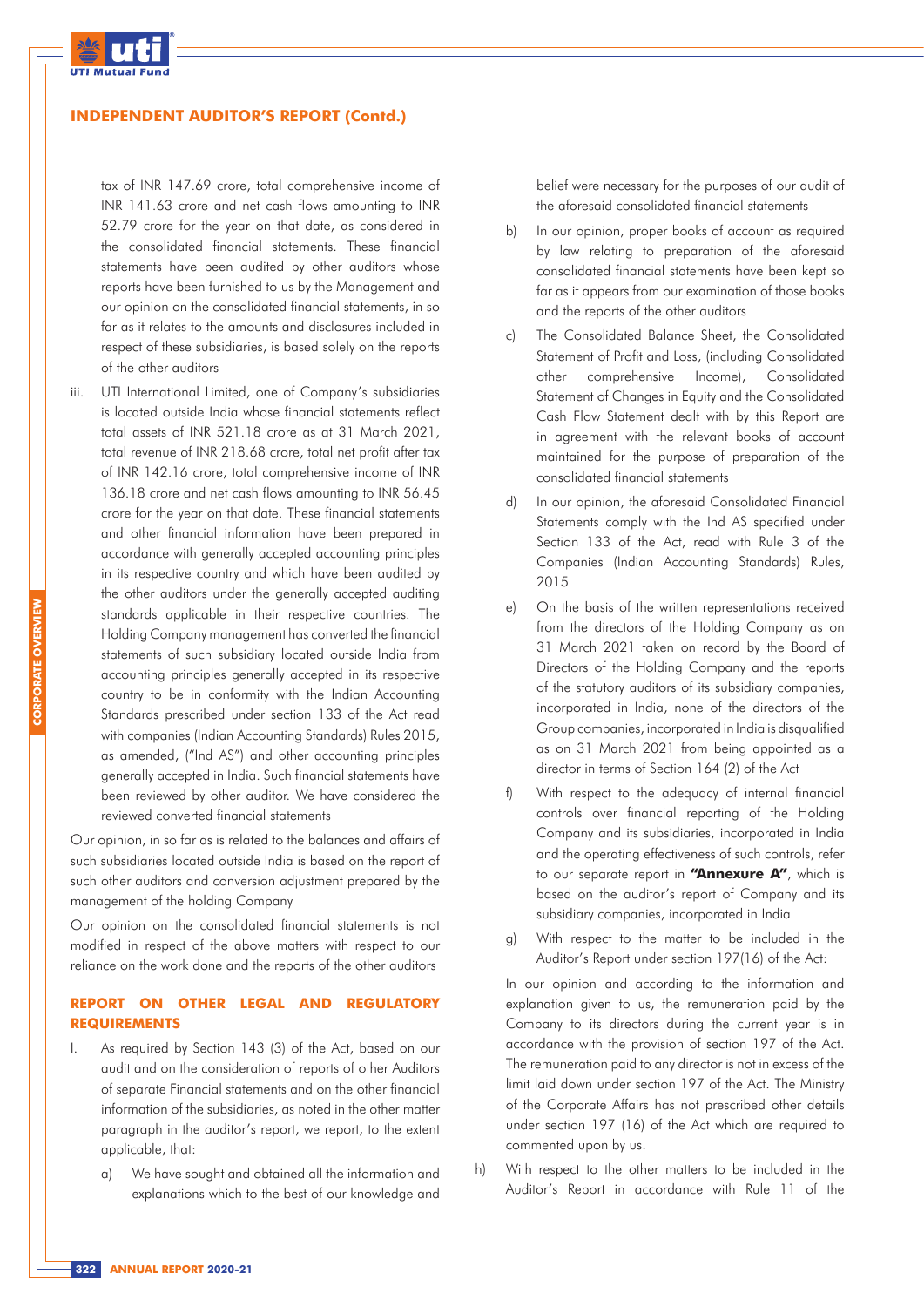tax of INR 147.69 crore, total comprehensive income of INR 141.63 crore and net cash flows amounting to INR 52.79 crore for the year on that date, as considered in the consolidated financial statements. These financial statements have been audited by other auditors whose reports have been furnished to us by the Management and our opinion on the consolidated financial statements, in so far as it relates to the amounts and disclosures included in respect of these subsidiaries, is based solely on the reports of the other auditors

iii. UTI International Limited, one of Company's subsidiaries is located outside India whose financial statements reflect total assets of INR 521.18 crore as at 31 March 2021, total revenue of INR 218.68 crore, total net profit after tax of INR 142.16 crore, total comprehensive income of INR 136.18 crore and net cash flows amounting to INR 56.45 crore for the year on that date. These financial statements and other financial information have been prepared in accordance with generally accepted accounting principles in its respective country and which have been audited by the other auditors under the generally accepted auditing standards applicable in their respective countries. The Holding Company management has converted the financial statements of such subsidiary located outside India from accounting principles generally accepted in its respective country to be in conformity with the Indian Accounting Standards prescribed under section 133 of the Act read with companies (Indian Accounting Standards) Rules 2015, as amended, ("Ind AS") and other accounting principles generally accepted in India. Such financial statements have been reviewed by other auditor. We have considered the reviewed converted financial statements

Our opinion, in so far as is related to the balances and affairs of such subsidiaries located outside India is based on the report of such other auditors and conversion adjustment prepared by the management of the holding Company

Our opinion on the consolidated financial statements is not modified in respect of the above matters with respect to our reliance on the work done and the reports of the other auditors

## REPORT ON OTHER LEGAL AND REGULATORY REQUIREMENTS

I. As required by Section 143 (3) of the Act, based on our audit and on the consideration of reports of other Auditors of separate Financial statements and on the other financial information of the subsidiaries, as noted in the other matter paragraph in the auditor's report, we report, to the extent applicable, that:

a) We have sought and obtained all the information and explanations which to the best of our knowledge and belief were necessary for the purposes of our audit of the aforesaid consolidated financial statements

b) In our opinion, proper books of account as required by law relating to preparation of the aforesaid consolidated financial statements have been kept so far as it appears from our examination of those books and the reports of the other auditors

c) The Consolidated Balance Sheet, the Consolidated Statement of Profit and Loss, (including Consolidated other comprehensive Income), Consolidated Statement of Changes in Equity and the Consolidated Cash Flow Statement dealt with by this Report are in agreement with the relevant books of account maintained for the purpose of preparation of the consolidated financial statements

d) In our opinion, the aforesaid Consolidated Financial Statements comply with the Ind AS specified under Section 133 of the Act, read with Rule 3 of the Companies (Indian Accounting Standards) Rules, 2015

e) On the basis of the written representations received from the directors of the Holding Company as on 31 March 2021 taken on record by the Board of Directors of the Holding Company and the reports of the statutory auditors of its subsidiary companies, incorporated in India, none of the directors of the Group companies, incorporated in India is disqualified as on 31 March 2021 from being appointed as a director in terms of Section 164 (2) of the Act

f) With respect to the adequacy of internal financial controls over financial reporting of the Holding Company and its subsidiaries, incorporated in India and the operating effectiveness of such controls, refer to our separate report in **"Annexure A"**, which is based on the auditor's report of Company and its subsidiary companies, incorporated in India

g) With respect to the matter to be included in the Auditor's Report under section 197(16) of the Act:

In our opinion and according to the information and explanation given to us, the remuneration paid by the Company to its directors during the current year is in accordance with the provision of section 197 of the Act. The remuneration paid to any director is not in excess of the limit laid down under section 197 of the Act. The Ministry of the Corporate Affairs has not prescribed other details under section 197 (16) of the Act which are required to commented upon by us.

h) With respect to the other matters to be included in the Auditor's Report in accordance with Rule 11 of the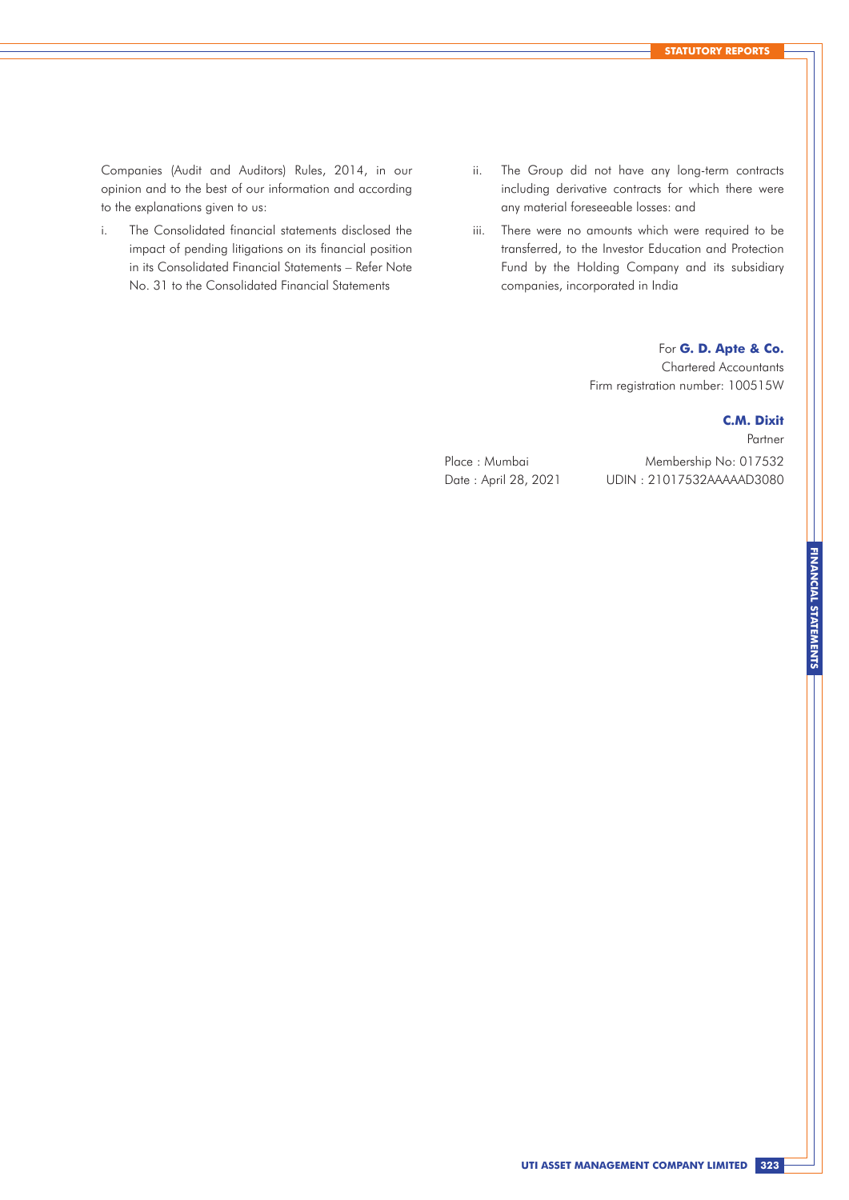Companies (Audit and Auditors) Rules, 2014, in our opinion and to the best of our information and according to the explanations given to us:

i. The Consolidated financial statements disclosed the impact of pending litigations on its financial position in its Consolidated Financial Statements – Refer Note No. 31 to the Consolidated Financial Statements

ii. The Group did not have any long-term contracts including derivative contracts for which there were any material foreseeable losses: and

iii. There were no amounts which were required to be transferred, to the Investor Education and Protection Fund by the Holding Company and its subsidiary companies, incorporated in India

For **G. D. Apte & Co.**
Chartered Accountants
Firm registration number: 100515W

**C.M. Dixit**
Partner
Membership No: 017532
UDIN : 21017532AAAAAD3080

Place : Mumbai
Date : April 28, 2021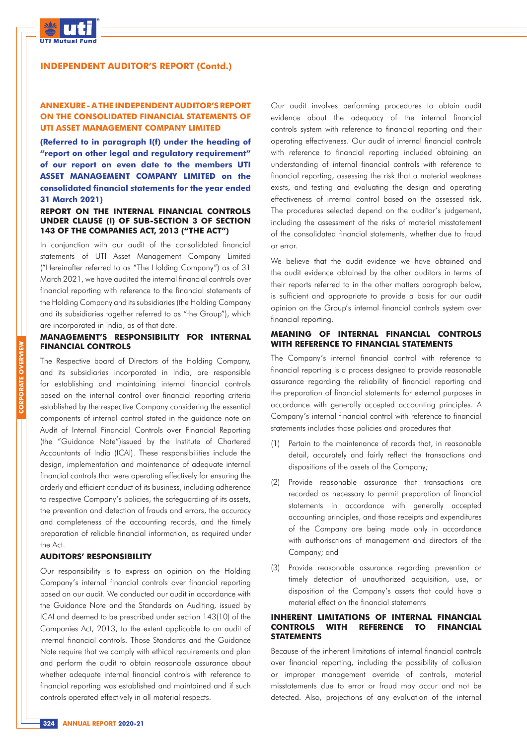## ANNEXURE - A THE INDEPENDENT AUDITOR'S REPORT ON THE CONSOLIDATED FINANCIAL STATEMENTS OF UTI ASSET MANAGEMENT COMPANY LIMITED

**(Referred to in paragraph I(f) under the heading of "report on other legal and regulatory requirement" of our report on even date to the members UTI ASSET MANAGEMENT COMPANY LIMITED on the consolidated financial statements for the year ended 31 March 2021)**

### REPORT ON THE INTERNAL FINANCIAL CONTROLS UNDER CLAUSE (I) OF SUB-SECTION 3 OF SECTION 143 OF THE COMPANIES ACT, 2013 ("THE ACT")

In conjunction with our audit of the consolidated financial statements of UTI Asset Management Company Limited ("Hereinafter referred to as "The Holding Company") as of 31 March 2021, we have audited the internal financial controls over financial reporting with reference to the financial statements of the Holding Company and its subsidiaries (the Holding Company and its subsidiaries together referred to as "the Group"), which are incorporated in India, as of that date.

### MANAGEMENT'S RESPONSIBILITY FOR INTERNAL FINANCIAL CONTROLS

The Respective board of Directors of the Holding Company, and its subsidiaries incorporated in India, are responsible for establishing and maintaining internal financial controls based on the internal control over financial reporting criteria established by the respective Company considering the essential components of internal control stated in the guidance note on Audit of Internal Financial Controls over Financial Reporting (the "Guidance Note")issued by the Institute of Chartered Accountants of India (ICAI). These responsibilities include the design, implementation and maintenance of adequate internal financial controls that were operating effectively for ensuring the orderly and efficient conduct of its business, including adherence to respective Company's policies, the safeguarding of its assets, the prevention and detection of frauds and errors, the accuracy and completeness of the accounting records, and the timely preparation of reliable financial information, as required under the Act.

### AUDITORS' RESPONSIBILITY

Our responsibility is to express an opinion on the Holding Company's internal financial controls over financial reporting based on our audit. We conducted our audit in accordance with the Guidance Note and the Standards on Auditing, issued by ICAI and deemed to be prescribed under section 143(10) of the Companies Act, 2013, to the extent applicable to an audit of internal financial controls. Those Standards and the Guidance Note require that we comply with ethical requirements and plan and perform the audit to obtain reasonable assurance about whether adequate internal financial controls with reference to financial reporting was established and maintained and if such controls operated effectively in all material respects.

Our audit involves performing procedures to obtain audit evidence about the adequacy of the internal financial controls system with reference to financial reporting and their operating effectiveness. Our audit of internal financial controls with reference to financial reporting included obtaining an understanding of internal financial controls with reference to financial reporting, assessing the risk that a material weakness exists, and testing and evaluating the design and operating effectiveness of internal control based on the assessed risk. The procedures selected depend on the auditor's judgement, including the assessment of the risks of material misstatement of the consolidated financial statements, whether due to fraud or error.

We believe that the audit evidence we have obtained and the audit evidence obtained by the other auditors in terms of their reports referred to in the other matters paragraph below, is sufficient and appropriate to provide a basis for our audit opinion on the Group's internal financial controls system over financial reporting.

### MEANING OF INTERNAL FINANCIAL CONTROLS WITH REFERENCE TO FINANCIAL STATEMENTS

The Company's internal financial control with reference to financial reporting is a process designed to provide reasonable assurance regarding the reliability of financial reporting and the preparation of financial statements for external purposes in accordance with generally accepted accounting principles. A Company's internal financial control with reference to financial statements includes those policies and procedures that

(1) Pertain to the maintenance of records that, in reasonable detail, accurately and fairly reflect the transactions and dispositions of the assets of the Company;

(2) Provide reasonable assurance that transactions are recorded as necessary to permit preparation of financial statements in accordance with generally accepted accounting principles, and those receipts and expenditures of the Company are being made only in accordance with authorisations of management and directors of the Company; and

(3) Provide reasonable assurance regarding prevention or timely detection of unauthorized acquisition, use, or disposition of the Company's assets that could have a material effect on the financial statements

### INHERENT LIMITATIONS OF INTERNAL FINANCIAL CONTROLS WITH REFERENCE TO FINANCIAL STATEMENTS

Because of the inherent limitations of internal financial controls over financial reporting, including the possibility of collusion or improper management override of controls, material misstatements due to error or fraud may occur and not be detected. Also, projections of any evaluation of the internal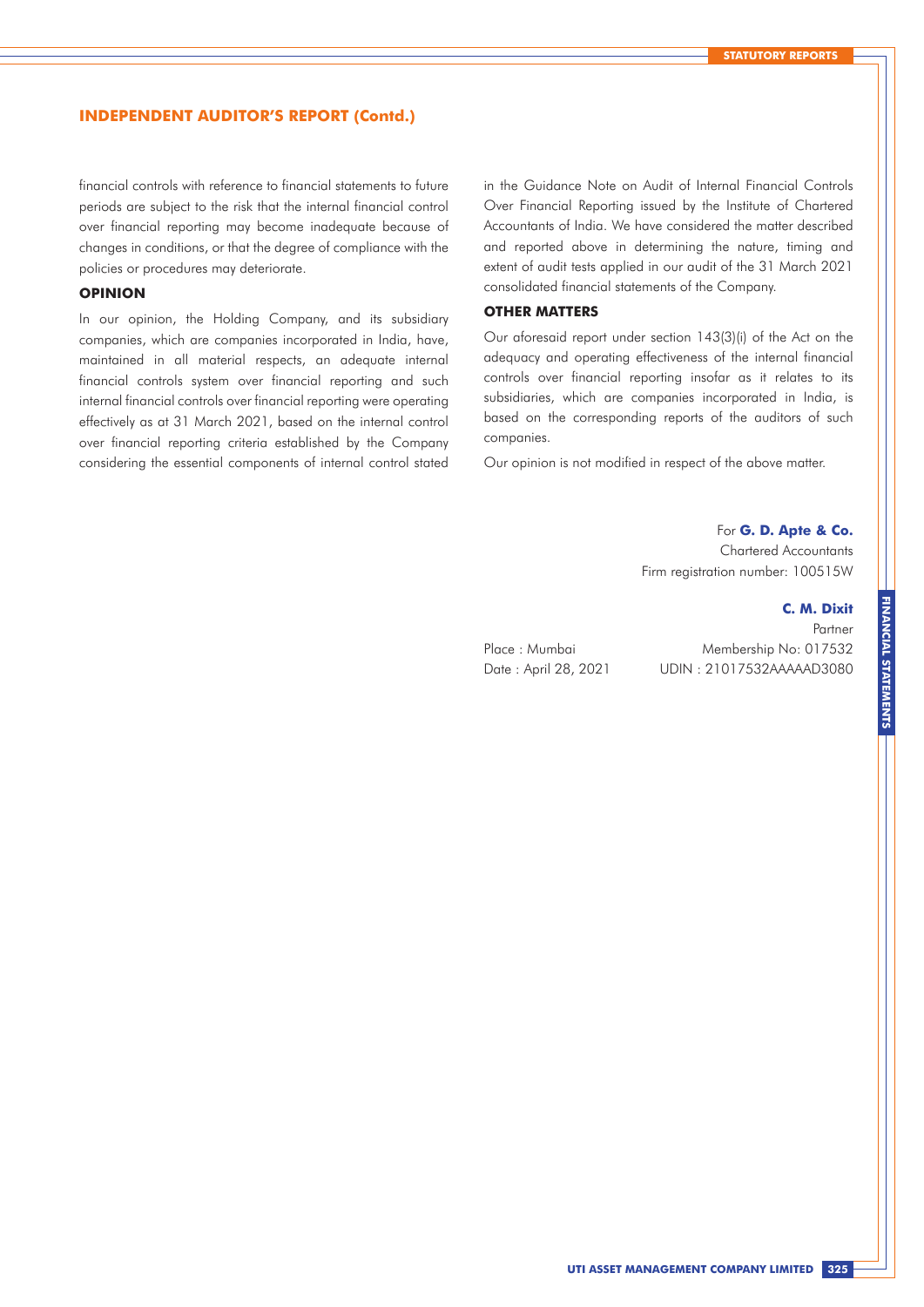## INDEPENDENT AUDITOR'S REPORT (Contd.)

financial controls with reference to financial statements to future periods are subject to the risk that the internal financial control over financial reporting may become inadequate because of changes in conditions, or that the degree of compliance with the policies or procedures may deteriorate.

### OPINION

In our opinion, the Holding Company, and its subsidiary companies, which are companies incorporated in India, have, maintained in all material respects, an adequate internal financial controls system over financial reporting and such internal financial controls over financial reporting were operating effectively as at 31 March 2021, based on the internal control over financial reporting criteria established by the Company considering the essential components of internal control stated in the Guidance Note on Audit of Internal Financial Controls Over Financial Reporting issued by the Institute of Chartered Accountants of India. We have considered the matter described and reported above in determining the nature, timing and extent of audit tests applied in our audit of the 31 March 2021 consolidated financial statements of the Company.

### OTHER MATTERS

Our aforesaid report under section 143(3)(i) of the Act on the adequacy and operating effectiveness of the internal financial controls over financial reporting insofar as it relates to its subsidiaries, which are companies incorporated in India, is based on the corresponding reports of the auditors of such companies.

Our opinion is not modified in respect of the above matter.

For **G. D. Apte & Co.**
Chartered Accountants
Firm registration number: 100515W

**C. M. Dixit**
Partner
Membership No: 017532
UDIN : 21017532AAAAAD3080

Place : Mumbai
Date : April 28, 2021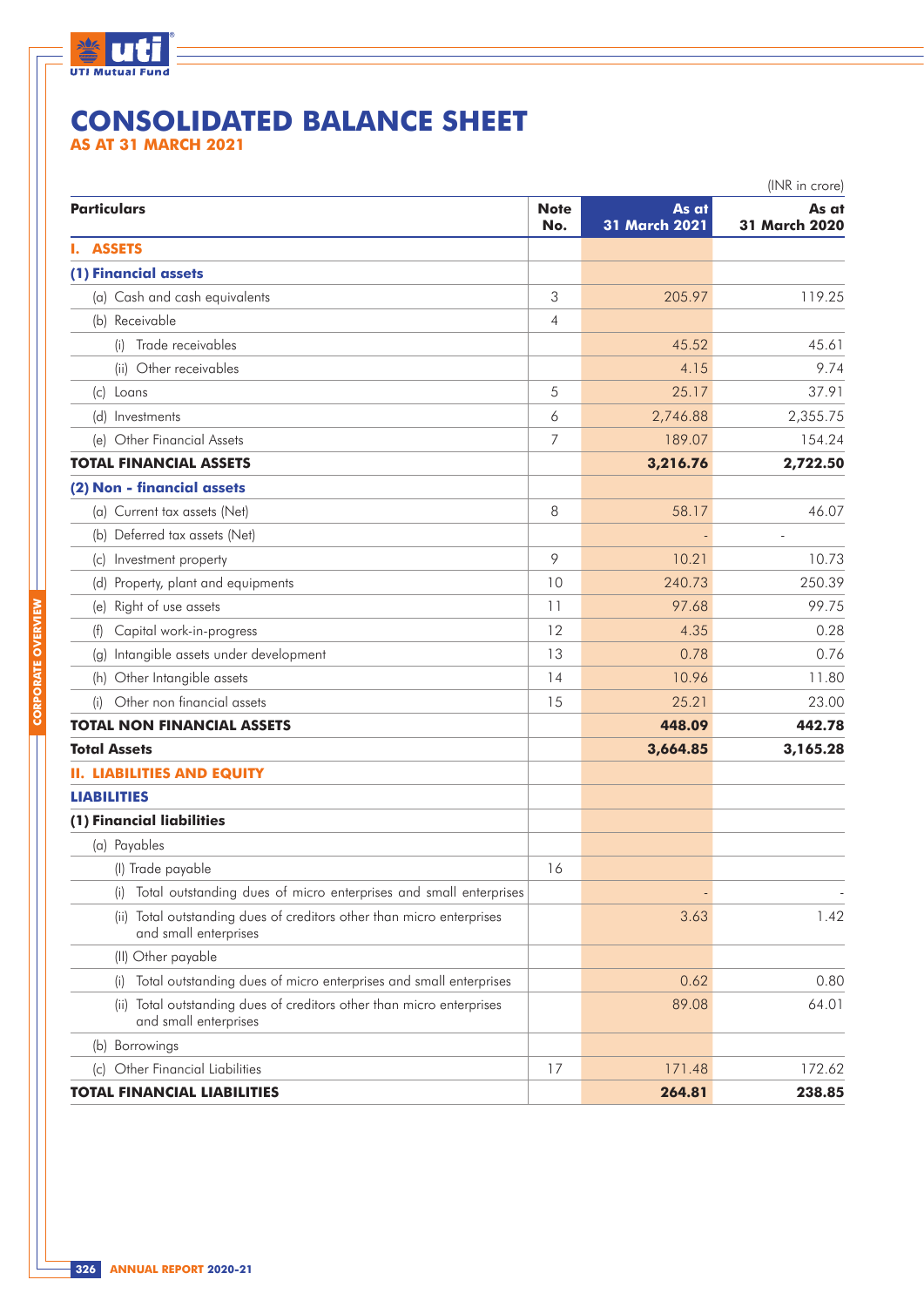# CONSOLIDATED BALANCE SHEET

## AS AT 31 MARCH 2021

(INR in crore)

| Particulars | Note No. | As at 31 March 2021 | As at 31 March 2020 |
|---|---|---|---|
| **I. ASSETS** | | | |
| **(1) Financial assets** | | | |
| (a) Cash and cash equivalents | 3 | 205.97 | 119.25 |
| (b) Receivable | 4 | | |
| (i) Trade receivables | | 45.52 | 45.61 |
| (ii) Other receivables | | 4.15 | 9.74 |
| (c) Loans | 5 | 25.17 | 37.91 |
| (d) Investments | 6 | 2,746.88 | 2,355.75 |
| (e) Other Financial Assets | 7 | 189.07 | 154.24 |
| **TOTAL FINANCIAL ASSETS** | | **3,216.76** | **2,722.50** |
| **(2) Non - financial assets** | | | |
| (a) Current tax assets (Net) | 8 | 58.17 | 46.07 |
| (b) Deferred tax assets (Net) | | - | - |
| (c) Investment property | 9 | 10.21 | 10.73 |
| (d) Property, plant and equipments | 10 | 240.73 | 250.39 |
| (e) Right of use assets | 11 | 97.68 | 99.75 |
| (f) Capital work-in-progress | 12 | 4.35 | 0.28 |
| (g) Intangible assets under development | 13 | 0.78 | 0.76 |
| (h) Other Intangible assets | 14 | 10.96 | 11.80 |
| (i) Other non financial assets | 15 | 25.21 | 23.00 |
| **TOTAL NON FINANCIAL ASSETS** | | **448.09** | **442.78** |
| **Total Assets** | | **3,664.85** | **3,165.28** |
| **II. LIABILITIES AND EQUITY** | | | |
| **LIABILITIES** | | | |
| **(1) Financial liabilities** | | | |
| (a) Payables | | | |
| (I) Trade payable | 16 | | |
| (i) Total outstanding dues of micro enterprises and small enterprises | | - | - |
| (ii) Total outstanding dues of creditors other than micro enterprises and small enterprises | | 3.63 | 1.42 |
| (II) Other payable | | | |
| (i) Total outstanding dues of micro enterprises and small enterprises | | 0.62 | 0.80 |
| (ii) Total outstanding dues of creditors other than micro enterprises and small enterprises | | 89.08 | 64.01 |
| (b) Borrowings | | | |
| (c) Other Financial Liabilities | 17 | 171.48 | 172.62 |
| **TOTAL FINANCIAL LIABILITIES** | | **264.81** | **238.85** |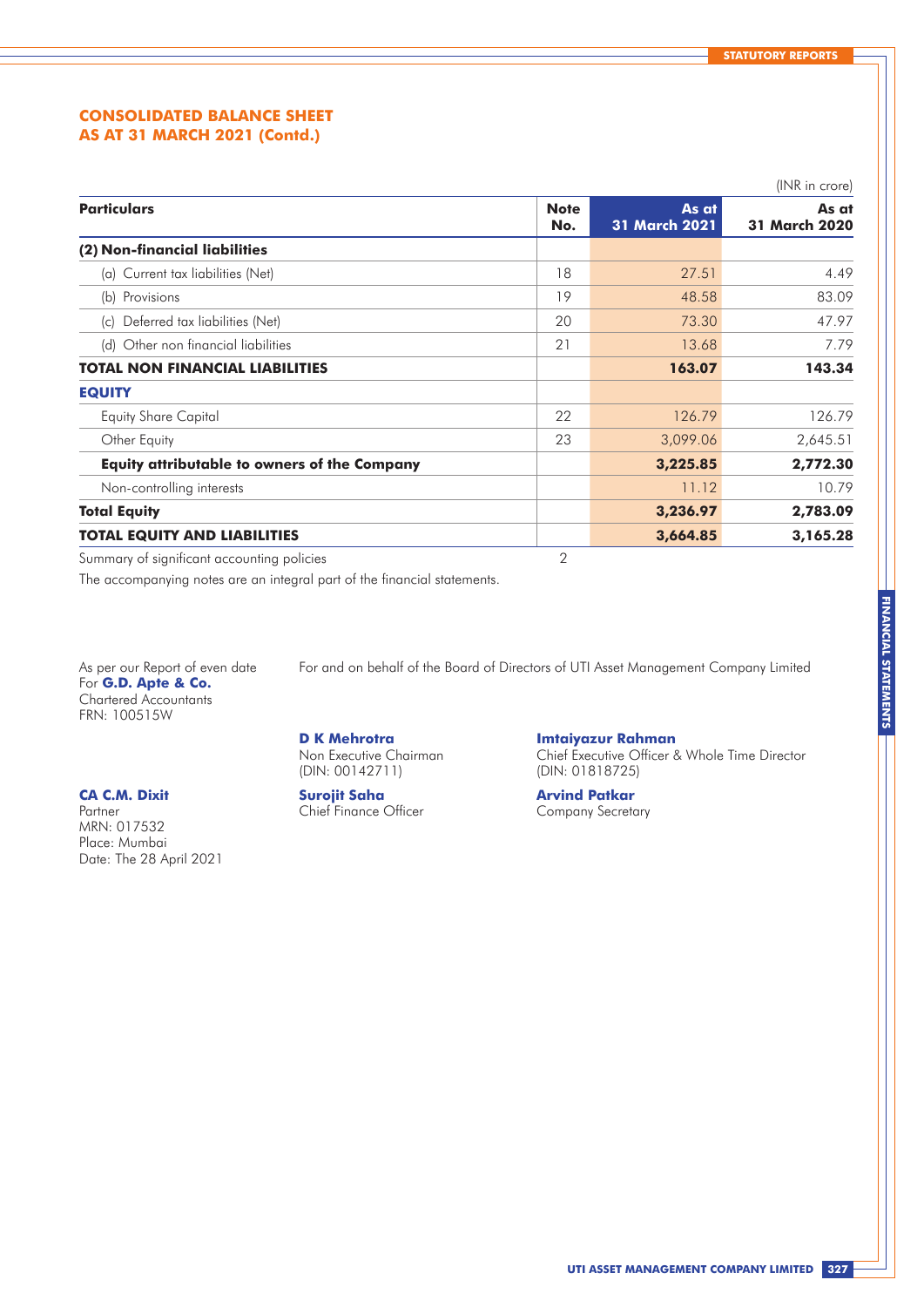# CONSOLIDATED BALANCE SHEET
## AS AT 31 MARCH 2021 (Contd.)

(INR in crore)

| Particulars | Note No. | As at 31 March 2021 | As at 31 March 2020 |
|---|---|---|---|
| **(2) Non-financial liabilities** | | | |
| (a) Current tax liabilities (Net) | 18 | 27.51 | 4.49 |
| (b) Provisions | 19 | 48.58 | 83.09 |
| (c) Deferred tax liabilities (Net) | 20 | 73.30 | 47.97 |
| (d) Other non financial liabilities | 21 | 13.68 | 7.79 |
| **TOTAL NON FINANCIAL LIABILITIES** | | **163.07** | **143.34** |
| **EQUITY** | | | |
| Equity Share Capital | 22 | 126.79 | 126.79 |
| Other Equity | 23 | 3,099.06 | 2,645.51 |
| **Equity attributable to owners of the Company** | | **3,225.85** | **2,772.30** |
| Non-controlling interests | | 11.12 | 10.79 |
| **Total Equity** | | **3,236.97** | **2,783.09** |
| **TOTAL EQUITY AND LIABILITIES** | | **3,664.85** | **3,165.28** |
| Summary of significant accounting policies | 2 | | |

The accompanying notes are an integral part of the financial statements.

As per our Report of even date
For **G.D. Apte & Co.**
Chartered Accountants
FRN: 100515W

**CA C.M. Dixit**
Partner
MRN: 017532
Place: Mumbai
Date: The 28 April 2021

For and on behalf of the Board of Directors of UTI Asset Management Company Limited

**D K Mehrotra**
Non Executive Chairman
(DIN: 00142711)

**Imtaiyazur Rahman**
Chief Executive Officer & Whole Time Director
(DIN: 01818725)

**Surojit Saha**
Chief Finance Officer

**Arvind Patkar**
Company Secretary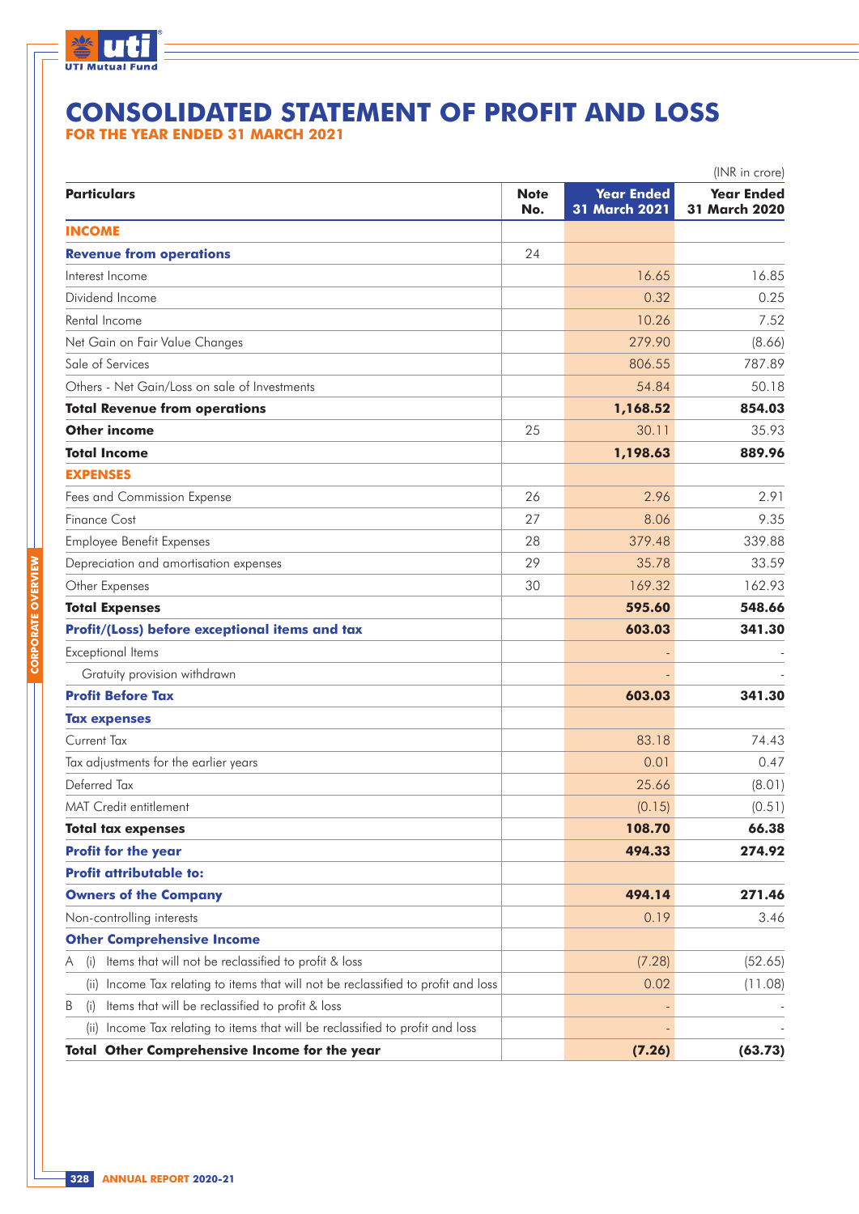# CONSOLIDATED STATEMENT OF PROFIT AND LOSS

## FOR THE YEAR ENDED 31 MARCH 2021

(INR in crore)

| Particulars | Note No. | Year Ended 31 March 2021 | Year Ended 31 March 2020 |
|---|---|---|---|
| **INCOME** | | | |
| **Revenue from operations** | 24 | | |
| Interest Income | | 16.65 | 16.85 |
| Dividend Income | | 0.32 | 0.25 |
| Rental Income | | 10.26 | 7.52 |
| Net Gain on Fair Value Changes | | 279.90 | (8.66) |
| Sale of Services | | 806.55 | 787.89 |
| Others - Net Gain/Loss on sale of Investments | | 54.84 | 50.18 |
| **Total Revenue from operations** | | **1,168.52** | **854.03** |
| **Other income** | 25 | 30.11 | 35.93 |
| **Total Income** | | **1,198.63** | **889.96** |
| **EXPENSES** | | | |
| Fees and Commission Expense | 26 | 2.96 | 2.91 |
| Finance Cost | 27 | 8.06 | 9.35 |
| Employee Benefit Expenses | 28 | 379.48 | 339.88 |
| Depreciation and amortisation expenses | 29 | 35.78 | 33.59 |
| Other Expenses | 30 | 169.32 | 162.93 |
| **Total Expenses** | | **595.60** | **548.66** |
| **Profit/(Loss) before exceptional items and tax** | | **603.03** | **341.30** |
| Exceptional Items | | - | - |
| Gratuity provision withdrawn | | - | - |
| **Profit Before Tax** | | **603.03** | **341.30** |
| **Tax expenses** | | | |
| Current Tax | | 83.18 | 74.43 |
| Tax adjustments for the earlier years | | 0.01 | 0.47 |
| Deferred Tax | | 25.66 | (8.01) |
| MAT Credit entitlement | | (0.15) | (0.51) |
| **Total tax expenses** | | **108.70** | **66.38** |
| **Profit for the year** | | **494.33** | **274.92** |
| **Profit attributable to:** | | | |
| **Owners of the Company** | | **494.14** | **271.46** |
| Non-controlling interests | | 0.19 | 3.46 |
| **Other Comprehensive Income** | | | |
| A (i) Items that will not be reclassified to profit & loss | | (7.28) | (52.65) |
| (ii) Income Tax relating to items that will not be reclassified to profit and loss | | 0.02 | (11.08) |
| B (i) Items that will be reclassified to profit & loss | | - | - |
| (ii) Income Tax relating to items that will be reclassified to profit and loss | | - | - |
| **Total Other Comprehensive Income for the year** | | **(7.26)** | **(63.73)** |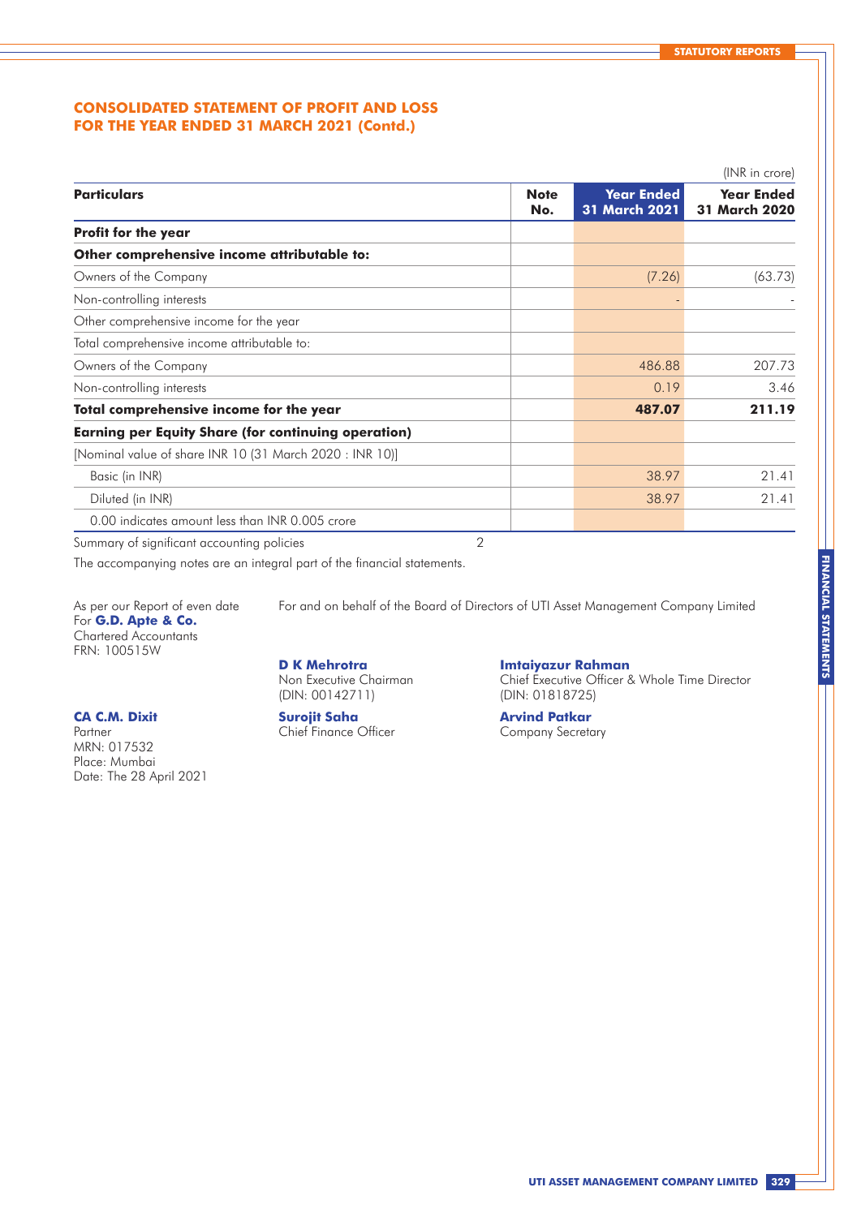## CONSOLIDATED STATEMENT OF PROFIT AND LOSS
## FOR THE YEAR ENDED 31 MARCH 2021 (Contd.)

(INR in crore)

| Particulars | Note No. | Year Ended 31 March 2021 | Year Ended 31 March 2020 |
|---|---|---|---|
| **Profit for the year** | | | |
| **Other comprehensive income attributable to:** | | | |
| Owners of the Company | | (7.26) | (63.73) |
| Non-controlling interests | | - | - |
| Other comprehensive income for the year | | | |
| Total comprehensive income attributable to: | | | |
| Owners of the Company | | 486.88 | 207.73 |
| Non-controlling interests | | 0.19 | 3.46 |
| **Total comprehensive income for the year** | | **487.07** | **211.19** |
| **Earning per Equity Share (for continuing operation)** | | | |
| [Nominal value of share INR 10 (31 March 2020 : INR 10)] | | | |
| Basic (in INR) | | 38.97 | 21.41 |
| Diluted (in INR) | | 38.97 | 21.41 |
| 0.00 indicates amount less than INR 0.005 crore | | | |

Summary of significant accounting policies 2

The accompanying notes are an integral part of the financial statements.

As per our Report of even date
For **G.D. Apte & Co.**
Chartered Accountants
FRN: 100515W

**CA C.M. Dixit**
Partner
MRN: 017532
Place: Mumbai
Date: The 28 April 2021

For and on behalf of the Board of Directors of UTI Asset Management Company Limited

**D K Mehrotra**
Non Executive Chairman
(DIN: 00142711)

**Imtaiyazur Rahman**
Chief Executive Officer & Whole Time Director
(DIN: 01818725)

**Surojit Saha**
Chief Finance Officer

**Arvind Patkar**
Company Secretary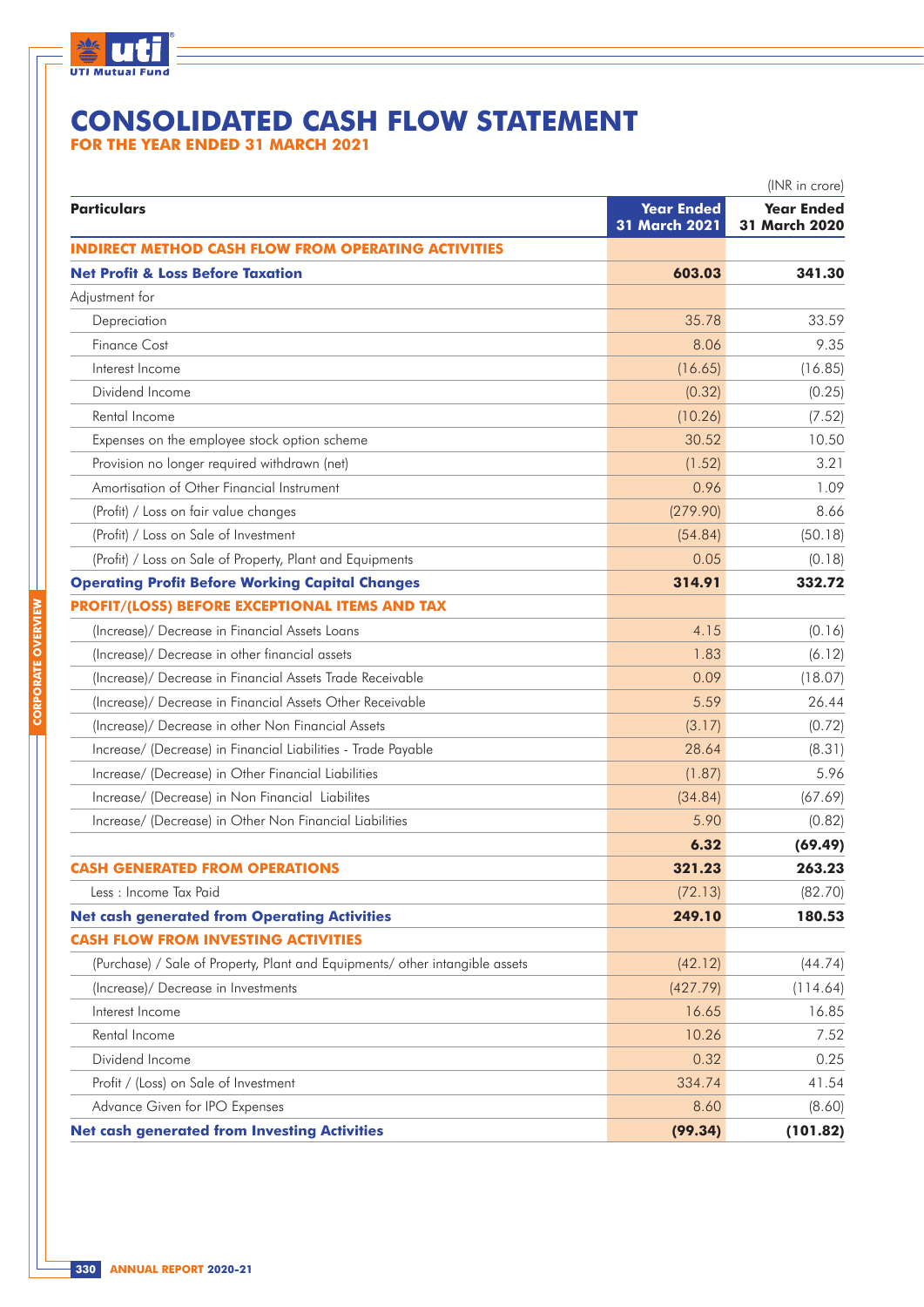# CONSOLIDATED CASH FLOW STATEMENT

**FOR THE YEAR ENDED 31 MARCH 2021**

(INR in crore)

| Particulars | Year Ended 31 March 2021 | Year Ended 31 March 2020 |
|---|---|---|
| **INDIRECT METHOD CASH FLOW FROM OPERATING ACTIVITIES** | | |
| **Net Profit & Loss Before Taxation** | **603.03** | **341.30** |
| Adjustment for | | |
| Depreciation | 35.78 | 33.59 |
| Finance Cost | 8.06 | 9.35 |
| Interest Income | (16.65) | (16.85) |
| Dividend Income | (0.32) | (0.25) |
| Rental Income | (10.26) | (7.52) |
| Expenses on the employee stock option scheme | 30.52 | 10.50 |
| Provision no longer required withdrawn (net) | (1.52) | 3.21 |
| Amortisation of Other Financial Instrument | 0.96 | 1.09 |
| (Profit) / Loss on fair value changes | (279.90) | 8.66 |
| (Profit) / Loss on Sale of Investment | (54.84) | (50.18) |
| (Profit) / Loss on Sale of Property, Plant and Equipments | 0.05 | (0.18) |
| **Operating Profit Before Working Capital Changes** | **314.91** | **332.72** |
| **PROFIT/(LOSS) BEFORE EXCEPTIONAL ITEMS AND TAX** | | |
| (Increase)/ Decrease in Financial Assets Loans | 4.15 | (0.16) |
| (Increase)/ Decrease in other financial assets | 1.83 | (6.12) |
| (Increase)/ Decrease in Financial Assets Trade Receivable | 0.09 | (18.07) |
| (Increase)/ Decrease in Financial Assets Other Receivable | 5.59 | 26.44 |
| (Increase)/ Decrease in other Non Financial Assets | (3.17) | (0.72) |
| Increase/ (Decrease) in Financial Liabilities - Trade Payable | 28.64 | (8.31) |
| Increase/ (Decrease) in Other Financial Liabilities | (1.87) | 5.96 |
| Increase/ (Decrease) in Non Financial Liabilites | (34.84) | (67.69) |
| Increase/ (Decrease) in Other Non Financial Liabilities | 5.90 | (0.82) |
| | **6.32** | **(69.49)** |
| **CASH GENERATED FROM OPERATIONS** | **321.23** | **263.23** |
| Less : Income Tax Paid | (72.13) | (82.70) |
| **Net cash generated from Operating Activities** | **249.10** | **180.53** |
| **CASH FLOW FROM INVESTING ACTIVITIES** | | |
| (Purchase) / Sale of Property, Plant and Equipments/ other intangible assets | (42.12) | (44.74) |
| (Increase)/ Decrease in Investments | (427.79) | (114.64) |
| Interest Income | 16.65 | 16.85 |
| Rental Income | 10.26 | 7.52 |
| Dividend Income | 0.32 | 0.25 |
| Profit / (Loss) on Sale of Investment | 334.74 | 41.54 |
| Advance Given for IPO Expenses | 8.60 | (8.60) |
| **Net cash generated from Investing Activities** | **(99.34)** | **(101.82)** |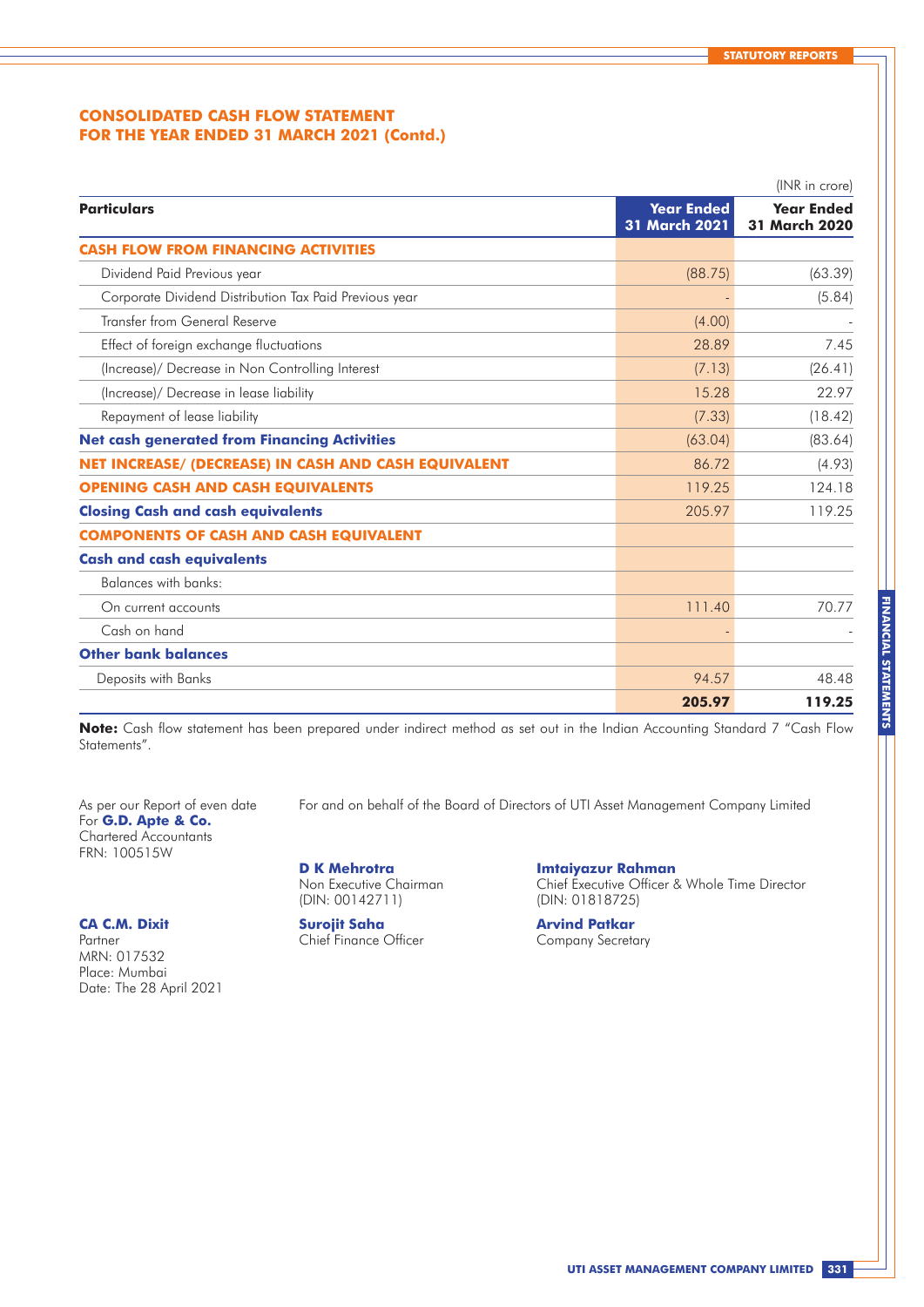## CONSOLIDATED CASH FLOW STATEMENT
## FOR THE YEAR ENDED 31 MARCH 2021 (Contd.)

(INR in crore)

| Particulars | Year Ended 31 March 2021 | Year Ended 31 March 2020 |
|---|---|---|
| **CASH FLOW FROM FINANCING ACTIVITIES** | | |
| Dividend Paid Previous year | (88.75) | (63.39) |
| Corporate Dividend Distribution Tax Paid Previous year | - | (5.84) |
| Transfer from General Reserve | (4.00) | - |
| Effect of foreign exchange fluctuations | 28.89 | 7.45 |
| (Increase)/ Decrease in Non Controlling Interest | (7.13) | (26.41) |
| (Increase)/ Decrease in lease liability | 15.28 | 22.97 |
| Repayment of lease liability | (7.33) | (18.42) |
| **Net cash generated from Financing Activities** | (63.04) | (83.64) |
| **NET INCREASE/ (DECREASE) IN CASH AND CASH EQUIVALENT** | 86.72 | (4.93) |
| **OPENING CASH AND CASH EQUIVALENTS** | 119.25 | 124.18 |
| **Closing Cash and cash equivalents** | 205.97 | 119.25 |
| **COMPONENTS OF CASH AND CASH EQUIVALENT** | | |
| **Cash and cash equivalents** | | |
| Balances with banks: | | |
| On current accounts | 111.40 | 70.77 |
| Cash on hand | - | - |
| **Other bank balances** | | |
| Deposits with Banks | 94.57 | 48.48 |
| | **205.97** | **119.25** |

**Note:** Cash flow statement has been prepared under indirect method as set out in the Indian Accounting Standard 7 "Cash Flow Statements".

As per our Report of even date
For **G.D. Apte & Co.**
Chartered Accountants
FRN: 100515W

**CA C.M. Dixit**
Partner
MRN: 017532
Place: Mumbai
Date: The 28 April 2021

For and on behalf of the Board of Directors of UTI Asset Management Company Limited

**D K Mehrotra**
Non Executive Chairman
(DIN: 00142711)

**Imtaiyazur Rahman**
Chief Executive Officer & Whole Time Director
(DIN: 01818725)

**Surojit Saha**
Chief Finance Officer

**Arvind Patkar**
Company Secretary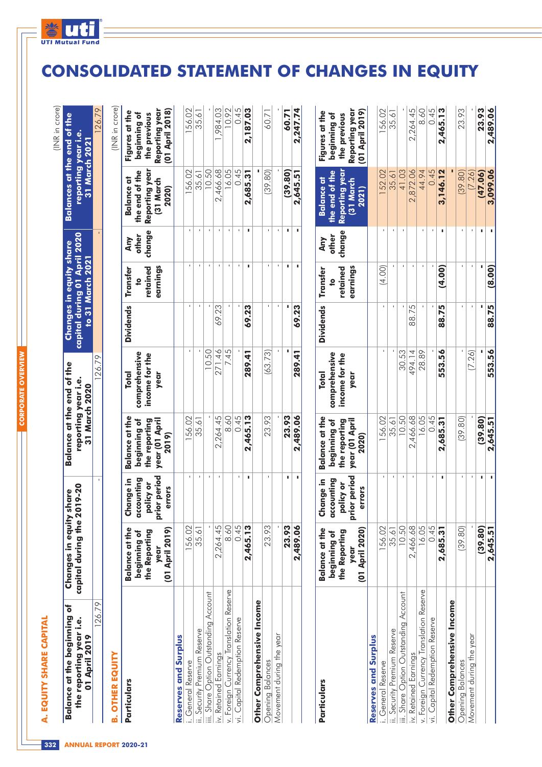# CONSOLIDATED STATEMENT OF CHANGES IN EQUITY

## A. EQUITY SHARE CAPITAL

(INR in crore)

| Balance at the beginning of the reporting year i.e. 01 April 2019 | Changes in equity share capital during the 2019-20 | Balance at the end of the reporting year i.e. 31 March 2020 | Changes in equity share capital during 01 April 2020 to 31 March 2021 | Balances at the end of the reporting year i.e. 31 March 2021 |
|---|---|---|---|---|
| 126.79 | - | 126.79 | - | 126.79 |

## B. OTHER EQUITY

(INR in crore)

| Particulars | Balance at the beginning of the Reporting year (01 April 2019) | Change in accounting policy or prior period errors | Balance at the beginning of the reporting year (01 April 2019) | Total comprehensive income for the year | Dividends | Transfer to retained earnings | Any other change | Balance at the end of the Reporting year (31 March 2020) | Figures at the beginning of the previous Reporting year (01 April 2018) |
|---|---|---|---|---|---|---|---|---|---|
| **Reserves and Surplus** | | | | | | | | | |
| i. General Reserve | 156.02 | - | 156.02 | - | - | - | - | 156.02 | 156.02 |
| ii. Security Premium Reserve | 35.61 | - | 35.61 | - | - | - | - | 35.61 | 35.61 |
| iii. Share Option Outstanding Account | - | - | - | 10.50 | - | - | - | 10.50 | - |
| iv. Retained Earnings | 2,264.45 | - | 2,264.45 | 271.46 | 69.23 | - | - | 2,466.68 | 1,984.03 |
| v. Foreign Currency Translation Reserve | 8.60 | - | 8.60 | 7.45 | - | - | - | 16.05 | 10.92 |
| vi. Capital Redemption Reserve | 0.45 | - | 0.45 | - | - | - | - | 0.45 | 0.45 |
| | **2,465.13** | **-** | **2,465.13** | **289.41** | **69.23** | **-** | **-** | **2,685.31** | **2,187.03** |
| **Other Comprehensive Income** | | | | | | | | | |
| Opening Balances | 23.93 | - | 23.93 | (63.73) | - | - | - | (39.80) | 60.71 |
| Movement during the year | - | - | - | - | - | - | - | - | - |
| | **23.93** | **-** | **23.93** | **-** | **-** | **-** | **-** | **(39.80)** | **60.71** |
| | **2,489.06** | **-** | **2,489.06** | **289.41** | **69.23** | **-** | **-** | **2,645.51** | **2,247.74** |

| Particulars | Balance at the beginning of the Reporting year (01 April 2020) | Change in accounting policy or prior period errors | Balance at the beginning of the reporting year (01 April 2020) | Total comprehensive income for the year | Dividends | Transfer to retained earnings | Any other change | Balance at the end of the Reporting year (31 March 2021) | Figures at the beginning of the previous Reporting year (01 April 2019) |
|---|---|---|---|---|---|---|---|---|---|
| **Reserves and Surplus** | | | | | | | | | |
| i. General Reserve | 156.02 | - | 156.02 | - | - | (4.00) | - | 152.02 | 156.02 |
| ii. Security Premium Reserve | 35.61 | - | 35.61 | - | - | - | - | 35.61 | 35.61 |
| iii. Share Option Outstanding Account | 10.50 | - | 10.50 | 30.53 | - | - | - | 41.03 | - |
| iv. Retained Earnings | 2,466.68 | - | 2,466.68 | 494.14 | 88.75 | - | - | 2,872.06 | 2,264.45 |
| v. Foreign Currency Translation Reserve | 16.05 | - | 16.05 | 28.89 | - | - | - | 44.94 | 8.60 |
| vi. Capital Redemption Reserve | 0.45 | - | 0.45 | - | - | - | - | 0.45 | 0.45 |
| | **2,685.31** | **-** | **2,685.31** | **553.56** | **88.75** | **(4.00)** | **-** | **3,146.12** | **2,465.13** |
| **Other Comprehensive Income** | | | | | | | | | |
| Opening Balances | (39.80) | - | (39.80) | - | - | - | - | (39.80) | 23.93 |
| Movement during the year | - | - | - | (7.26) | - | - | - | (7.26) | - |
| | **(39.80)** | **-** | **(39.80)** | **-** | **-** | **-** | **-** | **(47.06)** | **23.93** |
| | **2,645.51** | **-** | **2,645.51** | **553.56** | **88.75** | **(8.00)** | **-** | **3,099.06** | **2,489.06** |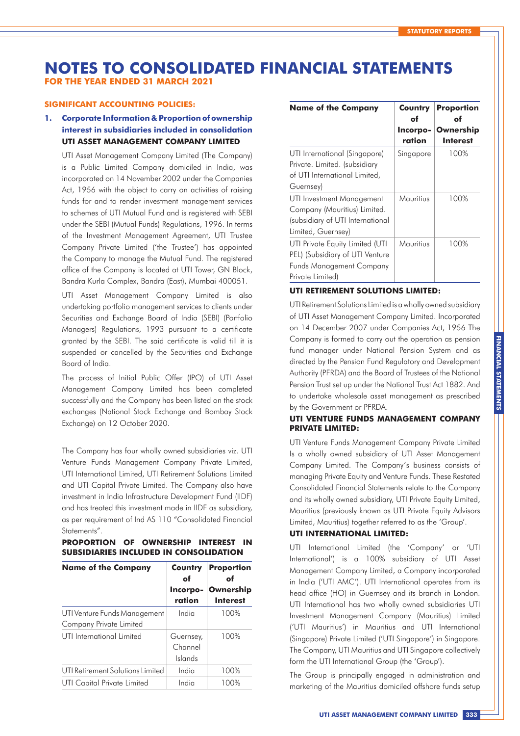# NOTES TO CONSOLIDATED FINANCIAL STATEMENTS

**FOR THE YEAR ENDED 31 MARCH 2021**

**SIGNIFICANT ACCOUNTING POLICIES:**

**1. Corporate Information & Proportion of ownership interest in subsidiaries included in consolidation**

**UTI ASSET MANAGEMENT COMPANY LIMITED**

UTI Asset Management Company Limited (The Company) is a Public Limited Company domiciled in India, was incorporated on 14 November 2002 under the Companies Act, 1956 with the object to carry on activities of raising funds for and to render investment management services to schemes of UTI Mutual Fund and is registered with SEBI under the SEBI (Mutual Funds) Regulations, 1996. In terms of the Investment Management Agreement, UTI Trustee Company Private Limited ('the Trustee') has appointed the Company to manage the Mutual Fund. The registered office of the Company is located at UTI Tower, GN Block, Bandra Kurla Complex, Bandra (East), Mumbai 400051.

UTI Asset Management Company Limited is also undertaking portfolio management services to clients under Securities and Exchange Board of India (SEBI) (Portfolio Managers) Regulations, 1993 pursuant to a certificate granted by the SEBI. The said certificate is valid till it is suspended or cancelled by the Securities and Exchange Board of India.

The process of Initial Public Offer (IPO) of UTI Asset Management Company Limited has been completed successfully and the Company has been listed on the stock exchanges (National Stock Exchange and Bombay Stock Exchange) on 12 October 2020.

The Company has four wholly owned subsidiaries viz. UTI Venture Funds Management Company Private Limited, UTI International Limited, UTI Retirement Solutions Limited and UTI Capital Private Limited. The Company also have investment in India Infrastructure Development Fund (IIDF) and has treated this investment made in IIDF as subsidiary, as per requirement of Ind AS 110 "Consolidated Financial Statements".

**PROPORTION OF OWNERSHIP INTEREST IN SUBSIDIARIES INCLUDED IN CONSOLIDATION**

| Name of the Company | Country of Incorporation | Proportion of Ownership Interest |
|---|---|---|
| UTI Venture Funds Management Company Private Limited | India | 100% |
| UTI International Limited | Guernsey, Channel Islands | 100% |
| UTI Retirement Solutions Limited | India | 100% |
| UTI Capital Private Limited | India | 100% |
| UTI International (Singapore) Private. Limited. (subsidiary of UTI International Limited, Guernsey) | Singapore | 100% |
| UTI Investment Management Company (Mauritius) Limited. (subsidiary of UTI International Limited, Guernsey) | Mauritius | 100% |
| UTI Private Equity Limited (UTI PEL) (Subsidiary of UTI Venture Funds Management Company Private Limited) | Mauritius | 100% |

**UTI RETIREMENT SOLUTIONS LIMITED:**

UTI Retirement Solutions Limited is a wholly owned subsidiary of UTI Asset Management Company Limited. Incorporated on 14 December 2007 under Companies Act, 1956 The Company is formed to carry out the operation as pension fund manager under National Pension System and as directed by the Pension Fund Regulatory and Development Authority (PFRDA) and the Board of Trustees of the National Pension Trust set up under the National Trust Act 1882. And to undertake wholesale asset management as prescribed by the Government or PFRDA.

**UTI VENTURE FUNDS MANAGEMENT COMPANY PRIVATE LIMITED:**

UTI Venture Funds Management Company Private Limited Is a wholly owned subsidiary of UTI Asset Management Company Limited. The Company's business consists of managing Private Equity and Venture Funds. These Restated Consolidated Financial Statements relate to the Company and its wholly owned subsidiary, UTI Private Equity Limited, Mauritius (previously known as UTI Private Equity Advisors Limited, Mauritius) together referred to as the 'Group'.

**UTI INTERNATIONAL LIMITED:**

UTI International Limited (the 'Company' or 'UTI International') is a 100% subsidiary of UTI Asset Management Company Limited, a Company incorporated in India ('UTI AMC'). UTI International operates from its head office (HO) in Guernsey and its branch in London. UTI International has two wholly owned subsidiaries UTI Investment Management Company (Mauritius) Limited ('UTI Mauritius') in Mauritius and UTI International (Singapore) Private Limited ('UTI Singapore') in Singapore. The Company, UTI Mauritius and UTI Singapore collectively form the UTI International Group (the 'Group').

The Group is principally engaged in administration and marketing of the Mauritius domiciled offshore funds setup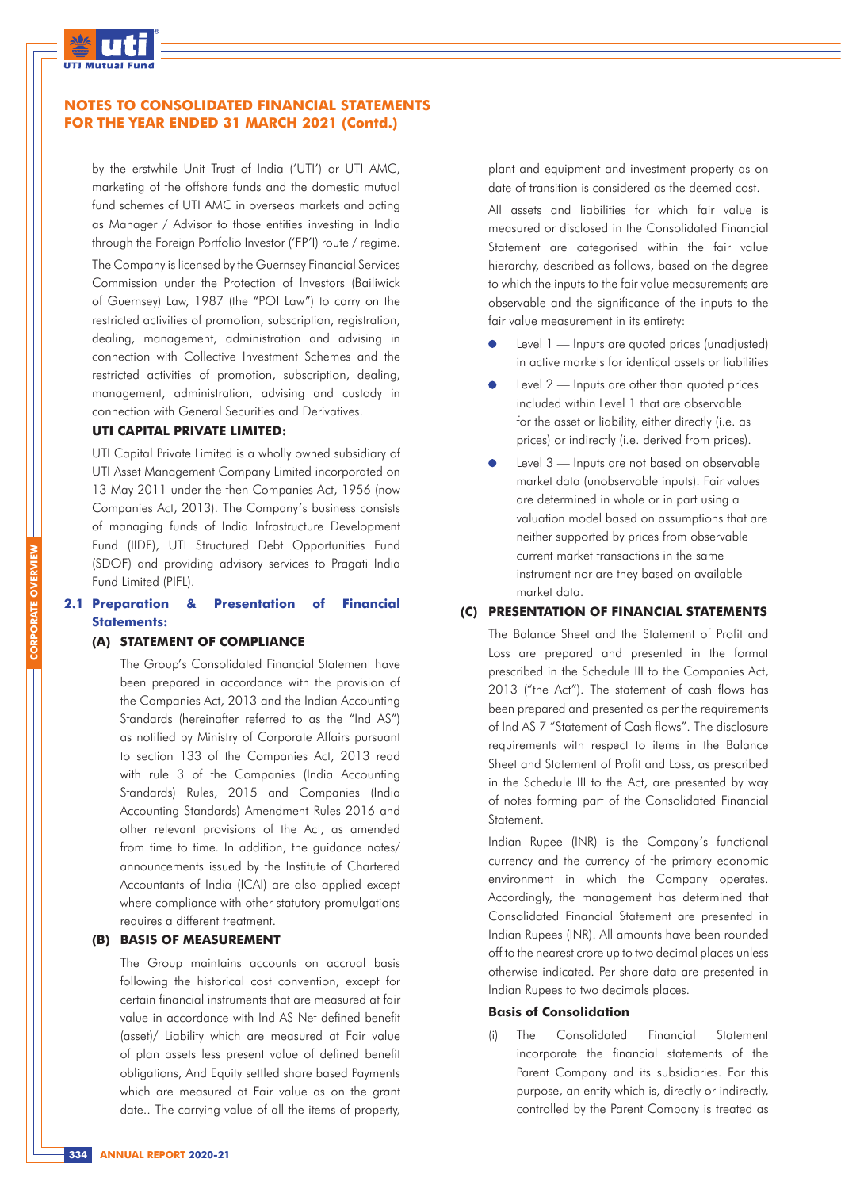by the erstwhile Unit Trust of India ('UTI') or UTI AMC, marketing of the offshore funds and the domestic mutual fund schemes of UTI AMC in overseas markets and acting as Manager / Advisor to those entities investing in India through the Foreign Portfolio Investor ('FP'I) route / regime.

The Company is licensed by the Guernsey Financial Services Commission under the Protection of Investors (Bailiwick of Guernsey) Law, 1987 (the "POI Law") to carry on the restricted activities of promotion, subscription, registration, dealing, management, administration and advising in connection with Collective Investment Schemes and the restricted activities of promotion, subscription, dealing, management, administration, advising and custody in connection with General Securities and Derivatives.

**UTI CAPITAL PRIVATE LIMITED:**

UTI Capital Private Limited is a wholly owned subsidiary of UTI Asset Management Company Limited incorporated on 13 May 2011 under the then Companies Act, 1956 (now Companies Act, 2013). The Company's business consists of managing funds of India Infrastructure Development Fund (IIDF), UTI Structured Debt Opportunities Fund (SDOF) and providing advisory services to Pragati India Fund Limited (PIFL).

## 2.1 Preparation & Presentation of Financial Statements:

### (A) STATEMENT OF COMPLIANCE

The Group's Consolidated Financial Statement have been prepared in accordance with the provision of the Companies Act, 2013 and the Indian Accounting Standards (hereinafter referred to as the "Ind AS") as notified by Ministry of Corporate Affairs pursuant to section 133 of the Companies Act, 2013 read with rule 3 of the Companies (India Accounting Standards) Rules, 2015 and Companies (India Accounting Standards) Amendment Rules 2016 and other relevant provisions of the Act, as amended from time to time. In addition, the guidance notes/ announcements issued by the Institute of Chartered Accountants of India (ICAI) are also applied except where compliance with other statutory promulgations requires a different treatment.

### (B) BASIS OF MEASUREMENT

The Group maintains accounts on accrual basis following the historical cost convention, except for certain financial instruments that are measured at fair value in accordance with Ind AS Net defined benefit (asset)/ Liability which are measured at Fair value of plan assets less present value of defined benefit obligations, And Equity settled share based Payments which are measured at Fair value as on the grant date.. The carrying value of all the items of property, plant and equipment and investment property as on date of transition is considered as the deemed cost.

All assets and liabilities for which fair value is measured or disclosed in the Consolidated Financial Statement are categorised within the fair value hierarchy, described as follows, based on the degree to which the inputs to the fair value measurements are observable and the significance of the inputs to the fair value measurement in its entirety:

- Level 1 — Inputs are quoted prices (unadjusted) in active markets for identical assets or liabilities
- Level 2 — Inputs are other than quoted prices included within Level 1 that are observable for the asset or liability, either directly (i.e. as prices) or indirectly (i.e. derived from prices).
- Level 3 — Inputs are not based on observable market data (unobservable inputs). Fair values are determined in whole or in part using a valuation model based on assumptions that are neither supported by prices from observable current market transactions in the same instrument nor are they based on available market data.

### (C) PRESENTATION OF FINANCIAL STATEMENTS

The Balance Sheet and the Statement of Profit and Loss are prepared and presented in the format prescribed in the Schedule III to the Companies Act, 2013 ("the Act"). The statement of cash flows has been prepared and presented as per the requirements of Ind AS 7 "Statement of Cash flows". The disclosure requirements with respect to items in the Balance Sheet and Statement of Profit and Loss, as prescribed in the Schedule III to the Act, are presented by way of notes forming part of the Consolidated Financial Statement.

Indian Rupee (INR) is the Company's functional currency and the currency of the primary economic environment in which the Company operates. Accordingly, the management has determined that Consolidated Financial Statement are presented in Indian Rupees (INR). All amounts have been rounded off to the nearest crore up to two decimal places unless otherwise indicated. Per share data are presented in Indian Rupees to two decimals places.

**Basis of Consolidation**

(i) The Consolidated Financial Statement incorporate the financial statements of the Parent Company and its subsidiaries. For this purpose, an entity which is, directly or indirectly, controlled by the Parent Company is treated as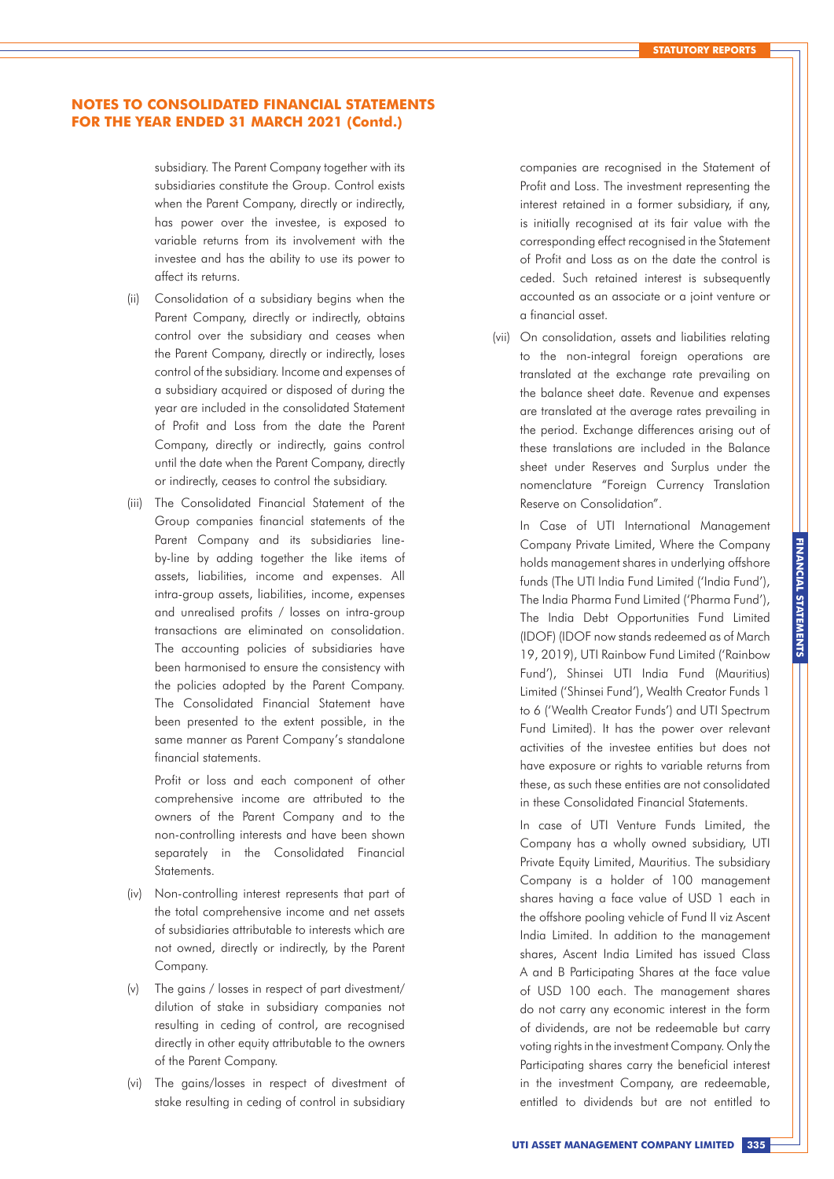## NOTES TO CONSOLIDATED FINANCIAL STATEMENTS FOR THE YEAR ENDED 31 MARCH 2021 (Contd.)

subsidiary. The Parent Company together with its subsidiaries constitute the Group. Control exists when the Parent Company, directly or indirectly, has power over the investee, is exposed to variable returns from its involvement with the investee and has the ability to use its power to affect its returns.

(ii) Consolidation of a subsidiary begins when the Parent Company, directly or indirectly, obtains control over the subsidiary and ceases when the Parent Company, directly or indirectly, loses control of the subsidiary. Income and expenses of a subsidiary acquired or disposed of during the year are included in the consolidated Statement of Profit and Loss from the date the Parent Company, directly or indirectly, gains control until the date when the Parent Company, directly or indirectly, ceases to control the subsidiary.

(iii) The Consolidated Financial Statement of the Group companies financial statements of the Parent Company and its subsidiaries line-by-line by adding together the like items of assets, liabilities, income and expenses. All intra-group assets, liabilities, income, expenses and unrealised profits / losses on intra-group transactions are eliminated on consolidation. The accounting policies of subsidiaries have been harmonised to ensure the consistency with the policies adopted by the Parent Company. The Consolidated Financial Statement have been presented to the extent possible, in the same manner as Parent Company's standalone financial statements.

Profit or loss and each component of other comprehensive income are attributed to the owners of the Parent Company and to the non-controlling interests and have been shown separately in the Consolidated Financial Statements.

(iv) Non-controlling interest represents that part of the total comprehensive income and net assets of subsidiaries attributable to interests which are not owned, directly or indirectly, by the Parent Company.

(v) The gains / losses in respect of part divestment/ dilution of stake in subsidiary companies not resulting in ceding of control, are recognised directly in other equity attributable to the owners of the Parent Company.

(vi) The gains/losses in respect of divestment of stake resulting in ceding of control in subsidiary companies are recognised in the Statement of Profit and Loss. The investment representing the interest retained in a former subsidiary, if any, is initially recognised at its fair value with the corresponding effect recognised in the Statement of Profit and Loss as on the date the control is ceded. Such retained interest is subsequently accounted as an associate or a joint venture or a financial asset.

(vii) On consolidation, assets and liabilities relating to the non-integral foreign operations are translated at the exchange rate prevailing on the balance sheet date. Revenue and expenses are translated at the average rates prevailing in the period. Exchange differences arising out of these translations are included in the Balance sheet under Reserves and Surplus under the nomenclature "Foreign Currency Translation Reserve on Consolidation".

In Case of UTI International Management Company Private Limited, Where the Company holds management shares in underlying offshore funds (The UTI India Fund Limited ('India Fund'), The India Pharma Fund Limited ('Pharma Fund'), The India Debt Opportunities Fund Limited (IDOF) (IDOF now stands redeemed as of March 19, 2019), UTI Rainbow Fund Limited ('Rainbow Fund'), Shinsei UTI India Fund (Mauritius) Limited ('Shinsei Fund'), Wealth Creator Funds 1 to 6 ('Wealth Creator Funds') and UTI Spectrum Fund Limited). It has the power over relevant activities of the investee entities but does not have exposure or rights to variable returns from these, as such these entities are not consolidated in these Consolidated Financial Statements.

In case of UTI Venture Funds Limited, the Company has a wholly owned subsidiary, UTI Private Equity Limited, Mauritius. The subsidiary Company is a holder of 100 management shares having a face value of USD 1 each in the offshore pooling vehicle of Fund II viz Ascent India Limited. In addition to the management shares, Ascent India Limited has issued Class A and B Participating Shares at the face value of USD 100 each. The management shares do not carry any economic interest in the form of dividends, are not be redeemable but carry voting rights in the investment Company. Only the Participating shares carry the beneficial interest in the investment Company, are redeemable, entitled to dividends but are not entitled to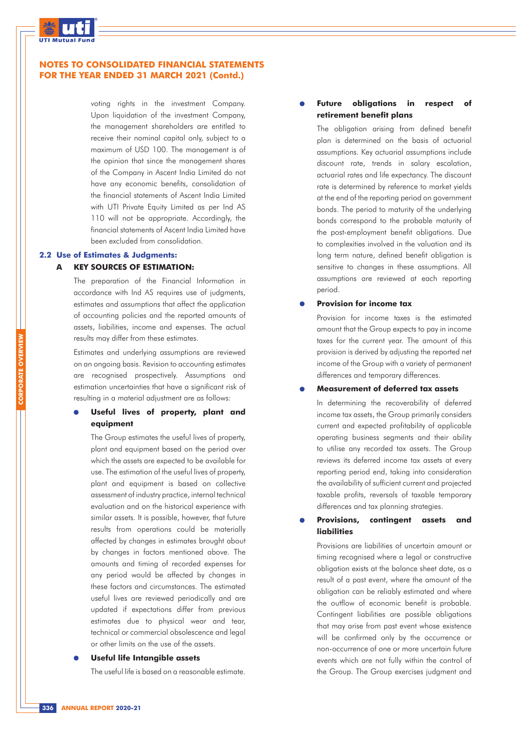## NOTES TO CONSOLIDATED FINANCIAL STATEMENTS FOR THE YEAR ENDED 31 MARCH 2021 (Contd.)

voting rights in the investment Company. Upon liquidation of the investment Company, the management shareholders are entitled to receive their nominal capital only, subject to a maximum of USD 100. The management is of the opinion that since the management shares of the Company in Ascent India Limited do not have any economic benefits, consolidation of the financial statements of Ascent India Limited with UTI Private Equity Limited as per Ind AS 110 will not be appropriate. Accordingly, the financial statements of Ascent India Limited have been excluded from consolidation.

### 2.2 Use of Estimates & Judgments:

#### A KEY SOURCES OF ESTIMATION:

The preparation of the Financial Information in accordance with Ind AS requires use of judgments, estimates and assumptions that affect the application of accounting policies and the reported amounts of assets, liabilities, income and expenses. The actual results may differ from these estimates.

Estimates and underlying assumptions are reviewed on an ongoing basis. Revision to accounting estimates are recognised prospectively. Assumptions and estimation uncertainties that have a significant risk of resulting in a material adjustment are as follows:

- **Useful lives of property, plant and equipment**

  The Group estimates the useful lives of property, plant and equipment based on the period over which the assets are expected to be available for use. The estimation of the useful lives of property, plant and equipment is based on collective assessment of industry practice, internal technical evaluation and on the historical experience with similar assets. It is possible, however, that future results from operations could be materially affected by changes in estimates brought about by changes in factors mentioned above. The amounts and timing of recorded expenses for any period would be affected by changes in these factors and circumstances. The estimated useful lives are reviewed periodically and are updated if expectations differ from previous estimates due to physical wear and tear, technical or commercial obsolescence and legal or other limits on the use of the assets.

- **Useful life Intangible assets**

  The useful life is based on a reasonable estimate.

- **Future obligations in respect of retirement benefit plans**

  The obligation arising from defined benefit plan is determined on the basis of actuarial assumptions. Key actuarial assumptions include discount rate, trends in salary escalation, actuarial rates and life expectancy. The discount rate is determined by reference to market yields at the end of the reporting period on government bonds. The period to maturity of the underlying bonds correspond to the probable maturity of the post-employment benefit obligations. Due to complexities involved in the valuation and its long term nature, defined benefit obligation is sensitive to changes in these assumptions. All assumptions are reviewed at each reporting period.

- **Provision for income tax**

  Provision for income taxes is the estimated amount that the Group expects to pay in income taxes for the current year. The amount of this provision is derived by adjusting the reported net income of the Group with a variety of permanent differences and temporary differences.

- **Measurement of deferred tax assets**

  In determining the recoverability of deferred income tax assets, the Group primarily considers current and expected profitability of applicable operating business segments and their ability to utilise any recorded tax assets. The Group reviews its deferred income tax assets at every reporting period end, taking into consideration the availability of sufficient current and projected taxable profits, reversals of taxable temporary differences and tax planning strategies.

- **Provisions, contingent assets and liabilities**

  Provisions are liabilities of uncertain amount or timing recognised where a legal or constructive obligation exists at the balance sheet date, as a result of a past event, where the amount of the obligation can be reliably estimated and where the outflow of economic benefit is probable. Contingent liabilities are possible obligations that may arise from past event whose existence will be confirmed only by the occurrence or non-occurrence of one or more uncertain future events which are not fully within the control of the Group. The Group exercises judgment and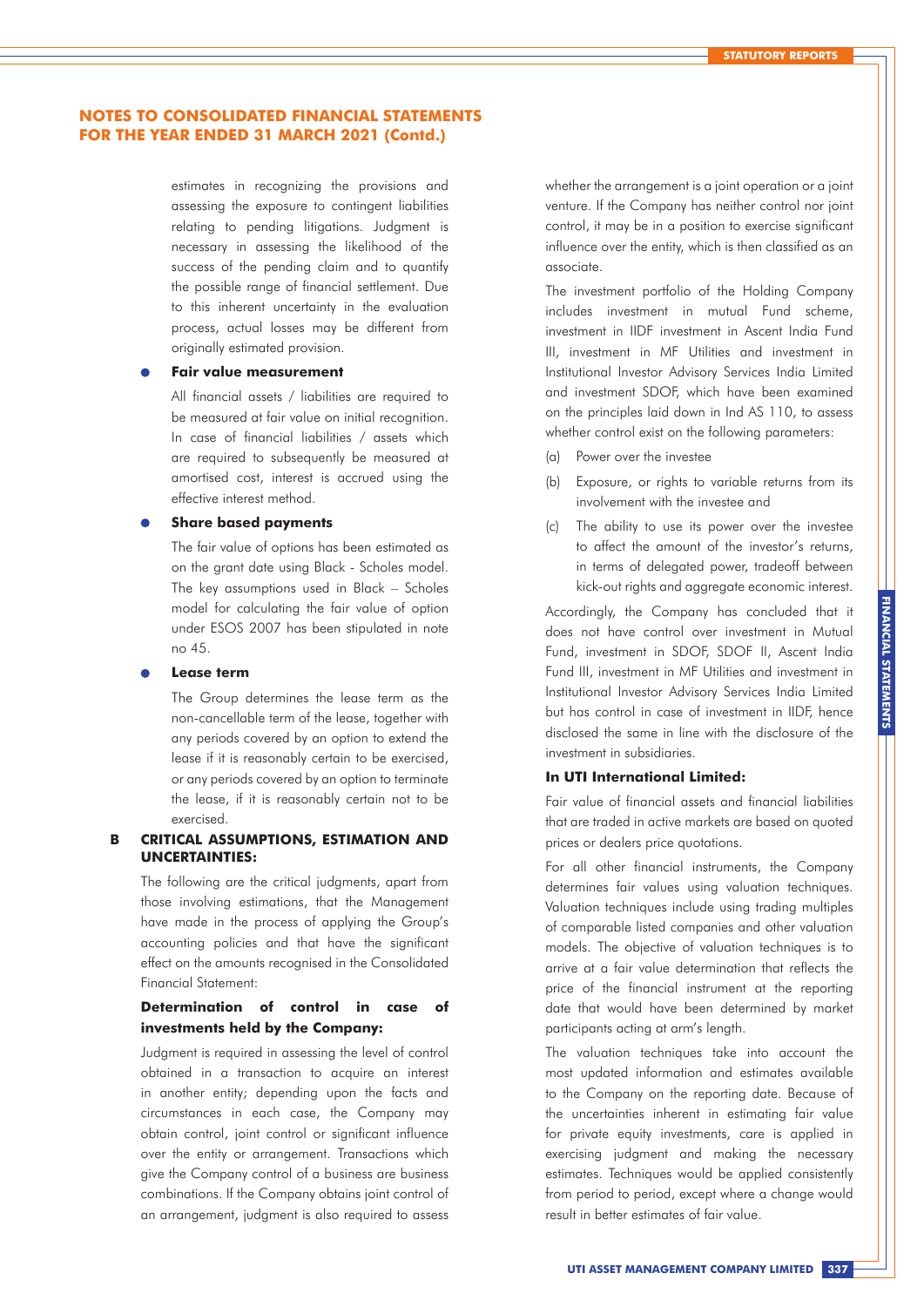estimates in recognizing the provisions and assessing the exposure to contingent liabilities relating to pending litigations. Judgment is necessary in assessing the likelihood of the success of the pending claim and to quantify the possible range of financial settlement. Due to this inherent uncertainty in the evaluation process, actual losses may be different from originally estimated provision.

- **Fair value measurement**

  All financial assets / liabilities are required to be measured at fair value on initial recognition. In case of financial liabilities / assets which are required to subsequently be measured at amortised cost, interest is accrued using the effective interest method.

- **Share based payments**

  The fair value of options has been estimated as on the grant date using Black - Scholes model. The key assumptions used in Black – Scholes model for calculating the fair value of option under ESOS 2007 has been stipulated in note no 45.

- **Lease term**

  The Group determines the lease term as the non-cancellable term of the lease, together with any periods covered by an option to extend the lease if it is reasonably certain to be exercised, or any periods covered by an option to terminate the lease, if it is reasonably certain not to be exercised.

## B CRITICAL ASSUMPTIONS, ESTIMATION AND UNCERTAINTIES:

The following are the critical judgments, apart from those involving estimations, that the Management have made in the process of applying the Group's accounting policies and that have the significant effect on the amounts recognised in the Consolidated Financial Statement:

### Determination of control in case of investments held by the Company:

Judgment is required in assessing the level of control obtained in a transaction to acquire an interest in another entity; depending upon the facts and circumstances in each case, the Company may obtain control, joint control or significant influence over the entity or arrangement. Transactions which give the Company control of a business are business combinations. If the Company obtains joint control of an arrangement, judgment is also required to assess whether the arrangement is a joint operation or a joint venture. If the Company has neither control nor joint control, it may be in a position to exercise significant influence over the entity, which is then classified as an associate.

The investment portfolio of the Holding Company includes investment in mutual Fund scheme, investment in IIDF investment in Ascent India Fund III, investment in MF Utilities and investment in Institutional Investor Advisory Services India Limited and investment SDOF, which have been examined on the principles laid down in Ind AS 110, to assess whether control exist on the following parameters:

(a) Power over the investee

(b) Exposure, or rights to variable returns from its involvement with the investee and

(c) The ability to use its power over the investee to affect the amount of the investor's returns, in terms of delegated power, tradeoff between kick-out rights and aggregate economic interest.

Accordingly, the Company has concluded that it does not have control over investment in Mutual Fund, investment in SDOF, SDOF II, Ascent India Fund III, investment in MF Utilities and investment in Institutional Investor Advisory Services India Limited but has control in case of investment in IIDF, hence disclosed the same in line with the disclosure of the investment in subsidiaries.

### In UTI International Limited:

Fair value of financial assets and financial liabilities that are traded in active markets are based on quoted prices or dealers price quotations.

For all other financial instruments, the Company determines fair values using valuation techniques. Valuation techniques include using trading multiples of comparable listed companies and other valuation models. The objective of valuation techniques is to arrive at a fair value determination that reflects the price of the financial instrument at the reporting date that would have been determined by market participants acting at arm's length.

The valuation techniques take into account the most updated information and estimates available to the Company on the reporting date. Because of the uncertainties inherent in estimating fair value for private equity investments, care is applied in exercising judgment and making the necessary estimates. Techniques would be applied consistently from period to period, except where a change would result in better estimates of fair value.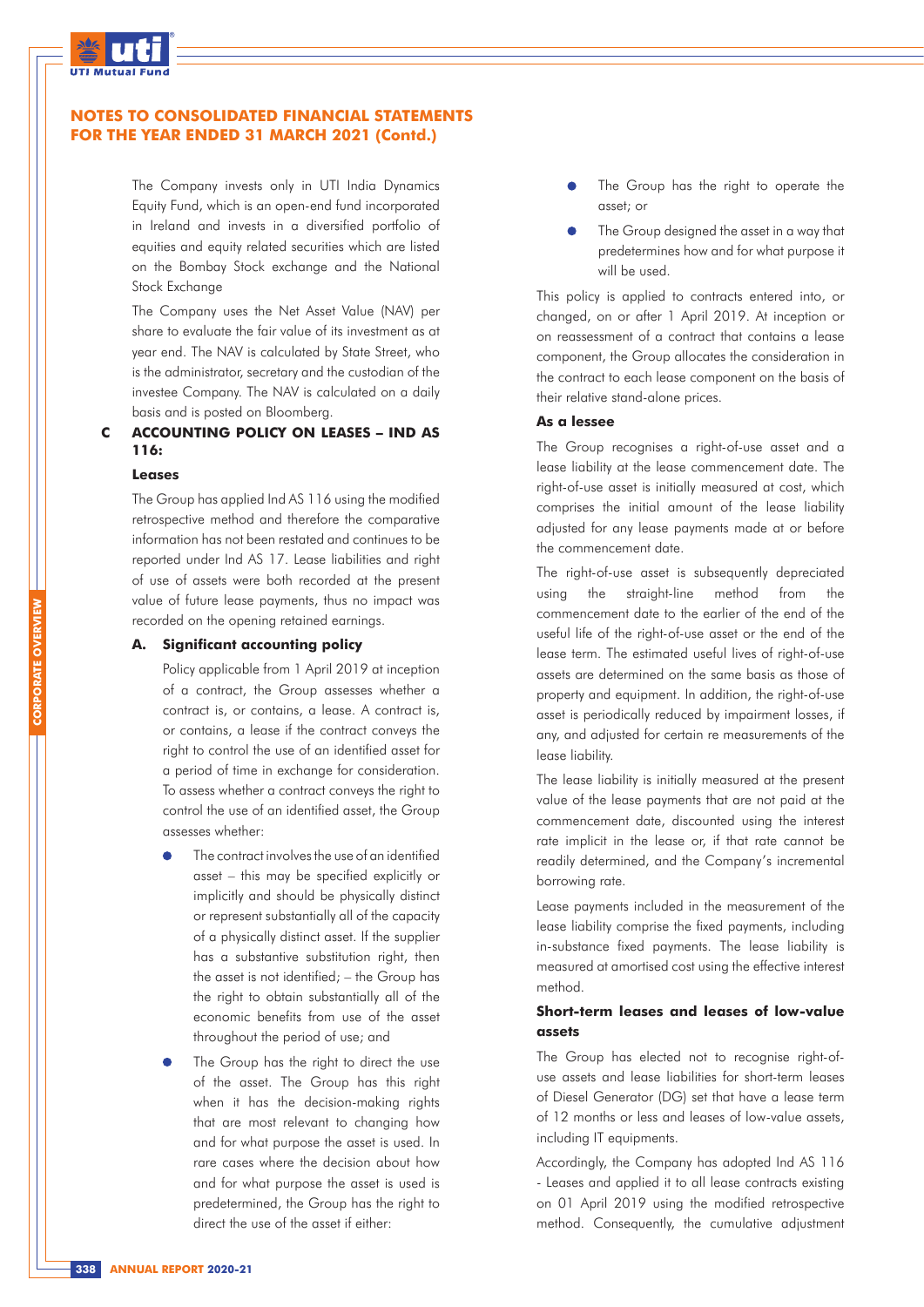## NOTES TO CONSOLIDATED FINANCIAL STATEMENTS FOR THE YEAR ENDED 31 MARCH 2021 (Contd.)

The Company invests only in UTI India Dynamics Equity Fund, which is an open-end fund incorporated in Ireland and invests in a diversified portfolio of equities and equity related securities which are listed on the Bombay Stock exchange and the National Stock Exchange

The Company uses the Net Asset Value (NAV) per share to evaluate the fair value of its investment as at year end. The NAV is calculated by State Street, who is the administrator, secretary and the custodian of the investee Company. The NAV is calculated on a daily basis and is posted on Bloomberg.

### C ACCOUNTING POLICY ON LEASES – IND AS 116:

**Leases**

The Group has applied Ind AS 116 using the modified retrospective method and therefore the comparative information has not been restated and continues to be reported under Ind AS 17. Lease liabilities and right of use of assets were both recorded at the present value of future lease payments, thus no impact was recorded on the opening retained earnings.

#### A. Significant accounting policy

Policy applicable from 1 April 2019 at inception of a contract, the Group assesses whether a contract is, or contains, a lease. A contract is, or contains, a lease if the contract conveys the right to control the use of an identified asset for a period of time in exchange for consideration. To assess whether a contract conveys the right to control the use of an identified asset, the Group assesses whether:

- The contract involves the use of an identified asset – this may be specified explicitly or implicitly and should be physically distinct or represent substantially all of the capacity of a physically distinct asset. If the supplier has a substantive substitution right, then the asset is not identified; – the Group has the right to obtain substantially all of the economic benefits from use of the asset throughout the period of use; and
- The Group has the right to direct the use of the asset. The Group has this right when it has the decision-making rights that are most relevant to changing how and for what purpose the asset is used. In rare cases where the decision about how and for what purpose the asset is used is predetermined, the Group has the right to direct the use of the asset if either:
  - The Group has the right to operate the asset; or
  - The Group designed the asset in a way that predetermines how and for what purpose it will be used.

This policy is applied to contracts entered into, or changed, on or after 1 April 2019. At inception or on reassessment of a contract that contains a lease component, the Group allocates the consideration in the contract to each lease component on the basis of their relative stand-alone prices.

**As a lessee**

The Group recognises a right-of-use asset and a lease liability at the lease commencement date. The right-of-use asset is initially measured at cost, which comprises the initial amount of the lease liability adjusted for any lease payments made at or before the commencement date.

The right-of-use asset is subsequently depreciated using the straight-line method from the commencement date to the earlier of the end of the useful life of the right-of-use asset or the end of the lease term. The estimated useful lives of right-of-use assets are determined on the same basis as those of property and equipment. In addition, the right-of-use asset is periodically reduced by impairment losses, if any, and adjusted for certain re measurements of the lease liability.

The lease liability is initially measured at the present value of the lease payments that are not paid at the commencement date, discounted using the interest rate implicit in the lease or, if that rate cannot be readily determined, and the Company's incremental borrowing rate.

Lease payments included in the measurement of the lease liability comprise the fixed payments, including in-substance fixed payments. The lease liability is measured at amortised cost using the effective interest method.

**Short-term leases and leases of low-value assets**

The Group has elected not to recognise right-of-use assets and lease liabilities for short-term leases of Diesel Generator (DG) set that have a lease term of 12 months or less and leases of low-value assets, including IT equipments.

Accordingly, the Company has adopted Ind AS 116 - Leases and applied it to all lease contracts existing on 01 April 2019 using the modified retrospective method. Consequently, the cumulative adjustment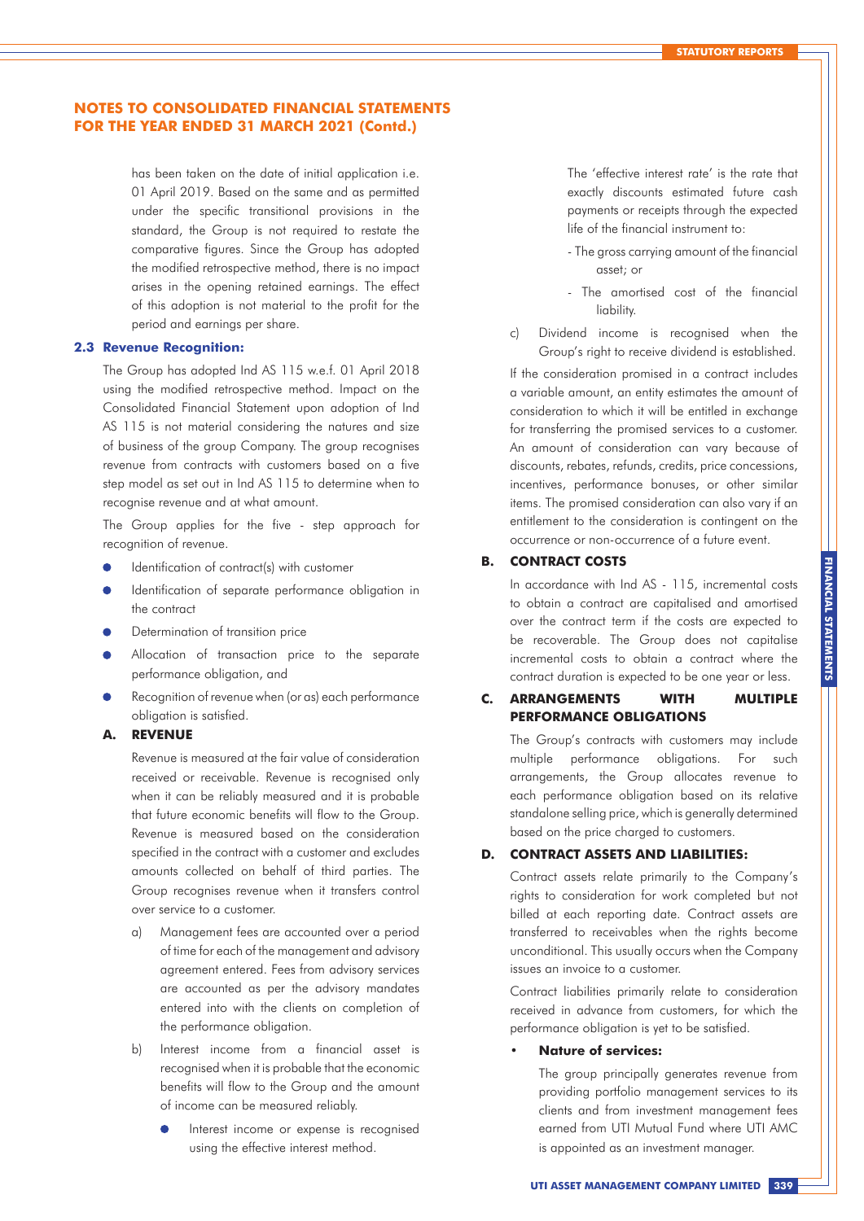has been taken on the date of initial application i.e. 01 April 2019. Based on the same and as permitted under the specific transitional provisions in the standard, the Group is not required to restate the comparative figures. Since the Group has adopted the modified retrospective method, there is no impact arises in the opening retained earnings. The effect of this adoption is not material to the profit for the period and earnings per share.

### 2.3 Revenue Recognition:

The Group has adopted Ind AS 115 w.e.f. 01 April 2018 using the modified retrospective method. Impact on the Consolidated Financial Statement upon adoption of Ind AS 115 is not material considering the natures and size of business of the group Company. The group recognises revenue from contracts with customers based on a five step model as set out in Ind AS 115 to determine when to recognise revenue and at what amount.

The Group applies for the five - step approach for recognition of revenue.

- Identification of contract(s) with customer
- Identification of separate performance obligation in the contract
- Determination of transition price
- Allocation of transaction price to the separate performance obligation, and
- Recognition of revenue when (or as) each performance obligation is satisfied.

#### A. REVENUE

Revenue is measured at the fair value of consideration received or receivable. Revenue is recognised only when it can be reliably measured and it is probable that future economic benefits will flow to the Group. Revenue is measured based on the consideration specified in the contract with a customer and excludes amounts collected on behalf of third parties. The Group recognises revenue when it transfers control over service to a customer.

a) Management fees are accounted over a period of time for each of the management and advisory agreement entered. Fees from advisory services are accounted as per the advisory mandates entered into with the clients on completion of the performance obligation.

b) Interest income from a financial asset is recognised when it is probable that the economic benefits will flow to the Group and the amount of income can be measured reliably.

- Interest income or expense is recognised using the effective interest method.

  The 'effective interest rate' is the rate that exactly discounts estimated future cash payments or receipts through the expected life of the financial instrument to:

  - The gross carrying amount of the financial asset; or
  - The amortised cost of the financial liability.

c) Dividend income is recognised when the Group's right to receive dividend is established.

If the consideration promised in a contract includes a variable amount, an entity estimates the amount of consideration to which it will be entitled in exchange for transferring the promised services to a customer. An amount of consideration can vary because of discounts, rebates, refunds, credits, price concessions, incentives, performance bonuses, or other similar items. The promised consideration can also vary if an entitlement to the consideration is contingent on the occurrence or non-occurrence of a future event.

#### B. CONTRACT COSTS

In accordance with Ind AS - 115, incremental costs to obtain a contract are capitalised and amortised over the contract term if the costs are expected to be recoverable. The Group does not capitalise incremental costs to obtain a contract where the contract duration is expected to be one year or less.

#### C. ARRANGEMENTS WITH MULTIPLE PERFORMANCE OBLIGATIONS

The Group's contracts with customers may include multiple performance obligations. For such arrangements, the Group allocates revenue to each performance obligation based on its relative standalone selling price, which is generally determined based on the price charged to customers.

#### D. CONTRACT ASSETS AND LIABILITIES:

Contract assets relate primarily to the Company's rights to consideration for work completed but not billed at each reporting date. Contract assets are transferred to receivables when the rights become unconditional. This usually occurs when the Company issues an invoice to a customer.

Contract liabilities primarily relate to consideration received in advance from customers, for which the performance obligation is yet to be satisfied.

- **Nature of services:**

  The group principally generates revenue from providing portfolio management services to its clients and from investment management fees earned from UTI Mutual Fund where UTI AMC is appointed as an investment manager.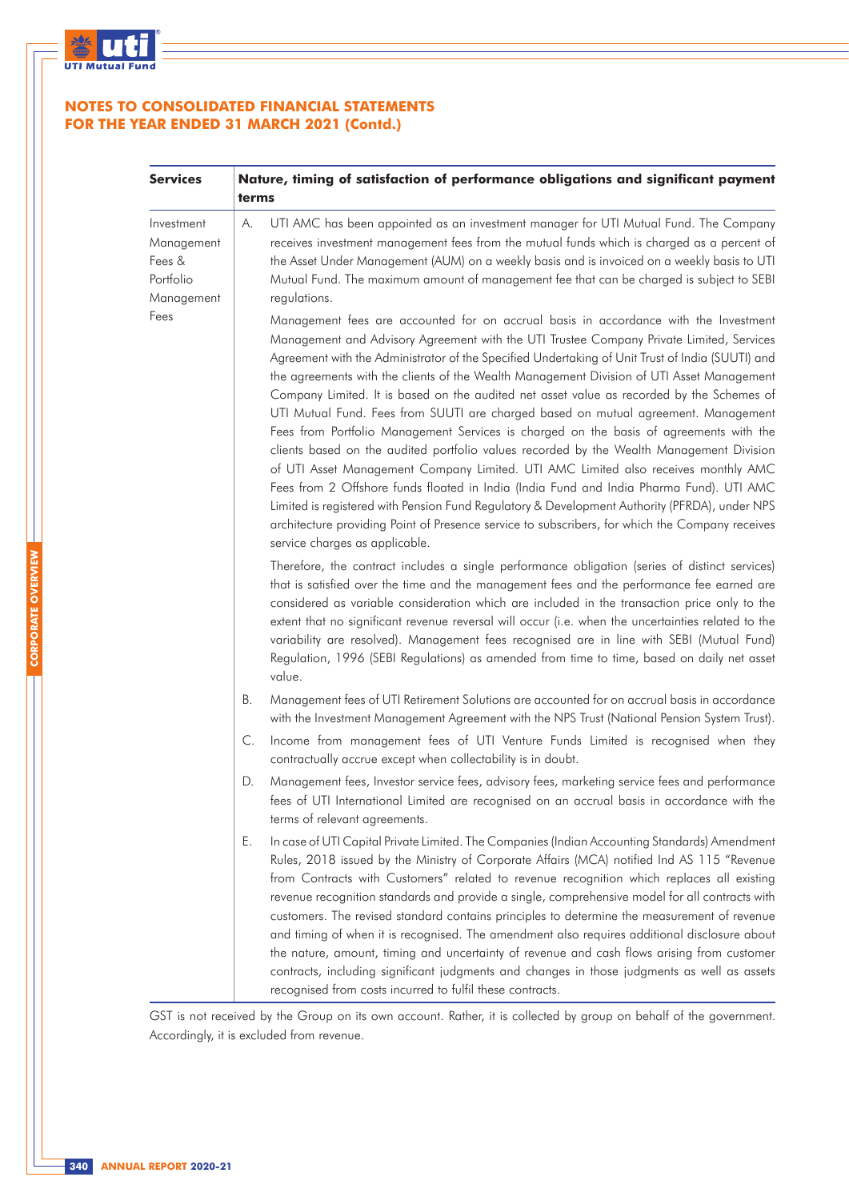## NOTES TO CONSOLIDATED FINANCIAL STATEMENTS FOR THE YEAR ENDED 31 MARCH 2021 (Contd.)

| Services | Nature, timing of satisfaction of performance obligations and significant payment terms |
|---|---|
| Investment Management Fees & Portfolio Management Fees | A. UTI AMC has been appointed as an investment manager for UTI Mutual Fund. The Company receives investment management fees from the mutual funds which is charged as a percent of the Asset Under Management (AUM) on a weekly basis and is invoiced on a weekly basis to UTI Mutual Fund. The maximum amount of management fee that can be charged is subject to SEBI regulations.<br><br>Management fees are accounted for on accrual basis in accordance with the Investment Management and Advisory Agreement with the UTI Trustee Company Private Limited, Services Agreement with the Administrator of the Specified Undertaking of Unit Trust of India (SUUTI) and the agreements with the clients of the Wealth Management Division of UTI Asset Management Company Limited. It is based on the audited net asset value as recorded by the Schemes of UTI Mutual Fund. Fees from SUUTI are charged based on mutual agreement. Management Fees from Portfolio Management Services is charged on the basis of agreements with the clients based on the audited portfolio values recorded by the Wealth Management Division of UTI Asset Management Company Limited. UTI AMC Limited also receives monthly AMC Fees from 2 Offshore funds floated in India (India Fund and India Pharma Fund). UTI AMC Limited is registered with Pension Fund Regulatory & Development Authority (PFRDA), under NPS architecture providing Point of Presence service to subscribers, for which the Company receives service charges as applicable.<br><br>Therefore, the contract includes a single performance obligation (series of distinct services) that is satisfied over the time and the management fees and the performance fee earned are considered as variable consideration which are included in the transaction price only to the extent that no significant revenue reversal will occur (i.e. when the uncertainties related to the variability are resolved). Management fees recognised are in line with SEBI (Mutual Fund) Regulation, 1996 (SEBI Regulations) as amended from time to time, based on daily net asset value.<br><br>B. Management fees of UTI Retirement Solutions are accounted for on accrual basis in accordance with the Investment Management Agreement with the NPS Trust (National Pension System Trust).<br><br>C. Income from management fees of UTI Venture Funds Limited is recognised when they contractually accrue except when collectability is in doubt.<br><br>D. Management fees, Investor service fees, advisory fees, marketing service fees and performance fees of UTI International Limited are recognised on an accrual basis in accordance with the terms of relevant agreements.<br><br>E. In case of UTI Capital Private Limited. The Companies (Indian Accounting Standards) Amendment Rules, 2018 issued by the Ministry of Corporate Affairs (MCA) notified Ind AS 115 "Revenue from Contracts with Customers" related to revenue recognition which replaces all existing revenue recognition standards and provide a single, comprehensive model for all contracts with customers. The revised standard contains principles to determine the measurement of revenue and timing of when it is recognised. The amendment also requires additional disclosure about the nature, amount, timing and uncertainty of revenue and cash flows arising from customer contracts, including significant judgments and changes in those judgments as well as assets recognised from costs incurred to fulfil these contracts. |

GST is not received by the Group on its own account. Rather, it is collected by group on behalf of the government. Accordingly, it is excluded from revenue.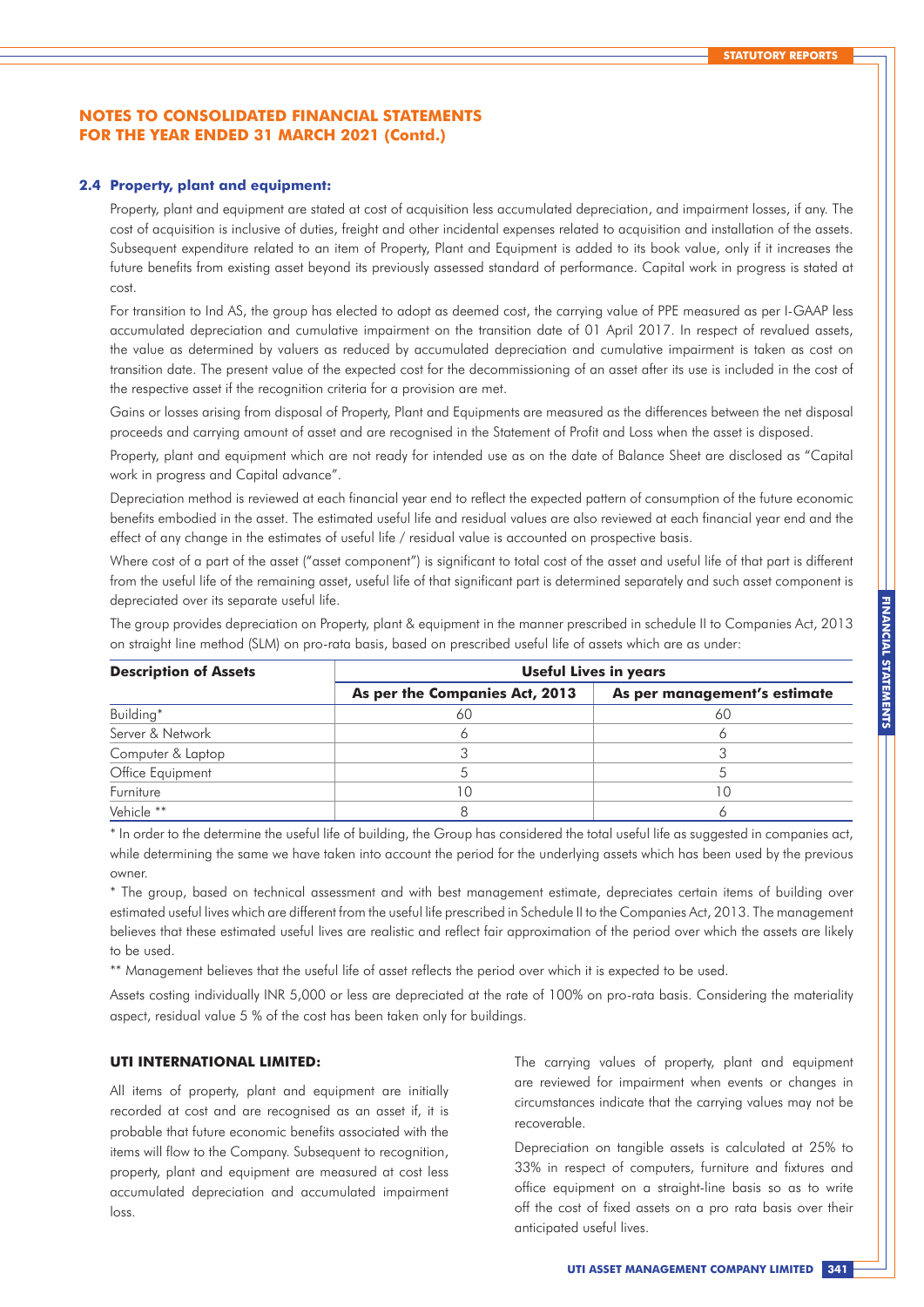## NOTES TO CONSOLIDATED FINANCIAL STATEMENTS FOR THE YEAR ENDED 31 MARCH 2021 (Contd.)

### 2.4 Property, plant and equipment:

Property, plant and equipment are stated at cost of acquisition less accumulated depreciation, and impairment losses, if any. The cost of acquisition is inclusive of duties, freight and other incidental expenses related to acquisition and installation of the assets. Subsequent expenditure related to an item of Property, Plant and Equipment is added to its book value, only if it increases the future benefits from existing asset beyond its previously assessed standard of performance. Capital work in progress is stated at cost.

For transition to Ind AS, the group has elected to adopt as deemed cost, the carrying value of PPE measured as per I-GAAP less accumulated depreciation and cumulative impairment on the transition date of 01 April 2017. In respect of revalued assets, the value as determined by valuers as reduced by accumulated depreciation and cumulative impairment is taken as cost on transition date. The present value of the expected cost for the decommissioning of an asset after its use is included in the cost of the respective asset if the recognition criteria for a provision are met.

Gains or losses arising from disposal of Property, Plant and Equipments are measured as the differences between the net disposal proceeds and carrying amount of asset and are recognised in the Statement of Profit and Loss when the asset is disposed.

Property, plant and equipment which are not ready for intended use as on the date of Balance Sheet are disclosed as "Capital work in progress and Capital advance".

Depreciation method is reviewed at each financial year end to reflect the expected pattern of consumption of the future economic benefits embodied in the asset. The estimated useful life and residual values are also reviewed at each financial year end and the effect of any change in the estimates of useful life / residual value is accounted on prospective basis.

Where cost of a part of the asset ("asset component") is significant to total cost of the asset and useful life of that part is different from the useful life of the remaining asset, useful life of that significant part is determined separately and such asset component is depreciated over its separate useful life.

The group provides depreciation on Property, plant & equipment in the manner prescribed in schedule II to Companies Act, 2013 on straight line method (SLM) on pro-rata basis, based on prescribed useful life of assets which are as under:

| Description of Assets | Useful Lives in years | |
|---|---|---|
| | As per the Companies Act, 2013 | As per management's estimate |
| Building* | 60 | 60 |
| Server & Network | 6 | 6 |
| Computer & Laptop | 3 | 3 |
| Office Equipment | 5 | 5 |
| Furniture | 10 | 10 |
| Vehicle ** | 8 | 6 |

* In order to the determine the useful life of building, the Group has considered the total useful life as suggested in companies act, while determining the same we have taken into account the period for the underlying assets which has been used by the previous owner.

* The group, based on technical assessment and with best management estimate, depreciates certain items of building over estimated useful lives which are different from the useful life prescribed in Schedule II to the Companies Act, 2013. The management believes that these estimated useful lives are realistic and reflect fair approximation of the period over which the assets are likely to be used.

** Management believes that the useful life of asset reflects the period over which it is expected to be used.

Assets costing individually INR 5,000 or less are depreciated at the rate of 100% on pro-rata basis. Considering the materiality aspect, residual value 5 % of the cost has been taken only for buildings.

#### UTI INTERNATIONAL LIMITED:

All items of property, plant and equipment are initially recorded at cost and are recognised as an asset if, it is probable that future economic benefits associated with the items will flow to the Company. Subsequent to recognition, property, plant and equipment are measured at cost less accumulated depreciation and accumulated impairment loss.

The carrying values of property, plant and equipment are reviewed for impairment when events or changes in circumstances indicate that the carrying values may not be recoverable.

Depreciation on tangible assets is calculated at 25% to 33% in respect of computers, furniture and fixtures and office equipment on a straight-line basis so as to write off the cost of fixed assets on a pro rata basis over their anticipated useful lives.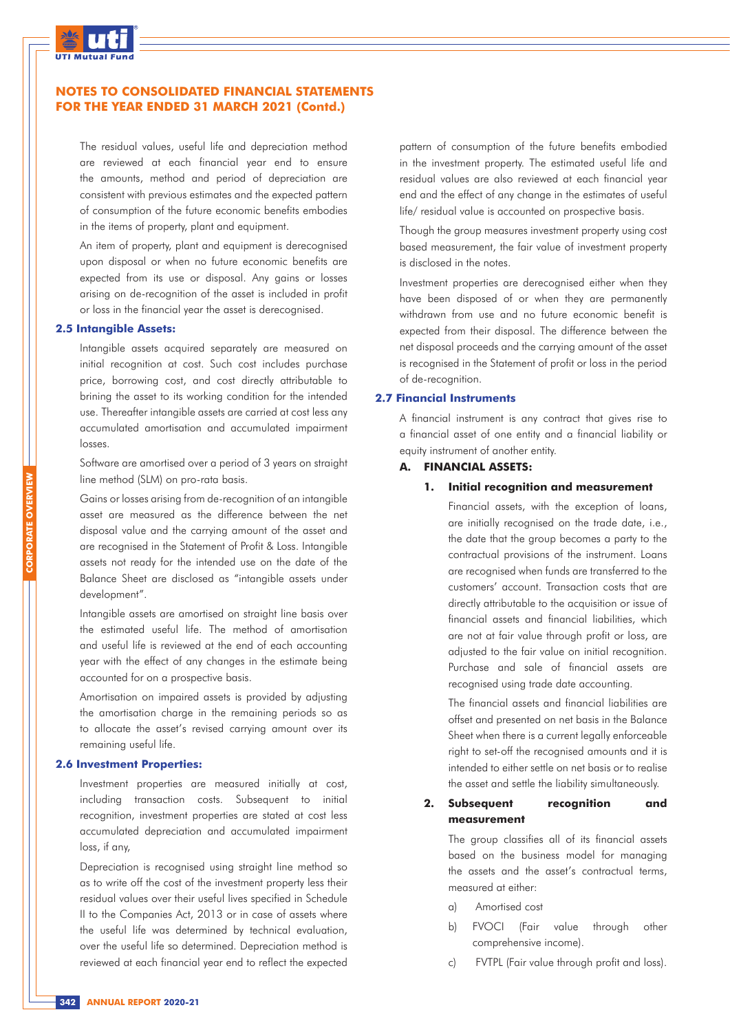The residual values, useful life and depreciation method are reviewed at each financial year end to ensure the amounts, method and period of depreciation are consistent with previous estimates and the expected pattern of consumption of the future economic benefits embodies in the items of property, plant and equipment.

An item of property, plant and equipment is derecognised upon disposal or when no future economic benefits are expected from its use or disposal. Any gains or losses arising on de-recognition of the asset is included in profit or loss in the financial year the asset is derecognised.

### 2.5 Intangible Assets:

Intangible assets acquired separately are measured on initial recognition at cost. Such cost includes purchase price, borrowing cost, and cost directly attributable to brining the asset to its working condition for the intended use. Thereafter intangible assets are carried at cost less any accumulated amortisation and accumulated impairment losses.

Software are amortised over a period of 3 years on straight line method (SLM) on pro-rata basis.

Gains or losses arising from de-recognition of an intangible asset are measured as the difference between the net disposal value and the carrying amount of the asset and are recognised in the Statement of Profit & Loss. Intangible assets not ready for the intended use on the date of the Balance Sheet are disclosed as "intangible assets under development".

Intangible assets are amortised on straight line basis over the estimated useful life. The method of amortisation and useful life is reviewed at the end of each accounting year with the effect of any changes in the estimate being accounted for on a prospective basis.

Amortisation on impaired assets is provided by adjusting the amortisation charge in the remaining periods so as to allocate the asset's revised carrying amount over its remaining useful life.

### 2.6 Investment Properties:

Investment properties are measured initially at cost, including transaction costs. Subsequent to initial recognition, investment properties are stated at cost less accumulated depreciation and accumulated impairment loss, if any,

Depreciation is recognised using straight line method so as to write off the cost of the investment property less their residual values over their useful lives specified in Schedule II to the Companies Act, 2013 or in case of assets where the useful life was determined by technical evaluation, over the useful life so determined. Depreciation method is reviewed at each financial year end to reflect the expected pattern of consumption of the future benefits embodied in the investment property. The estimated useful life and residual values are also reviewed at each financial year end and the effect of any change in the estimates of useful life/ residual value is accounted on prospective basis.

Though the group measures investment property using cost based measurement, the fair value of investment property is disclosed in the notes.

Investment properties are derecognised either when they have been disposed of or when they are permanently withdrawn from use and no future economic benefit is expected from their disposal. The difference between the net disposal proceeds and the carrying amount of the asset is recognised in the Statement of profit or loss in the period of de-recognition.

### 2.7 Financial Instruments

A financial instrument is any contract that gives rise to a financial asset of one entity and a financial liability or equity instrument of another entity.

**A. FINANCIAL ASSETS:**

**1. Initial recognition and measurement**

Financial assets, with the exception of loans, are initially recognised on the trade date, i.e., the date that the group becomes a party to the contractual provisions of the instrument. Loans are recognised when funds are transferred to the customers' account. Transaction costs that are directly attributable to the acquisition or issue of financial assets and financial liabilities, which are not at fair value through profit or loss, are adjusted to the fair value on initial recognition. Purchase and sale of financial assets are recognised using trade date accounting.

The financial assets and financial liabilities are offset and presented on net basis in the Balance Sheet when there is a current legally enforceable right to set-off the recognised amounts and it is intended to either settle on net basis or to realise the asset and settle the liability simultaneously.

**2. Subsequent recognition and measurement**

The group classifies all of its financial assets based on the business model for managing the assets and the asset's contractual terms, measured at either:

a) Amortised cost

b) FVOCI (Fair value through other comprehensive income).

c) FVTPL (Fair value through profit and loss).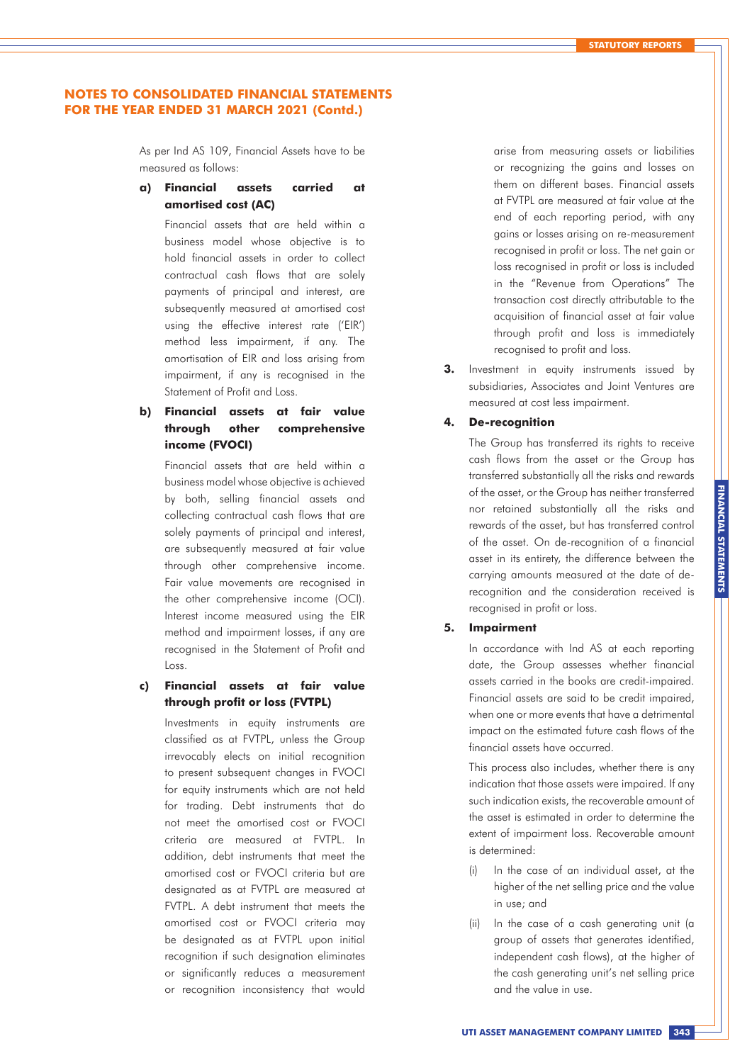## NOTES TO CONSOLIDATED FINANCIAL STATEMENTS FOR THE YEAR ENDED 31 MARCH 2021 (Contd.)

As per Ind AS 109, Financial Assets have to be measured as follows:

**a) Financial assets carried at amortised cost (AC)**

Financial assets that are held within a business model whose objective is to hold financial assets in order to collect contractual cash flows that are solely payments of principal and interest, are subsequently measured at amortised cost using the effective interest rate ('EIR') method less impairment, if any. The amortisation of EIR and loss arising from impairment, if any is recognised in the Statement of Profit and Loss.

**b) Financial assets at fair value through other comprehensive income (FVOCI)**

Financial assets that are held within a business model whose objective is achieved by both, selling financial assets and collecting contractual cash flows that are solely payments of principal and interest, are subsequently measured at fair value through other comprehensive income. Fair value movements are recognised in the other comprehensive income (OCI). Interest income measured using the EIR method and impairment losses, if any are recognised in the Statement of Profit and Loss.

**c) Financial assets at fair value through profit or loss (FVTPL)**

Investments in equity instruments are classified as at FVTPL, unless the Group irrevocably elects on initial recognition to present subsequent changes in FVOCI for equity instruments which are not held for trading. Debt instruments that do not meet the amortised cost or FVOCI criteria are measured at FVTPL. In addition, debt instruments that meet the amortised cost or FVOCI criteria but are designated as at FVTPL are measured at FVTPL. A debt instrument that meets the amortised cost or FVOCI criteria may be designated as at FVTPL upon initial recognition if such designation eliminates or significantly reduces a measurement or recognition inconsistency that would arise from measuring assets or liabilities or recognizing the gains and losses on them on different bases. Financial assets at FVTPL are measured at fair value at the end of each reporting period, with any gains or losses arising on re-measurement recognised in profit or loss. The net gain or loss recognised in profit or loss is included in the "Revenue from Operations" The transaction cost directly attributable to the acquisition of financial asset at fair value through profit and loss is immediately recognised to profit and loss.

**3.** Investment in equity instruments issued by subsidiaries, Associates and Joint Ventures are measured at cost less impairment.

**4. De-recognition**

The Group has transferred its rights to receive cash flows from the asset or the Group has transferred substantially all the risks and rewards of the asset, or the Group has neither transferred nor retained substantially all the risks and rewards of the asset, but has transferred control of the asset. On de-recognition of a financial asset in its entirety, the difference between the carrying amounts measured at the date of de-recognition and the consideration received is recognised in profit or loss.

**5. Impairment**

In accordance with Ind AS at each reporting date, the Group assesses whether financial assets carried in the books are credit-impaired. Financial assets are said to be credit impaired, when one or more events that have a detrimental impact on the estimated future cash flows of the financial assets have occurred.

This process also includes, whether there is any indication that those assets were impaired. If any such indication exists, the recoverable amount of the asset is estimated in order to determine the extent of impairment loss. Recoverable amount is determined:

(i) In the case of an individual asset, at the higher of the net selling price and the value in use; and

(ii) In the case of a cash generating unit (a group of assets that generates identified, independent cash flows), at the higher of the cash generating unit's net selling price and the value in use.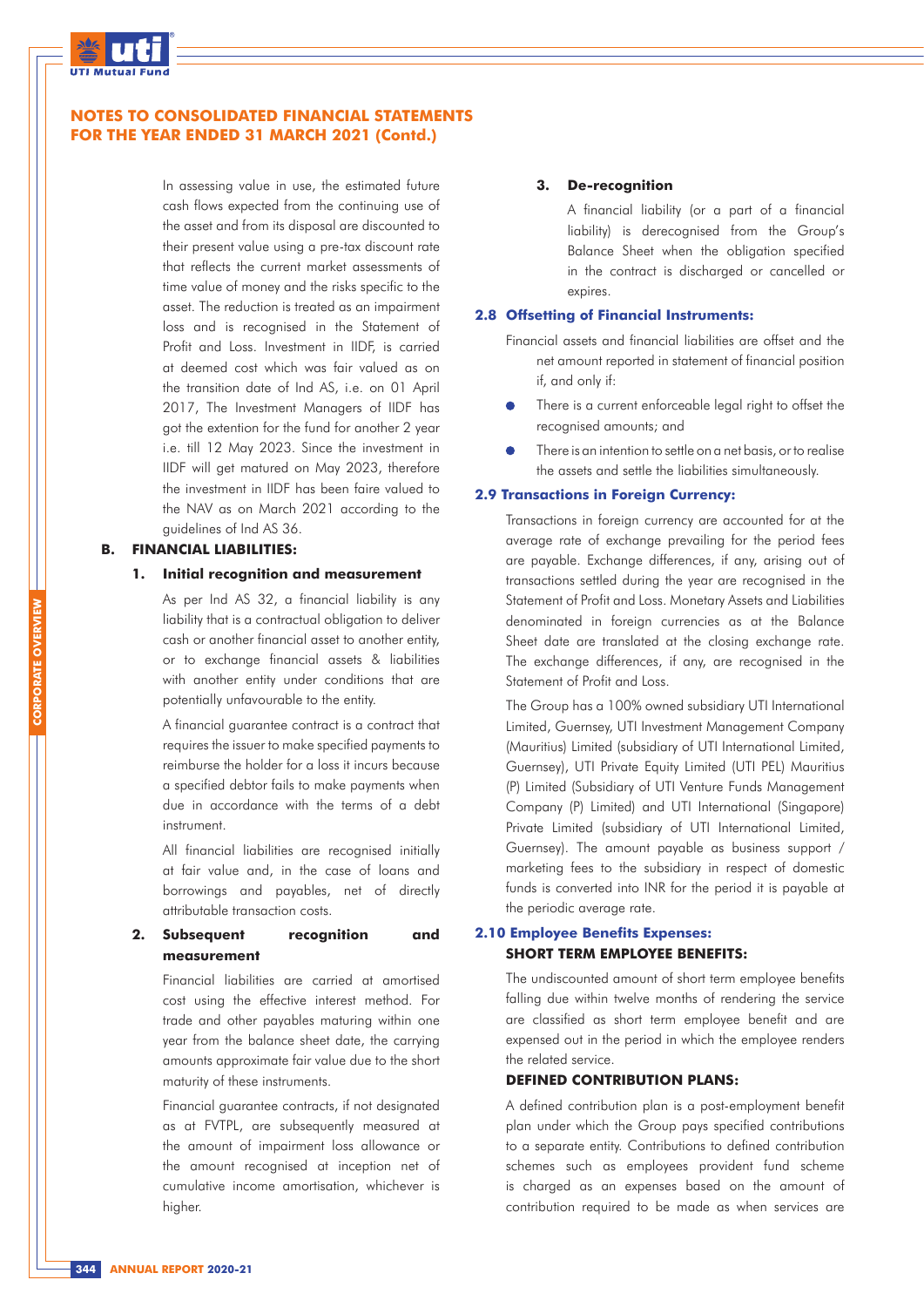## NOTES TO CONSOLIDATED FINANCIAL STATEMENTS FOR THE YEAR ENDED 31 MARCH 2021 (Contd.)

In assessing value in use, the estimated future cash flows expected from the continuing use of the asset and from its disposal are discounted to their present value using a pre-tax discount rate that reflects the current market assessments of time value of money and the risks specific to the asset. The reduction is treated as an impairment loss and is recognised in the Statement of Profit and Loss. Investment in IIDF, is carried at deemed cost which was fair valued as on the transition date of Ind AS, i.e. on 01 April 2017, The Investment Managers of IIDF has got the extention for the fund for another 2 year i.e. till 12 May 2023. Since the investment in IIDF will get matured on May 2023, therefore the investment in IIDF has been faire valued to the NAV as on March 2021 according to the guidelines of Ind AS 36.

### B. FINANCIAL LIABILITIES:

#### 1. Initial recognition and measurement

As per Ind AS 32, a financial liability is any liability that is a contractual obligation to deliver cash or another financial asset to another entity, or to exchange financial assets & liabilities with another entity under conditions that are potentially unfavourable to the entity.

A financial guarantee contract is a contract that requires the issuer to make specified payments to reimburse the holder for a loss it incurs because a specified debtor fails to make payments when due in accordance with the terms of a debt instrument.

All financial liabilities are recognised initially at fair value and, in the case of loans and borrowings and payables, net of directly attributable transaction costs.

#### 2. Subsequent recognition and measurement

Financial liabilities are carried at amortised cost using the effective interest method. For trade and other payables maturing within one year from the balance sheet date, the carrying amounts approximate fair value due to the short maturity of these instruments.

Financial guarantee contracts, if not designated as at FVTPL, are subsequently measured at the amount of impairment loss allowance or the amount recognised at inception net of cumulative income amortisation, whichever is higher.

#### 3. De-recognition

A financial liability (or a part of a financial liability) is derecognised from the Group's Balance Sheet when the obligation specified in the contract is discharged or cancelled or expires.

### 2.8 Offsetting of Financial Instruments:

Financial assets and financial liabilities are offset and the net amount reported in statement of financial position if, and only if:

- There is a current enforceable legal right to offset the recognised amounts; and
- There is an intention to settle on a net basis, or to realise the assets and settle the liabilities simultaneously.

### 2.9 Transactions in Foreign Currency:

Transactions in foreign currency are accounted for at the average rate of exchange prevailing for the period fees are payable. Exchange differences, if any, arising out of transactions settled during the year are recognised in the Statement of Profit and Loss. Monetary Assets and Liabilities denominated in foreign currencies as at the Balance Sheet date are translated at the closing exchange rate. The exchange differences, if any, are recognised in the Statement of Profit and Loss.

The Group has a 100% owned subsidiary UTI International Limited, Guernsey, UTI Investment Management Company (Mauritius) Limited (subsidiary of UTI International Limited, Guernsey), UTI Private Equity Limited (UTI PEL) Mauritius (P) Limited (Subsidiary of UTI Venture Funds Management Company (P) Limited) and UTI International (Singapore) Private Limited (subsidiary of UTI International Limited, Guernsey). The amount payable as business support / marketing fees to the subsidiary in respect of domestic funds is converted into INR for the period it is payable at the periodic average rate.

### 2.10 Employee Benefits Expenses:

**SHORT TERM EMPLOYEE BENEFITS:**

The undiscounted amount of short term employee benefits falling due within twelve months of rendering the service are classified as short term employee benefit and are expensed out in the period in which the employee renders the related service.

**DEFINED CONTRIBUTION PLANS:**

A defined contribution plan is a post-employment benefit plan under which the Group pays specified contributions to a separate entity. Contributions to defined contribution schemes such as employees provident fund scheme is charged as an expenses based on the amount of contribution required to be made as when services are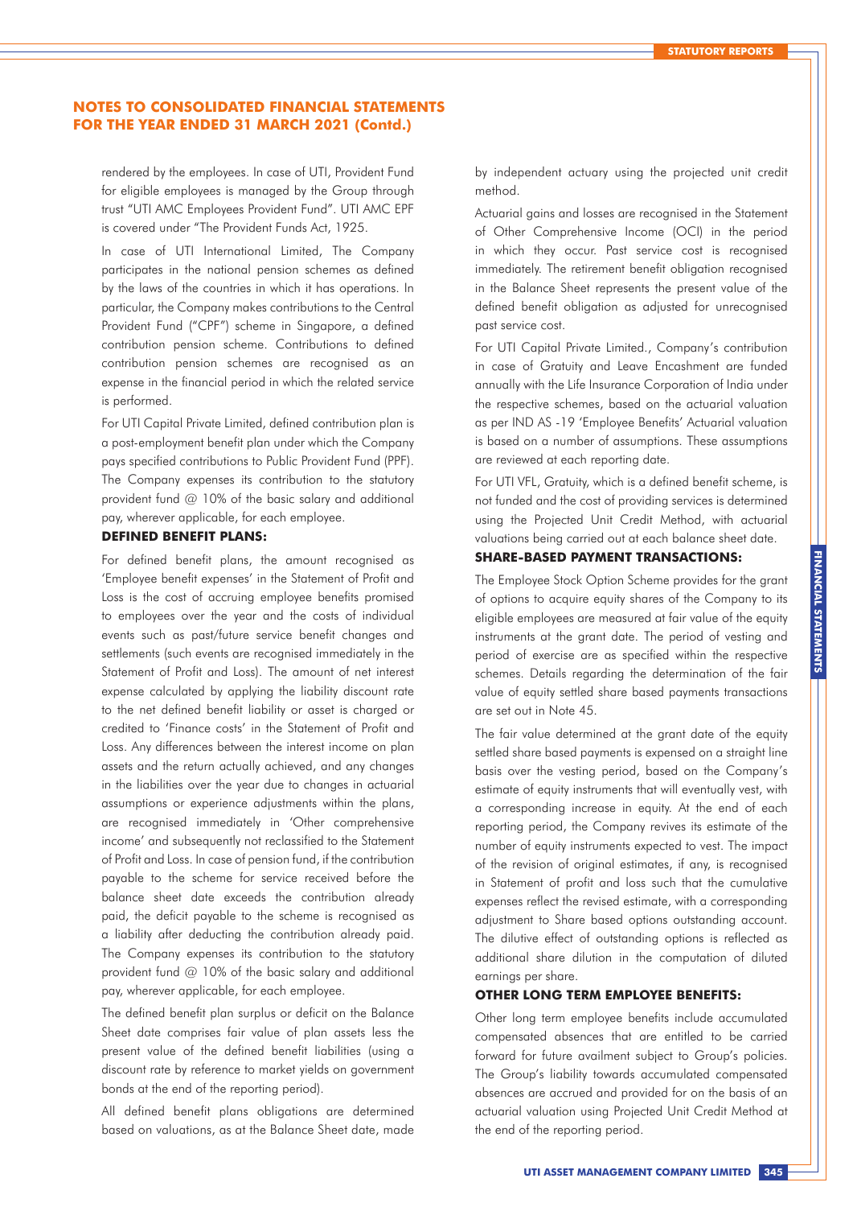rendered by the employees. In case of UTI, Provident Fund for eligible employees is managed by the Group through trust "UTI AMC Employees Provident Fund". UTI AMC EPF is covered under "The Provident Funds Act, 1925.

In case of UTI International Limited, The Company participates in the national pension schemes as defined by the laws of the countries in which it has operations. In particular, the Company makes contributions to the Central Provident Fund ("CPF") scheme in Singapore, a defined contribution pension scheme. Contributions to defined contribution pension schemes are recognised as an expense in the financial period in which the related service is performed.

For UTI Capital Private Limited, defined contribution plan is a post-employment benefit plan under which the Company pays specified contributions to Public Provident Fund (PPF). The Company expenses its contribution to the statutory provident fund @ 10% of the basic salary and additional pay, wherever applicable, for each employee.

**DEFINED BENEFIT PLANS:**

For defined benefit plans, the amount recognised as 'Employee benefit expenses' in the Statement of Profit and Loss is the cost of accruing employee benefits promised to employees over the year and the costs of individual events such as past/future service benefit changes and settlements (such events are recognised immediately in the Statement of Profit and Loss). The amount of net interest expense calculated by applying the liability discount rate to the net defined benefit liability or asset is charged or credited to 'Finance costs' in the Statement of Profit and Loss. Any differences between the interest income on plan assets and the return actually achieved, and any changes in the liabilities over the year due to changes in actuarial assumptions or experience adjustments within the plans, are recognised immediately in 'Other comprehensive income' and subsequently not reclassified to the Statement of Profit and Loss. In case of pension fund, if the contribution payable to the scheme for service received before the balance sheet date exceeds the contribution already paid, the deficit payable to the scheme is recognised as a liability after deducting the contribution already paid. The Company expenses its contribution to the statutory provident fund @ 10% of the basic salary and additional pay, wherever applicable, for each employee.

The defined benefit plan surplus or deficit on the Balance Sheet date comprises fair value of plan assets less the present value of the defined benefit liabilities (using a discount rate by reference to market yields on government bonds at the end of the reporting period).

All defined benefit plans obligations are determined based on valuations, as at the Balance Sheet date, made by independent actuary using the projected unit credit method.

Actuarial gains and losses are recognised in the Statement of Other Comprehensive Income (OCI) in the period in which they occur. Past service cost is recognised immediately. The retirement benefit obligation recognised in the Balance Sheet represents the present value of the defined benefit obligation as adjusted for unrecognised past service cost.

For UTI Capital Private Limited., Company's contribution in case of Gratuity and Leave Encashment are funded annually with the Life Insurance Corporation of India under the respective schemes, based on the actuarial valuation as per IND AS -19 'Employee Benefits' Actuarial valuation is based on a number of assumptions. These assumptions are reviewed at each reporting date.

For UTI VFL, Gratuity, which is a defined benefit scheme, is not funded and the cost of providing services is determined using the Projected Unit Credit Method, with actuarial valuations being carried out at each balance sheet date.

**SHARE-BASED PAYMENT TRANSACTIONS:**

The Employee Stock Option Scheme provides for the grant of options to acquire equity shares of the Company to its eligible employees are measured at fair value of the equity instruments at the grant date. The period of vesting and period of exercise are as specified within the respective schemes. Details regarding the determination of the fair value of equity settled share based payments transactions are set out in Note 45.

The fair value determined at the grant date of the equity settled share based payments is expensed on a straight line basis over the vesting period, based on the Company's estimate of equity instruments that will eventually vest, with a corresponding increase in equity. At the end of each reporting period, the Company revives its estimate of the number of equity instruments expected to vest. The impact of the revision of original estimates, if any, is recognised in Statement of profit and loss such that the cumulative expenses reflect the revised estimate, with a corresponding adjustment to Share based options outstanding account. The dilutive effect of outstanding options is reflected as additional share dilution in the computation of diluted earnings per share.

**OTHER LONG TERM EMPLOYEE BENEFITS:**

Other long term employee benefits include accumulated compensated absences that are entitled to be carried forward for future availment subject to Group's policies. The Group's liability towards accumulated compensated absences are accrued and provided for on the basis of an actuarial valuation using Projected Unit Credit Method at the end of the reporting period.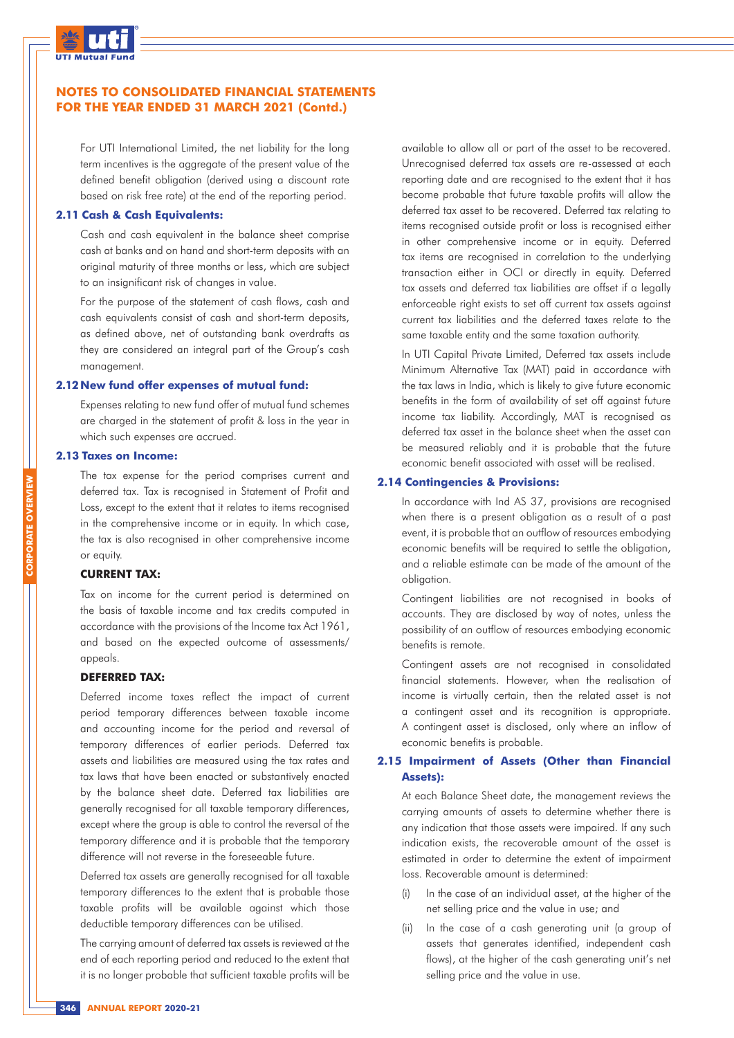## NOTES TO CONSOLIDATED FINANCIAL STATEMENTS FOR THE YEAR ENDED 31 MARCH 2021 (Contd.)

For UTI International Limited, the net liability for the long term incentives is the aggregate of the present value of the defined benefit obligation (derived using a discount rate based on risk free rate) at the end of the reporting period.

### 2.11 Cash & Cash Equivalents:

Cash and cash equivalent in the balance sheet comprise cash at banks and on hand and short-term deposits with an original maturity of three months or less, which are subject to an insignificant risk of changes in value.

For the purpose of the statement of cash flows, cash and cash equivalents consist of cash and short-term deposits, as defined above, net of outstanding bank overdrafts as they are considered an integral part of the Group's cash management.

### 2.12 New fund offer expenses of mutual fund:

Expenses relating to new fund offer of mutual fund schemes are charged in the statement of profit & loss in the year in which such expenses are accrued.

### 2.13 Taxes on Income:

The tax expense for the period comprises current and deferred tax. Tax is recognised in Statement of Profit and Loss, except to the extent that it relates to items recognised in the comprehensive income or in equity. In which case, the tax is also recognised in other comprehensive income or equity.

**CURRENT TAX:**

Tax on income for the current period is determined on the basis of taxable income and tax credits computed in accordance with the provisions of the Income tax Act 1961, and based on the expected outcome of assessments/ appeals.

**DEFERRED TAX:**

Deferred income taxes reflect the impact of current period temporary differences between taxable income and accounting income for the period and reversal of temporary differences of earlier periods. Deferred tax assets and liabilities are measured using the tax rates and tax laws that have been enacted or substantively enacted by the balance sheet date. Deferred tax liabilities are generally recognised for all taxable temporary differences, except where the group is able to control the reversal of the temporary difference and it is probable that the temporary difference will not reverse in the foreseeable future.

Deferred tax assets are generally recognised for all taxable temporary differences to the extent that is probable those taxable profits will be available against which those deductible temporary differences can be utilised.

The carrying amount of deferred tax assets is reviewed at the end of each reporting period and reduced to the extent that it is no longer probable that sufficient taxable profits will be available to allow all or part of the asset to be recovered. Unrecognised deferred tax assets are re-assessed at each reporting date and are recognised to the extent that it has become probable that future taxable profits will allow the deferred tax asset to be recovered. Deferred tax relating to items recognised outside profit or loss is recognised either in other comprehensive income or in equity. Deferred tax items are recognised in correlation to the underlying transaction either in OCI or directly in equity. Deferred tax assets and deferred tax liabilities are offset if a legally enforceable right exists to set off current tax assets against current tax liabilities and the deferred taxes relate to the same taxable entity and the same taxation authority.

In UTI Capital Private Limited, Deferred tax assets include Minimum Alternative Tax (MAT) paid in accordance with the tax laws in India, which is likely to give future economic benefits in the form of availability of set off against future income tax liability. Accordingly, MAT is recognised as deferred tax asset in the balance sheet when the asset can be measured reliably and it is probable that the future economic benefit associated with asset will be realised.

### 2.14 Contingencies & Provisions:

In accordance with Ind AS 37, provisions are recognised when there is a present obligation as a result of a past event, it is probable that an outflow of resources embodying economic benefits will be required to settle the obligation, and a reliable estimate can be made of the amount of the obligation.

Contingent liabilities are not recognised in books of accounts. They are disclosed by way of notes, unless the possibility of an outflow of resources embodying economic benefits is remote.

Contingent assets are not recognised in consolidated financial statements. However, when the realisation of income is virtually certain, then the related asset is not a contingent asset and its recognition is appropriate. A contingent asset is disclosed, only where an inflow of economic benefits is probable.

### 2.15 Impairment of Assets (Other than Financial Assets):

At each Balance Sheet date, the management reviews the carrying amounts of assets to determine whether there is any indication that those assets were impaired. If any such indication exists, the recoverable amount of the asset is estimated in order to determine the extent of impairment loss. Recoverable amount is determined:

(i) In the case of an individual asset, at the higher of the net selling price and the value in use; and

(ii) In the case of a cash generating unit (a group of assets that generates identified, independent cash flows), at the higher of the cash generating unit's net selling price and the value in use.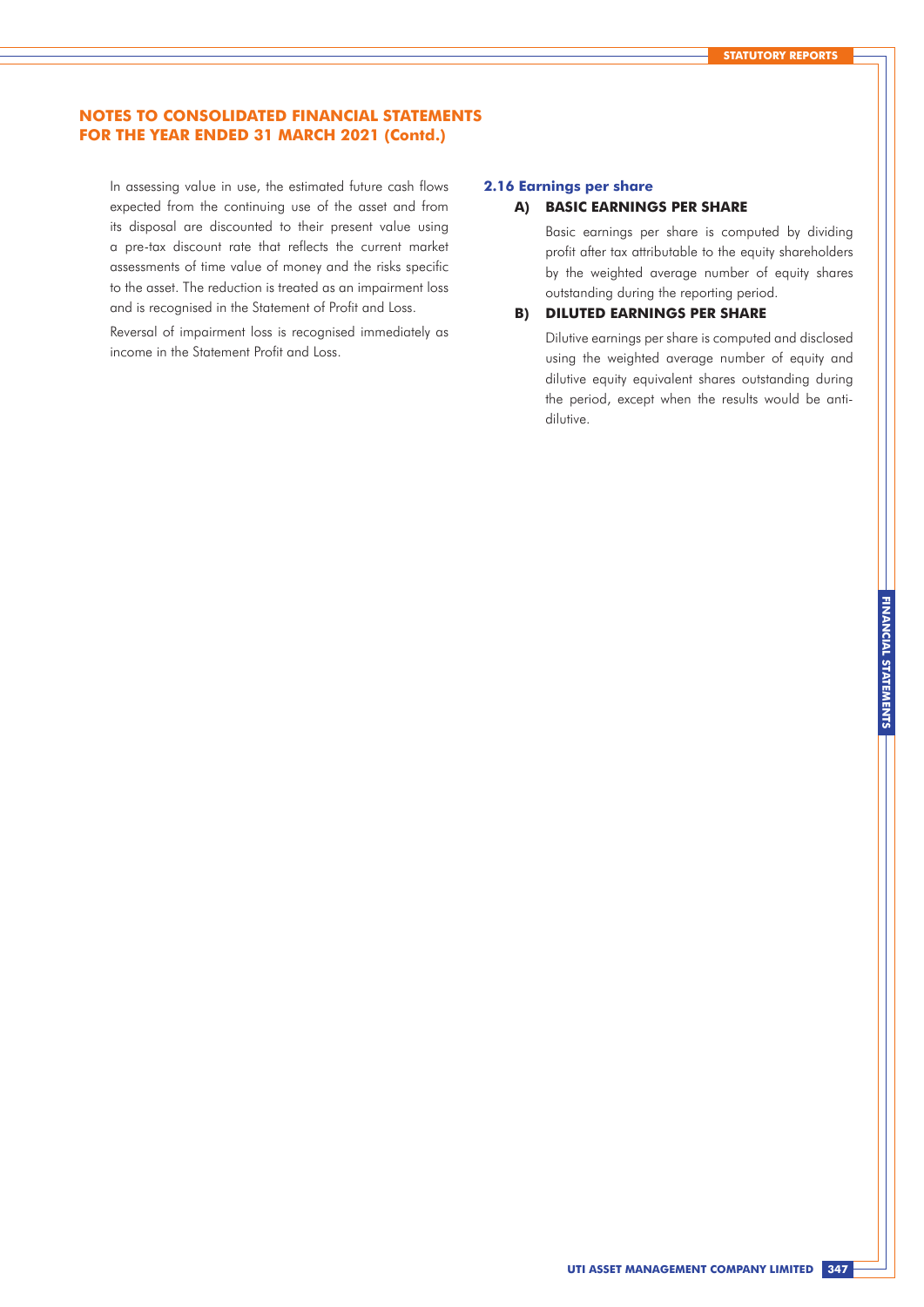In assessing value in use, the estimated future cash flows expected from the continuing use of the asset and from its disposal are discounted to their present value using a pre-tax discount rate that reflects the current market assessments of time value of money and the risks specific to the asset. The reduction is treated as an impairment loss and is recognised in the Statement of Profit and Loss.

Reversal of impairment loss is recognised immediately as income in the Statement Profit and Loss.

### 2.16 Earnings per share

**A) BASIC EARNINGS PER SHARE**

Basic earnings per share is computed by dividing profit after tax attributable to the equity shareholders by the weighted average number of equity shares outstanding during the reporting period.

**B) DILUTED EARNINGS PER SHARE**

Dilutive earnings per share is computed and disclosed using the weighted average number of equity and dilutive equity equivalent shares outstanding during the period, except when the results would be anti-dilutive.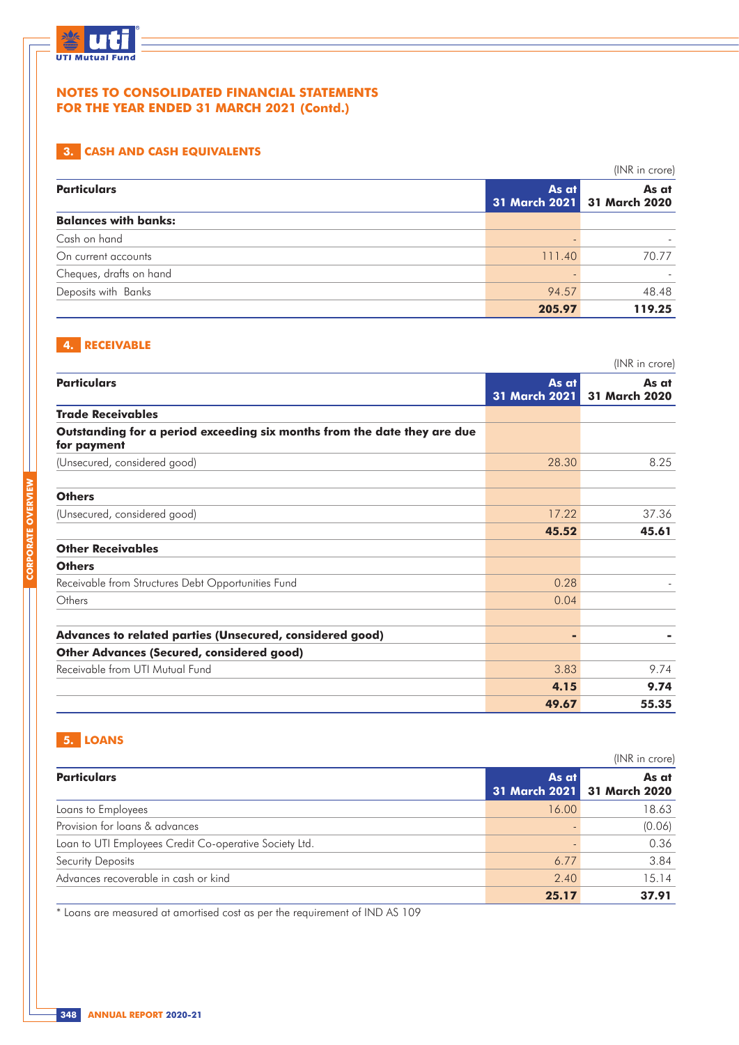## NOTES TO CONSOLIDATED FINANCIAL STATEMENTS FOR THE YEAR ENDED 31 MARCH 2021 (Contd.)

### 3. CASH AND CASH EQUIVALENTS

(INR in crore)

| Particulars | As at 31 March 2021 | As at 31 March 2020 |
|---|---|---|
| **Balances with banks:** | | |
| Cash on hand | - | - |
| On current accounts | 111.40 | 70.77 |
| Cheques, drafts on hand | - | - |
| Deposits with Banks | 94.57 | 48.48 |
| | **205.97** | **119.25** |

### 4. RECEIVABLE

(INR in crore)

| Particulars | As at 31 March 2021 | As at 31 March 2020 |
|---|---|---|
| **Trade Receivables** | | |
| **Outstanding for a period exceeding six months from the date they are due for payment** | | |
| (Unsecured, considered good) | 28.30 | 8.25 |
| | | |
| **Others** | | |
| (Unsecured, considered good) | 17.22 | 37.36 |
| | **45.52** | **45.61** |
| **Other Receivables** | | |
| **Others** | | |
| Receivable from Structures Debt Opportunities Fund | 0.28 | - |
| Others | 0.04 | |
| | | |
| **Advances to related parties (Unsecured, considered good)** | **-** | **-** |
| **Other Advances (Secured, considered good)** | | |
| Receivable from UTI Mutual Fund | 3.83 | 9.74 |
| | **4.15** | **9.74** |
| | **49.67** | **55.35** |

### 5. LOANS

(INR in crore)

| Particulars | As at 31 March 2021 | As at 31 March 2020 |
|---|---|---|
| Loans to Employees | 16.00 | 18.63 |
| Provision for loans & advances | - | (0.06) |
| Loan to UTI Employees Credit Co-operative Society Ltd. | - | 0.36 |
| Security Deposits | 6.77 | 3.84 |
| Advances recoverable in cash or kind | 2.40 | 15.14 |
| | **25.17** | **37.91** |

* Loans are measured at amortised cost as per the requirement of IND AS 109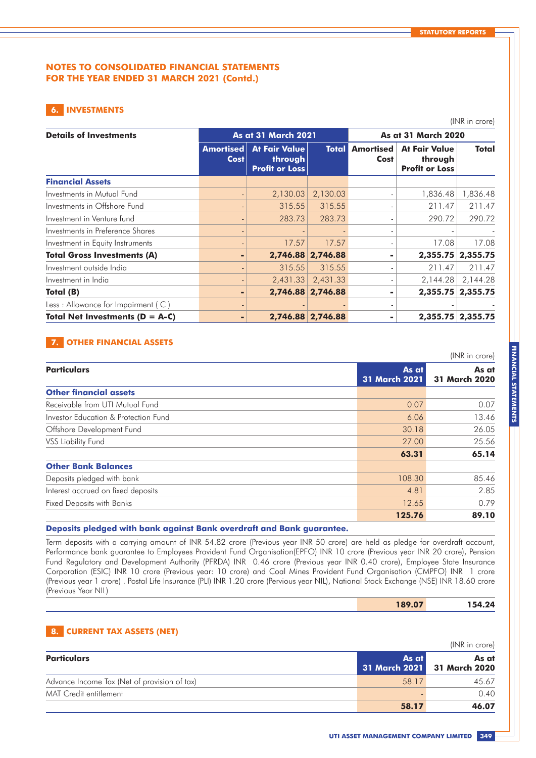# NOTES TO CONSOLIDATED FINANCIAL STATEMENTS FOR THE YEAR ENDED 31 MARCH 2021 (Contd.)

## 6. INVESTMENTS

(INR in crore)

| Details of Investments | As at 31 March 2021 | | | As at 31 March 2020 | | |
|---|---|---|---|---|---|---|
| | Amortised Cost | At Fair Value through Profit or Loss | Total | Amortised Cost | At Fair Value through Profit or Loss | Total |
| **Financial Assets** | | | | | | |
| Investments in Mutual Fund | - | 2,130.03 | 2,130.03 | - | 1,836.48 | 1,836.48 |
| Investments in Offshore Fund | - | 315.55 | 315.55 | - | 211.47 | 211.47 |
| Investment in Venture fund | - | 283.73 | 283.73 | - | 290.72 | 290.72 |
| Investments in Preference Shares | - | - | - | - | - | - |
| Investment in Equity Instruments | - | 17.57 | 17.57 | - | 17.08 | 17.08 |
| **Total Gross Investments (A)** | **-** | **2,746.88** | **2,746.88** | **-** | **2,355.75** | **2,355.75** |
| Investment outside India | - | 315.55 | 315.55 | - | 211.47 | 211.47 |
| Investment in India | - | 2,431.33 | 2,431.33 | - | 2,144.28 | 2,144.28 |
| **Total (B)** | **-** | **2,746.88** | **2,746.88** | **-** | **2,355.75** | **2,355.75** |
| Less : Allowance for Impairment ( C ) | - | - | - | - | - | - |
| **Total Net Investments (D = A-C)** | **-** | **2,746.88** | **2,746.88** | **-** | **2,355.75** | **2,355.75** |

## 7. OTHER FINANCIAL ASSETS

(INR in crore)

| Particulars | As at 31 March 2021 | As at 31 March 2020 |
|---|---|---|
| **Other financial assets** | | |
| Receivable from UTI Mutual Fund | 0.07 | 0.07 |
| Investor Education & Protection Fund | 6.06 | 13.46 |
| Offshore Development Fund | 30.18 | 26.05 |
| VSS Liability Fund | 27.00 | 25.56 |
| | **63.31** | **65.14** |
| **Other Bank Balances** | | |
| Deposits pledged with bank | 108.30 | 85.46 |
| Interest accrued on fixed deposits | 4.81 | 2.85 |
| Fixed Deposits with Banks | 12.65 | 0.79 |
| | **125.76** | **89.10** |

**Deposits pledged with bank against Bank overdraft and Bank guarantee.**

Term deposits with a carrying amount of INR 54.82 crore (Previous year INR 50 crore) are held as pledge for overdraft account, Performance bank guarantee to Employees Provident Fund Organisation(EPFO) INR 10 crore (Previous year INR 20 crore), Pension Fund Regulatory and Development Authority (PFRDA) INR 0.46 crore (Previous year INR 0.40 crore), Employee State Insurance Corporation (ESIC) INR 10 crore (Previous year: 10 crore) and Coal Mines Provident Fund Organisation (CMPFO) INR 1 crore (Previous year 1 crore) . Postal Life Insurance (PLI) INR 1.20 crore (Pervious year NIL), National Stock Exchange (NSE) INR 18.60 crore (Previous Year NIL)

| | 189.07 | 154.24 |
|---|---|---|

## 8. CURRENT TAX ASSETS (NET)

(INR in crore)

| Particulars | As at 31 March 2021 | As at 31 March 2020 |
|---|---|---|
| Advance Income Tax (Net of provision of tax) | 58.17 | 45.67 |
| MAT Credit entitlement | - | 0.40 |
| | **58.17** | **46.07** |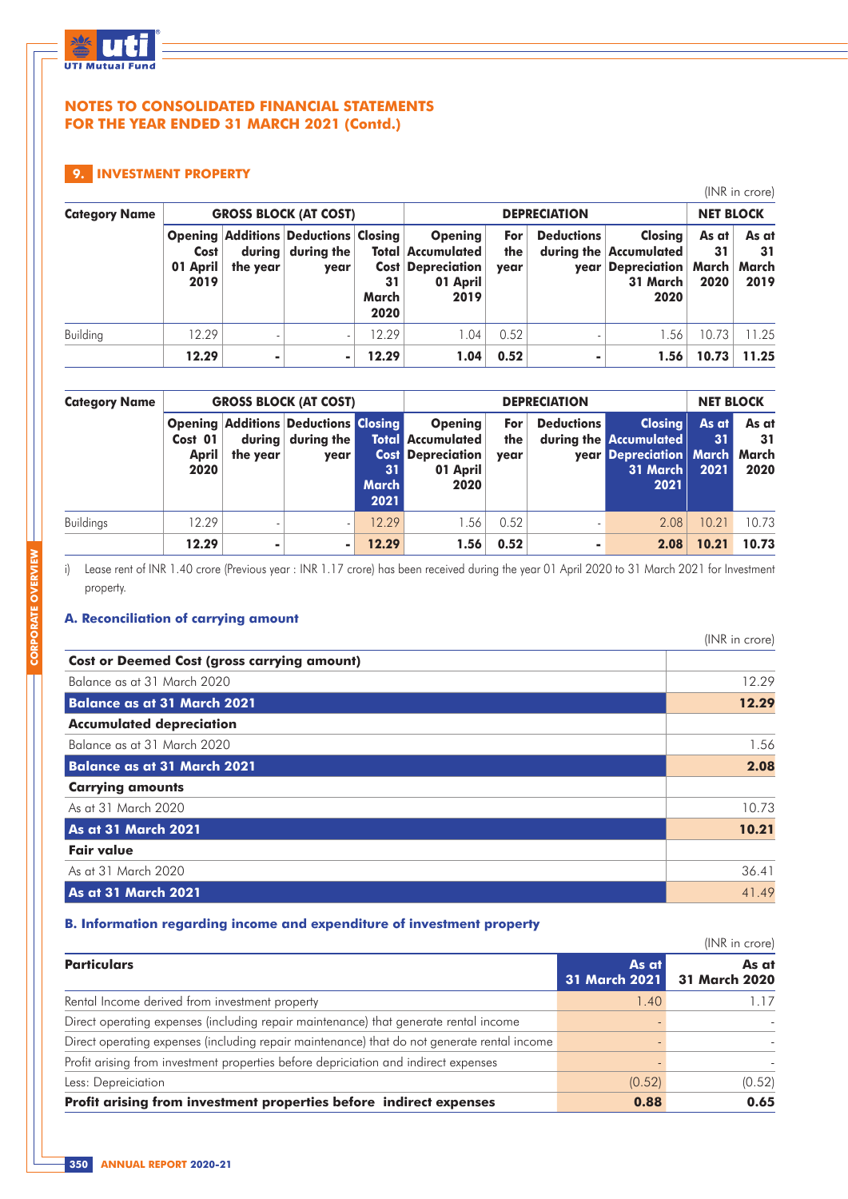## NOTES TO CONSOLIDATED FINANCIAL STATEMENTS FOR THE YEAR ENDED 31 MARCH 2021 (Contd.)

### 9. INVESTMENT PROPERTY

(INR in crore)

| Category Name | GROSS BLOCK (AT COST) | | | | DEPRECIATION | | | | NET BLOCK | |
|---|---|---|---|---|---|---|---|---|---|---|
| | Opening Cost 01 April 2019 | Additions during the year | Deductions during the year | Closing Total Cost 31 March 2020 | Opening Accumulated Depreciation 01 April 2019 | For the year | Deductions during the year | Closing Accumulated Depreciation 31 March 2020 | As at 31 March 2020 | As at 31 March 2019 |
| Building | 12.29 | - | - | 12.29 | 1.04 | 0.52 | - | 1.56 | 10.73 | 11.25 |
| | **12.29** | **-** | **-** | **12.29** | **1.04** | **0.52** | **-** | **1.56** | **10.73** | **11.25** |

| Category Name | GROSS BLOCK (AT COST) | | | | DEPRECIATION | | | | NET BLOCK | |
|---|---|---|---|---|---|---|---|---|---|---|
| | Opening Cost 01 April 2020 | Additions during the year | Deductions during the year | Closing Total Cost 31 March 2021 | Opening Accumulated Depreciation 01 April 2020 | For the year | Deductions during the year | Closing Accumulated Depreciation 31 March 2021 | As at 31 March 2021 | As at 31 March 2020 |
| Buildings | 12.29 | - | - | 12.29 | 1.56 | 0.52 | - | 2.08 | 10.21 | 10.73 |
| | **12.29** | **-** | **-** | **12.29** | **1.56** | **0.52** | **-** | **2.08** | **10.21** | **10.73** |

i) Lease rent of INR 1.40 crore (Previous year : INR 1.17 crore) has been received during the year 01 April 2020 to 31 March 2021 for Investment property.

#### A. Reconciliation of carrying amount

(INR in crore)

| | |
|---|---|
| **Cost or Deemed Cost (gross carrying amount)** | |
| Balance as at 31 March 2020 | 12.29 |
| **Balance as at 31 March 2021** | **12.29** |
| **Accumulated depreciation** | |
| Balance as at 31 March 2020 | 1.56 |
| **Balance as at 31 March 2021** | **2.08** |
| **Carrying amounts** | |
| As at 31 March 2020 | 10.73 |
| **As at 31 March 2021** | **10.21** |
| **Fair value** | |
| As at 31 March 2020 | 36.41 |
| **As at 31 March 2021** | 41.49 |

#### B. Information regarding income and expenditure of investment property

(INR in crore)

| Particulars | As at 31 March 2021 | As at 31 March 2020 |
|---|---|---|
| Rental Income derived from investment property | 1.40 | 1.17 |
| Direct operating expenses (including repair maintenance) that generate rental income | - | - |
| Direct operating expenses (including repair maintenance) that do not generate rental income | - | - |
| Profit arising from investment properties before depriciation and indirect expenses | - | - |
| Less: Depreiciation | (0.52) | (0.52) |
| **Profit arising from investment properties before indirect expenses** | **0.88** | **0.65** |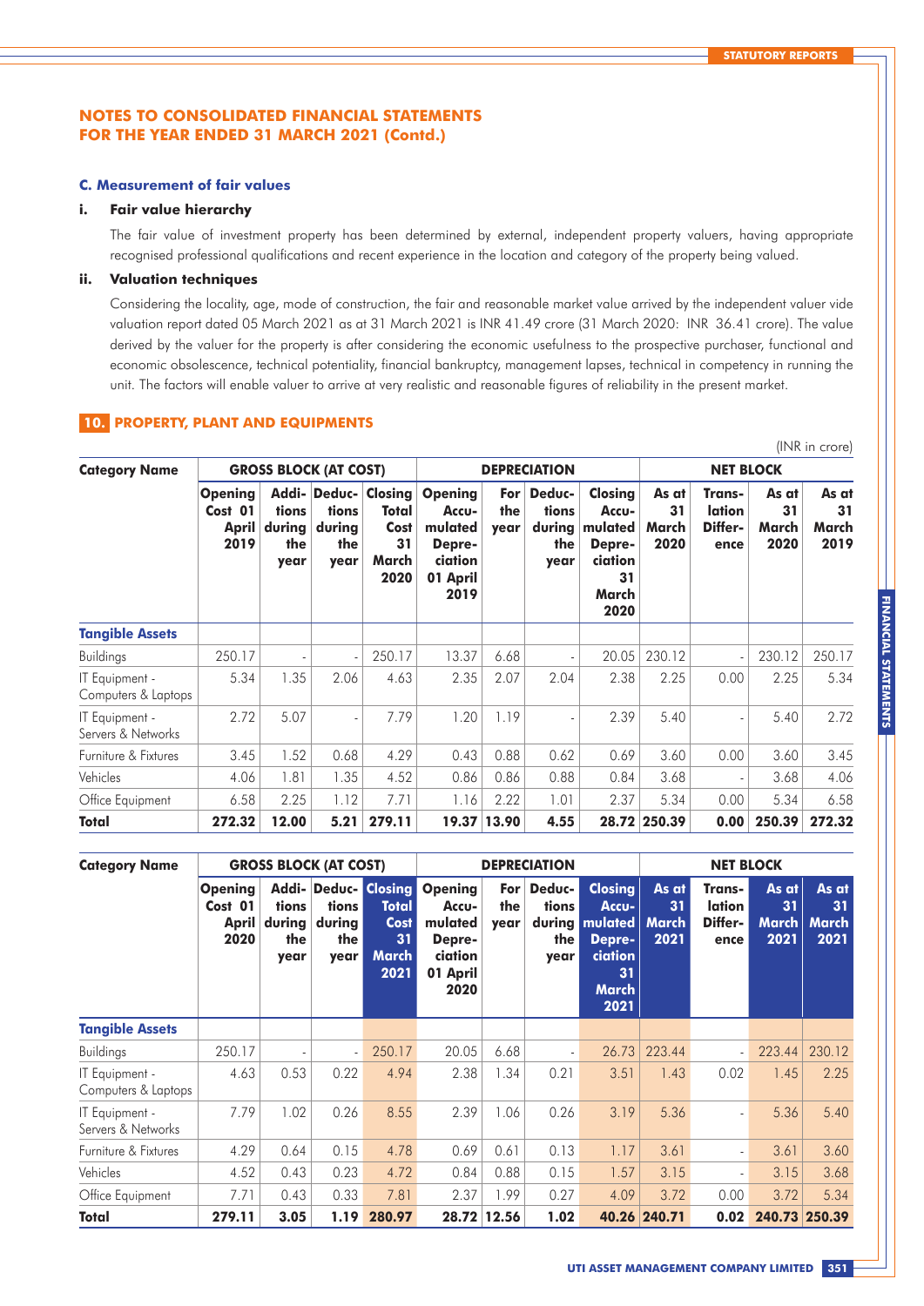## NOTES TO CONSOLIDATED FINANCIAL STATEMENTS FOR THE YEAR ENDED 31 MARCH 2021 (Contd.)

### C. Measurement of fair values

**i. Fair value hierarchy**

The fair value of investment property has been determined by external, independent property valuers, having appropriate recognised professional qualifications and recent experience in the location and category of the property being valued.

**ii. Valuation techniques**

Considering the locality, age, mode of construction, the fair and reasonable market value arrived by the independent valuer vide valuation report dated 05 March 2021 as at 31 March 2021 is INR 41.49 crore (31 March 2020: INR 36.41 crore). The value derived by the valuer for the property is after considering the economic usefulness to the prospective purchaser, functional and economic obsolescence, technical potentiality, financial bankruptcy, management lapses, technical in competency in running the unit. The factors will enable valuer to arrive at very realistic and reasonable figures of reliability in the present market.

## 10. PROPERTY, PLANT AND EQUIPMENTS

(INR in crore)

| Category Name | GROSS BLOCK (AT COST) | | | | DEPRECIATION | | | | NET BLOCK | | | |
|---|---|---|---|---|---|---|---|---|---|---|---|---|
| | Opening Cost 01 April 2019 | Additions during the year | Deductions during the year | Closing Total Cost 31 March 2020 | Opening Accumulated Depreciation 01 April 2019 | For the year | Deductions during the year | Closing Accumulated Depreciation 31 March 2020 | As at 31 March 2020 | Translation Difference | As at 31 March 2020 | As at 31 March 2019 |
| **Tangible Assets** | | | | | | | | | | | | |
| Buildings | 250.17 | - | - | 250.17 | 13.37 | 6.68 | - | 20.05 | 230.12 | - | 230.12 | 250.17 |
| IT Equipment - Computers & Laptops | 5.34 | 1.35 | 2.06 | 4.63 | 2.35 | 2.07 | 2.04 | 2.38 | 2.25 | 0.00 | 2.25 | 5.34 |
| IT Equipment - Servers & Networks | 2.72 | 5.07 | - | 7.79 | 1.20 | 1.19 | - | 2.39 | 5.40 | - | 5.40 | 2.72 |
| Furniture & Fixtures | 3.45 | 1.52 | 0.68 | 4.29 | 0.43 | 0.88 | 0.62 | 0.69 | 3.60 | 0.00 | 3.60 | 3.45 |
| Vehicles | 4.06 | 1.81 | 1.35 | 4.52 | 0.86 | 0.86 | 0.88 | 0.84 | 3.68 | - | 3.68 | 4.06 |
| Office Equipment | 6.58 | 2.25 | 1.12 | 7.71 | 1.16 | 2.22 | 1.01 | 2.37 | 5.34 | 0.00 | 5.34 | 6.58 |
| **Total** | **272.32** | **12.00** | **5.21** | **279.11** | **19.37** | **13.90** | **4.55** | **28.72** | **250.39** | **0.00** | **250.39** | **272.32** |

| Category Name | GROSS BLOCK (AT COST) | | | | DEPRECIATION | | | | NET BLOCK | | | |
|---|---|---|---|---|---|---|---|---|---|---|---|---|
| | Opening Cost 01 April 2020 | Additions during the year | Deductions during the year | Closing Total Cost 31 March 2021 | Opening Accumulated Depreciation 01 April 2020 | For the year | Deductions during the year | Closing Accumulated Depreciation 31 March 2021 | As at 31 March 2021 | Translation Difference | As at 31 March 2021 | As at 31 March 2021 |
| **Tangible Assets** | | | | | | | | | | | | |
| Buildings | 250.17 | - | - | 250.17 | 20.05 | 6.68 | - | 26.73 | 223.44 | - | 223.44 | 230.12 |
| IT Equipment - Computers & Laptops | 4.63 | 0.53 | 0.22 | 4.94 | 2.38 | 1.34 | 0.21 | 3.51 | 1.43 | 0.02 | 1.45 | 2.25 |
| IT Equipment - Servers & Networks | 7.79 | 1.02 | 0.26 | 8.55 | 2.39 | 1.06 | 0.26 | 3.19 | 5.36 | - | 5.36 | 5.40 |
| Furniture & Fixtures | 4.29 | 0.64 | 0.15 | 4.78 | 0.69 | 0.61 | 0.13 | 1.17 | 3.61 | - | 3.61 | 3.60 |
| Vehicles | 4.52 | 0.43 | 0.23 | 4.72 | 0.84 | 0.88 | 0.15 | 1.57 | 3.15 | - | 3.15 | 3.68 |
| Office Equipment | 7.71 | 0.43 | 0.33 | 7.81 | 2.37 | 1.99 | 0.27 | 4.09 | 3.72 | 0.00 | 3.72 | 5.34 |
| **Total** | **279.11** | **3.05** | **1.19** | **280.97** | **28.72** | **12.56** | **1.02** | **40.26** | **240.71** | **0.02** | **240.73** | **250.39** |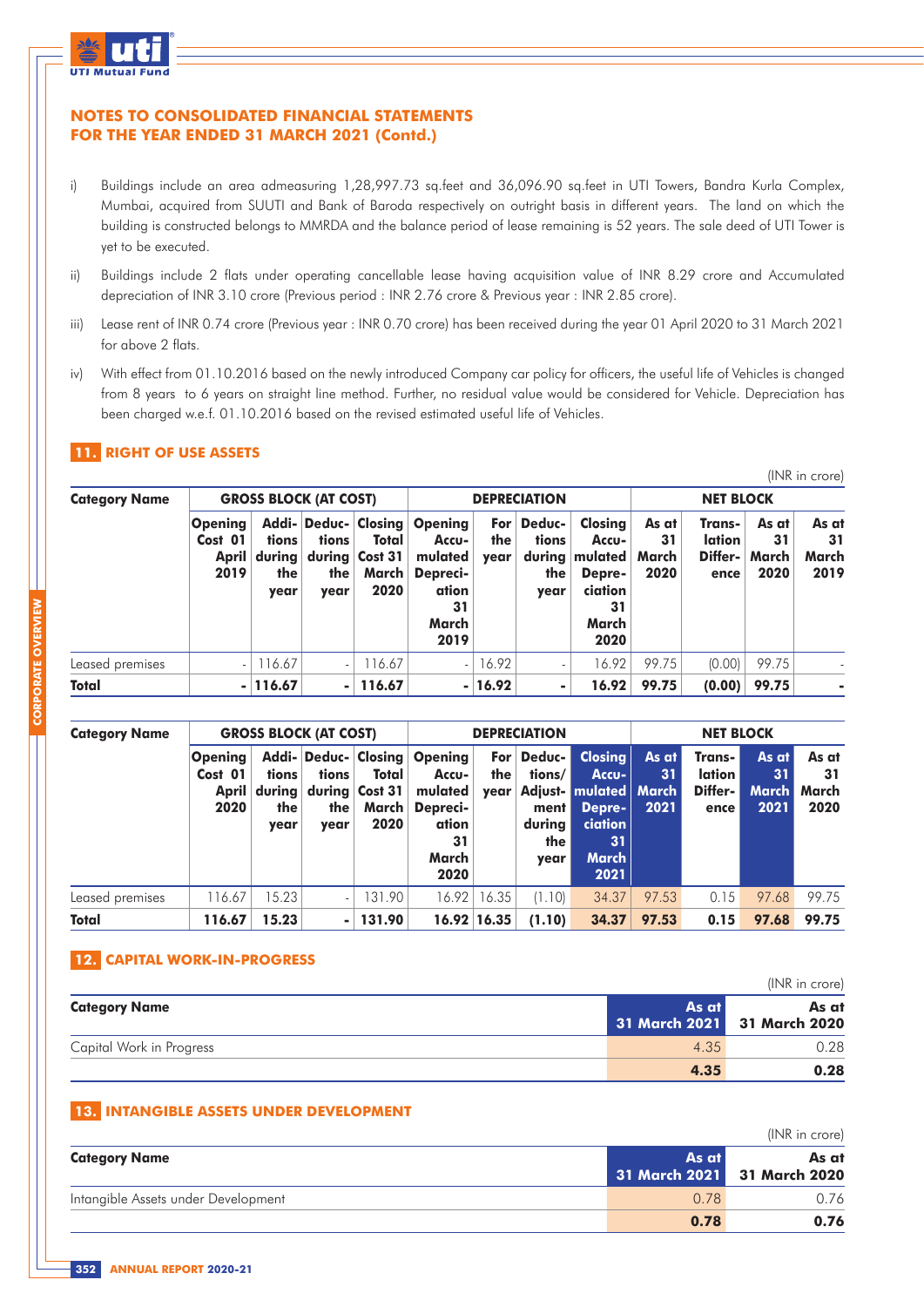## NOTES TO CONSOLIDATED FINANCIAL STATEMENTS FOR THE YEAR ENDED 31 MARCH 2021 (Contd.)

i) Buildings include an area admeasuring 1,28,997.73 sq.feet and 36,096.90 sq.feet in UTI Towers, Bandra Kurla Complex, Mumbai, acquired from SUUTI and Bank of Baroda respectively on outright basis in different years. The land on which the building is constructed belongs to MMRDA and the balance period of lease remaining is 52 years. The sale deed of UTI Tower is yet to be executed.

ii) Buildings include 2 flats under operating cancellable lease having acquisition value of INR 8.29 crore and Accumulated depreciation of INR 3.10 crore (Previous period : INR 2.76 crore & Previous year : INR 2.85 crore).

iii) Lease rent of INR 0.74 crore (Previous year : INR 0.70 crore) has been received during the year 01 April 2020 to 31 March 2021 for above 2 flats.

iv) With effect from 01.10.2016 based on the newly introduced Company car policy for officers, the useful life of Vehicles is changed from 8 years to 6 years on straight line method. Further, no residual value would be considered for Vehicle. Depreciation has been charged w.e.f. 01.10.2016 based on the revised estimated useful life of Vehicles.

### 11. RIGHT OF USE ASSETS

(INR in crore)

| Category Name | GROSS BLOCK (AT COST) | | | | DEPRECIATION | | | | NET BLOCK | | | |
|---|---|---|---|---|---|---|---|---|---|---|---|---|
| | Opening Cost 01 April 2019 | Additions during the year | Deductions during the year | Closing Total Cost 31 March 2020 | Opening Accumulated Depreciation 31 March 2019 | For the year | Deductions during the year | Closing Accumulated Depreciation 31 March 2020 | As at 31 March 2020 | Translation Difference | As at 31 March 2020 | As at 31 March 2019 |
| Leased premises | - | 116.67 | - | 116.67 | - | 16.92 | - | 16.92 | 99.75 | (0.00) | 99.75 | - |
| **Total** | **-** | **116.67** | **-** | **116.67** | **-** | **16.92** | **-** | **16.92** | **99.75** | **(0.00)** | **99.75** | **-** |

| Category Name | GROSS BLOCK (AT COST) | | | | DEPRECIATION | | | | NET BLOCK | | | |
|---|---|---|---|---|---|---|---|---|---|---|---|---|
| | Opening Cost 01 April 2020 | Additions during the year | Deductions during the year | Closing Total Cost 31 March 2020 | Opening Accumulated Depreciation 31 March 2020 | For the year | Deductions/ Adjustment during the year | Closing Accumulated Depreciation 31 March 2021 | As at 31 March 2021 | Translation Difference | As at 31 March 2021 | As at 31 March 2020 |
| Leased premises | 116.67 | 15.23 | - | 131.90 | 16.92 | 16.35 | (1.10) | 34.37 | 97.53 | 0.15 | 97.68 | 99.75 |
| **Total** | **116.67** | **15.23** | **-** | **131.90** | **16.92** | **16.35** | **(1.10)** | **34.37** | **97.53** | **0.15** | **97.68** | **99.75** |

### 12. CAPITAL WORK-IN-PROGRESS

(INR in crore)

| Category Name | As at 31 March 2021 | As at 31 March 2020 |
|---|---|---|
| Capital Work in Progress | 4.35 | 0.28 |
| | **4.35** | **0.28** |

### 13. INTANGIBLE ASSETS UNDER DEVELOPMENT

(INR in crore)

| Category Name | As at 31 March 2021 | As at 31 March 2020 |
|---|---|---|
| Intangible Assets under Development | 0.78 | 0.76 |
| | **0.78** | **0.76** |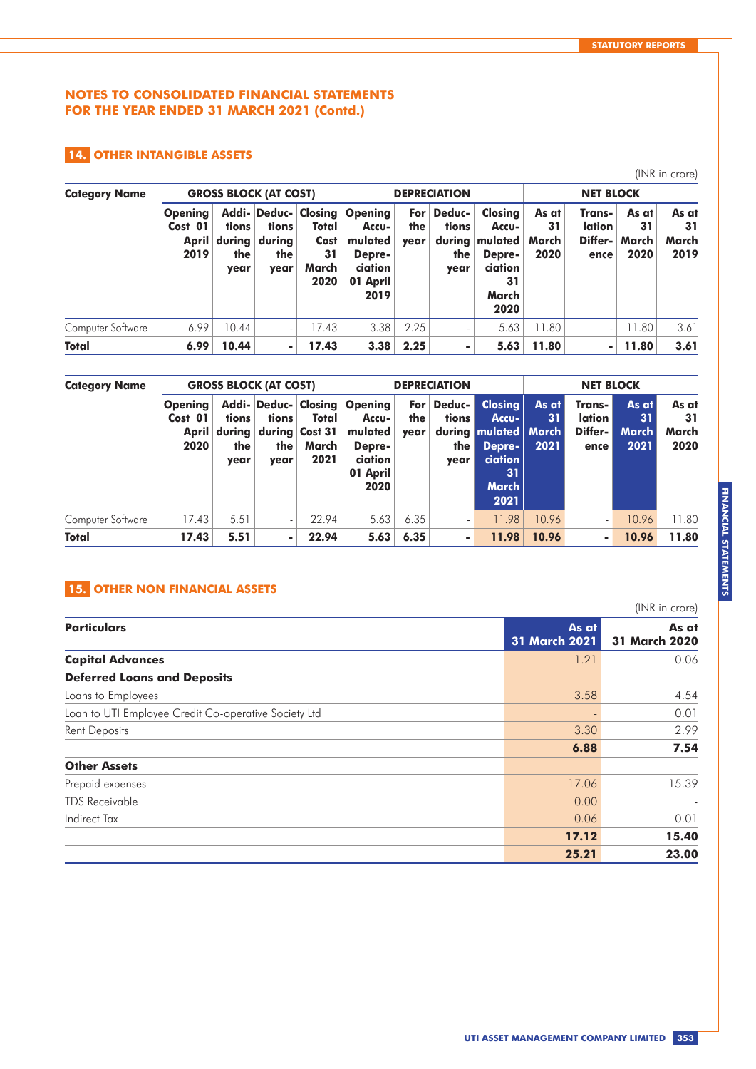# NOTES TO CONSOLIDATED FINANCIAL STATEMENTS FOR THE YEAR ENDED 31 MARCH 2021 (Contd.)

## 14. OTHER INTANGIBLE ASSETS

(INR in crore)

| Category Name | GROSS BLOCK (AT COST) | | | | DEPRECIATION | | | | NET BLOCK | | | |
|---|---|---|---|---|---|---|---|---|---|---|---|---|
| | Opening Cost 01 April 2019 | Additions during the year | Deductions during the year | Closing Total Cost 31 March 2020 | Opening Accumulated Depreciation 01 April 2019 | For the year | Deductions during the year | Closing Accumulated Depreciation 31 March 2020 | As at 31 March 2020 | Translation Difference | As at 31 March 2020 | As at 31 March 2019 |
| Computer Software | 6.99 | 10.44 | - | 17.43 | 3.38 | 2.25 | - | 5.63 | 11.80 | - | 11.80 | 3.61 |
| **Total** | **6.99** | **10.44** | **-** | **17.43** | **3.38** | **2.25** | **-** | **5.63** | **11.80** | **-** | **11.80** | **3.61** |

| Category Name | GROSS BLOCK (AT COST) | | | | DEPRECIATION | | | | NET BLOCK | | | |
|---|---|---|---|---|---|---|---|---|---|---|---|---|
| | Opening Cost 01 April 2020 | Additions during the year | Deductions during the year | Closing Total Cost 31 March 2021 | Opening Accumulated Depreciation 01 April 2020 | For the year | Deductions during the year | Closing Accumulated Depreciation 31 March 2021 | As at 31 March 2021 | Translation Difference | As at 31 March 2021 | As at 31 March 2020 |
| Computer Software | 17.43 | 5.51 | - | 22.94 | 5.63 | 6.35 | - | 11.98 | 10.96 | - | 10.96 | 11.80 |
| **Total** | **17.43** | **5.51** | **-** | **22.94** | **5.63** | **6.35** | **-** | **11.98** | **10.96** | **-** | **10.96** | **11.80** |

## 15. OTHER NON FINANCIAL ASSETS

(INR in crore)

| Particulars | As at 31 March 2021 | As at 31 March 2020 |
|---|---|---|
| **Capital Advances** | 1.21 | 0.06 |
| **Deferred Loans and Deposits** | | |
| Loans to Employees | 3.58 | 4.54 |
| Loan to UTI Employee Credit Co-operative Society Ltd | - | 0.01 |
| Rent Deposits | 3.30 | 2.99 |
| | **6.88** | **7.54** |
| **Other Assets** | | |
| Prepaid expenses | 17.06 | 15.39 |
| TDS Receivable | 0.00 | - |
| Indirect Tax | 0.06 | 0.01 |
| | **17.12** | **15.40** |
| | **25.21** | **23.00** |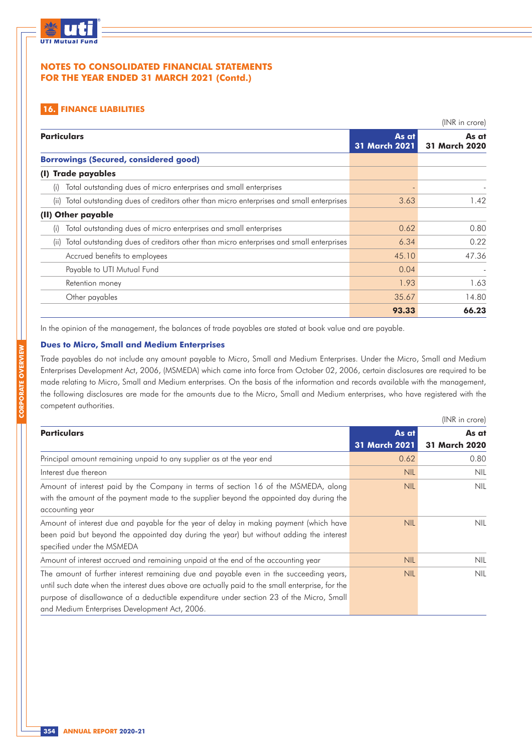## NOTES TO CONSOLIDATED FINANCIAL STATEMENTS FOR THE YEAR ENDED 31 MARCH 2021 (Contd.)

### 16. FINANCE LIABILITIES

(INR in crore)

| Particulars | As at 31 March 2021 | As at 31 March 2020 |
|---|---|---|
| **Borrowings (Secured, considered good)** | | |
| **(I) Trade payables** | | |
| (i) Total outstanding dues of micro enterprises and small enterprises | - | - |
| (ii) Total outstanding dues of creditors other than micro enterprises and small enterprises | 3.63 | 1.42 |
| **(II) Other payable** | | |
| (i) Total outstanding dues of micro enterprises and small enterprises | 0.62 | 0.80 |
| (ii) Total outstanding dues of creditors other than micro enterprises and small enterprises | 6.34 | 0.22 |
| Accrued benefits to employees | 45.10 | 47.36 |
| Payable to UTI Mutual Fund | 0.04 | - |
| Retention money | 1.93 | 1.63 |
| Other payables | 35.67 | 14.80 |
| | **93.33** | **66.23** |

In the opinion of the management, the balances of trade payables are stated at book value and are payable.

#### Dues to Micro, Small and Medium Enterprises

Trade payables do not include any amount payable to Micro, Small and Medium Enterprises. Under the Micro, Small and Medium Enterprises Development Act, 2006, (MSMEDA) which came into force from October 02, 2006, certain disclosures are required to be made relating to Micro, Small and Medium enterprises. On the basis of the information and records available with the management, the following disclosures are made for the amounts due to the Micro, Small and Medium enterprises, who have registered with the competent authorities.

(INR in crore)

| Particulars | As at 31 March 2021 | As at 31 March 2020 |
|---|---|---|
| Principal amount remaining unpaid to any supplier as at the year end | 0.62 | 0.80 |
| Interest due thereon | NIL | NIL |
| Amount of interest paid by the Company in terms of section 16 of the MSMEDA, along with the amount of the payment made to the supplier beyond the appointed day during the accounting year | NIL | NIL |
| Amount of interest due and payable for the year of delay in making payment (which have been paid but beyond the appointed day during the year) but without adding the interest specified under the MSMEDA | NIL | NIL |
| Amount of interest accrued and remaining unpaid at the end of the accounting year | NIL | NIL |
| The amount of further interest remaining due and payable even in the succeeding years, until such date when the interest dues above are actually paid to the small enterprise, for the purpose of disallowance of a deductible expenditure under section 23 of the Micro, Small and Medium Enterprises Development Act, 2006. | NIL | NIL |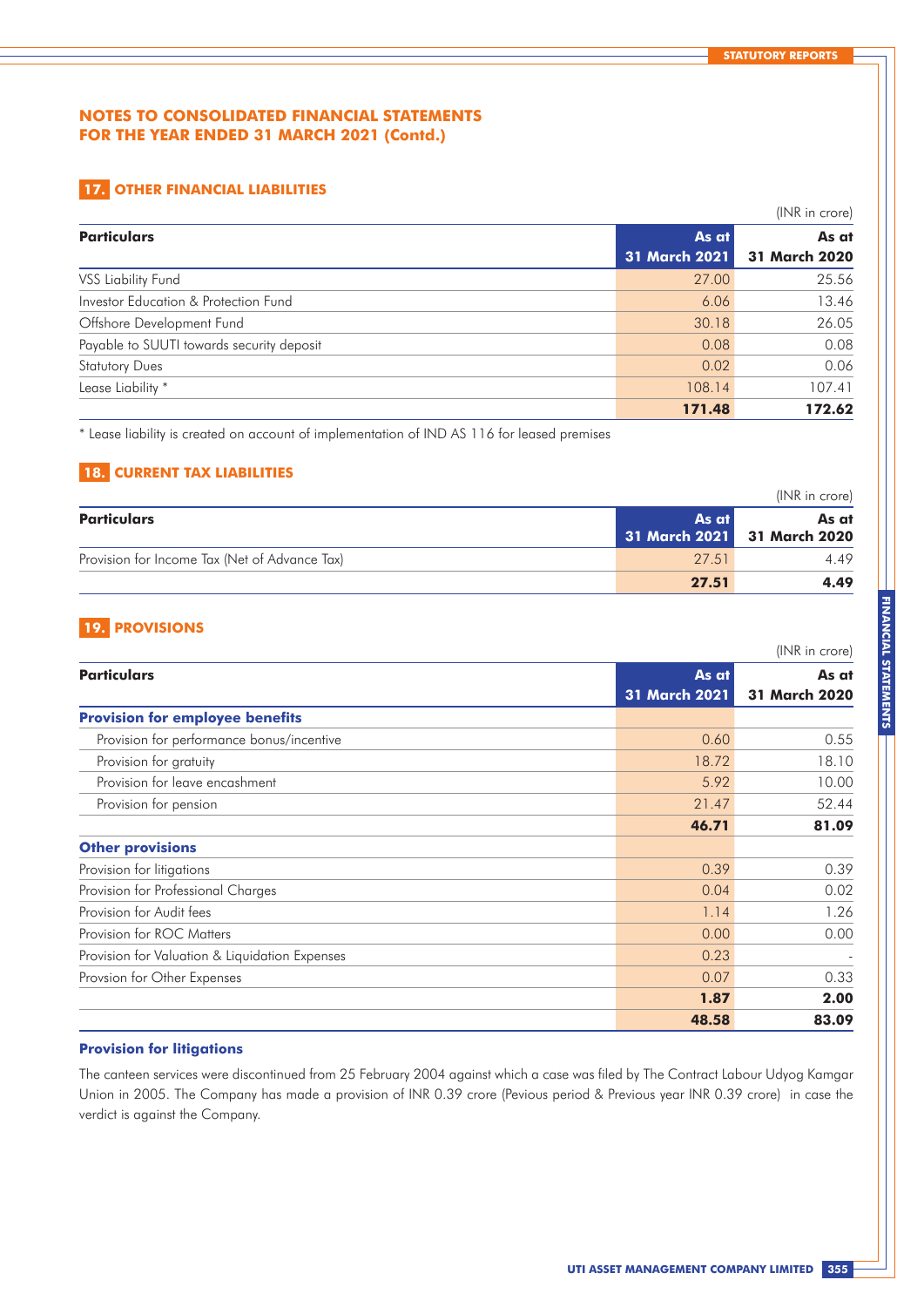## NOTES TO CONSOLIDATED FINANCIAL STATEMENTS FOR THE YEAR ENDED 31 MARCH 2021 (Contd.)

### 17. OTHER FINANCIAL LIABILITIES

(INR in crore)

| Particulars | As at 31 March 2021 | As at 31 March 2020 |
|---|---|---|
| VSS Liability Fund | 27.00 | 25.56 |
| Investor Education & Protection Fund | 6.06 | 13.46 |
| Offshore Development Fund | 30.18 | 26.05 |
| Payable to SUUTI towards security deposit | 0.08 | 0.08 |
| Statutory Dues | 0.02 | 0.06 |
| Lease Liability * | 108.14 | 107.41 |
| | **171.48** | **172.62** |

* Lease liability is created on account of implementation of IND AS 116 for leased premises

### 18. CURRENT TAX LIABILITIES

(INR in crore)

| Particulars | As at 31 March 2021 | As at 31 March 2020 |
|---|---|---|
| Provision for Income Tax (Net of Advance Tax) | 27.51 | 4.49 |
| | **27.51** | **4.49** |

### 19. PROVISIONS

(INR in crore)

| Particulars | As at 31 March 2021 | As at 31 March 2020 |
|---|---|---|
| **Provision for employee benefits** | | |
| Provision for performance bonus/incentive | 0.60 | 0.55 |
| Provision for gratuity | 18.72 | 18.10 |
| Provision for leave encashment | 5.92 | 10.00 |
| Provision for pension | 21.47 | 52.44 |
| | **46.71** | **81.09** |
| **Other provisions** | | |
| Provision for litigations | 0.39 | 0.39 |
| Provision for Professional Charges | 0.04 | 0.02 |
| Provision for Audit fees | 1.14 | 1.26 |
| Provision for ROC Matters | 0.00 | 0.00 |
| Provision for Valuation & Liquidation Expenses | 0.23 | - |
| Provsion for Other Expenses | 0.07 | 0.33 |
| | **1.87** | **2.00** |
| | **48.58** | **83.09** |

#### Provision for litigations

The canteen services were discontinued from 25 February 2004 against which a case was filed by The Contract Labour Udyog Kamgar Union in 2005. The Company has made a provision of INR 0.39 crore (Pevious period & Previous year INR 0.39 crore) in case the verdict is against the Company.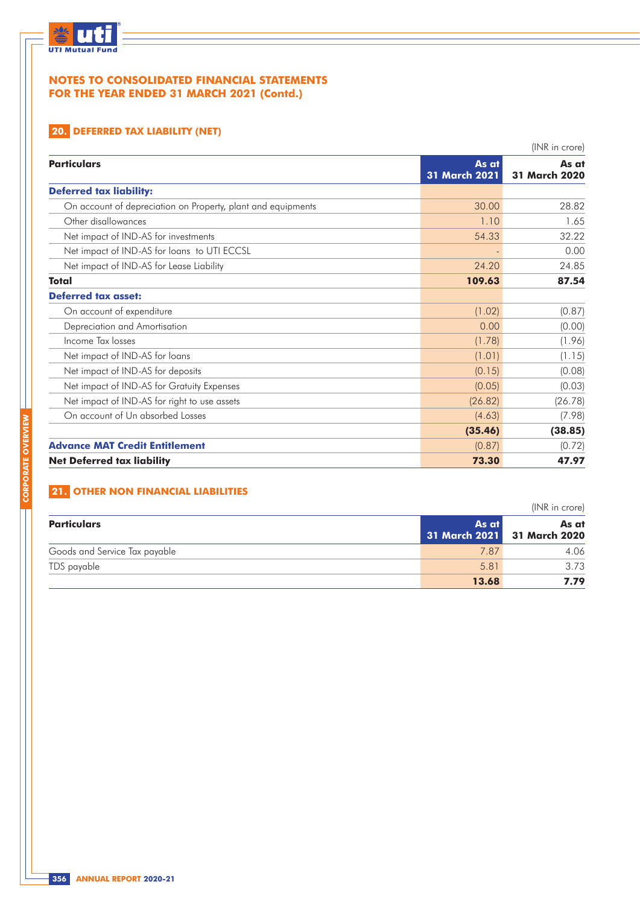## NOTES TO CONSOLIDATED FINANCIAL STATEMENTS FOR THE YEAR ENDED 31 MARCH 2021 (Contd.)

### 20. DEFERRED TAX LIABILITY (NET)

(INR in crore)

| Particulars | As at 31 March 2021 | As at 31 March 2020 |
|---|---|---|
| **Deferred tax liability:** | | |
| On account of depreciation on Property, plant and equipments | 30.00 | 28.82 |
| Other disallowances | 1.10 | 1.65 |
| Net impact of IND-AS for investments | 54.33 | 32.22 |
| Net impact of IND-AS for loans to UTI ECCSL | - | 0.00 |
| Net impact of IND-AS for Lease Liability | 24.20 | 24.85 |
| **Total** | **109.63** | **87.54** |
| **Deferred tax asset:** | | |
| On account of expenditure | (1.02) | (0.87) |
| Depreciation and Amortisation | 0.00 | (0.00) |
| Income Tax losses | (1.78) | (1.96) |
| Net impact of IND-AS for loans | (1.01) | (1.15) |
| Net impact of IND-AS for deposits | (0.15) | (0.08) |
| Net impact of IND-AS for Gratuity Expenses | (0.05) | (0.03) |
| Net impact of IND-AS for right to use assets | (26.82) | (26.78) |
| On account of Un absorbed Losses | (4.63) | (7.98) |
| | **(35.46)** | **(38.85)** |
| **Advance MAT Credit Entitlement** | (0.87) | (0.72) |
| **Net Deferred tax liability** | **73.30** | **47.97** |

### 21. OTHER NON FINANCIAL LIABILITIES

(INR in crore)

| Particulars | As at 31 March 2021 | As at 31 March 2020 |
|---|---|---|
| Goods and Service Tax payable | 7.87 | 4.06 |
| TDS payable | 5.81 | 3.73 |
| | **13.68** | **7.79** |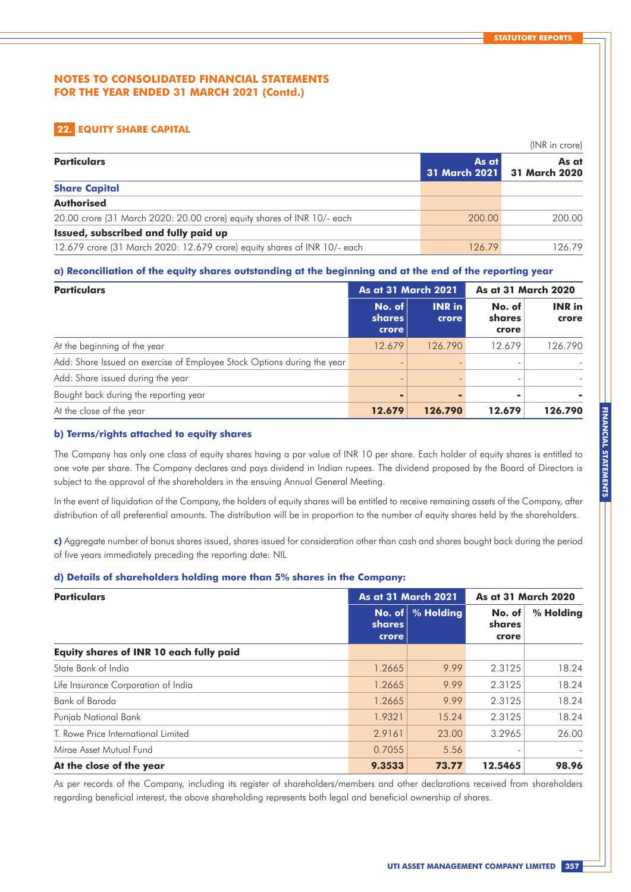## NOTES TO CONSOLIDATED FINANCIAL STATEMENTS FOR THE YEAR ENDED 31 MARCH 2021 (Contd.)

### 22. EQUITY SHARE CAPITAL

(INR in crore)

| Particulars | As at 31 March 2021 | As at 31 March 2020 |
|---|---|---|
| **Share Capital** | | |
| **Authorised** | | |
| 20.00 crore (31 March 2020: 20.00 crore) equity shares of INR 10/- each | 200.00 | 200.00 |
| **Issued, subscribed and fully paid up** | | |
| 12.679 crore (31 March 2020: 12.679 crore) equity shares of INR 10/- each | 126.79 | 126.79 |

#### a) Reconciliation of the equity shares outstanding at the beginning and at the end of the reporting year

| Particulars | As at 31 March 2021 | | As at 31 March 2020 | |
|---|---|---|---|---|
| | No. of shares crore | INR in crore | No. of shares crore | INR in crore |
| At the beginning of the year | 12.679 | 126.790 | 12.679 | 126.790 |
| Add: Share Issued on exercise of Employee Stock Options during the year | - | - | - | - |
| Add: Share issued during the year | - | - | - | - |
| Bought back during the reporting year | - | - | - | - |
| At the close of the year | **12.679** | **126.790** | **12.679** | **126.790** |

#### b) Terms/rights attached to equity shares

The Company has only one class of equity shares having a par value of INR 10 per share. Each holder of equity shares is entitled to one vote per share. The Company declares and pays dividend in Indian rupees. The dividend proposed by the Board of Directors is subject to the approval of the shareholders in the ensuing Annual General Meeting.

In the event of liquidation of the Company, the holders of equity shares will be entitled to receive remaining assets of the Company, after distribution of all preferential amounts. The distribution will be in proportion to the number of equity shares held by the shareholders.

**c)** Aggregate number of bonus shares issued, shares issued for consideration other than cash and shares bought back during the period of five years immediately preceding the reporting date: NIL

#### d) Details of shareholders holding more than 5% shares in the Company:

| Particulars | As at 31 March 2021 | | As at 31 March 2020 | |
|---|---|---|---|---|
| | No. of shares crore | % Holding | No. of shares crore | % Holding |
| **Equity shares of INR 10 each fully paid** | | | | |
| State Bank of India | 1.2665 | 9.99 | 2.3125 | 18.24 |
| Life Insurance Corporation of India | 1.2665 | 9.99 | 2.3125 | 18.24 |
| Bank of Baroda | 1.2665 | 9.99 | 2.3125 | 18.24 |
| Punjab National Bank | 1.9321 | 15.24 | 2.3125 | 18.24 |
| T. Rowe Price International Limited | 2.9161 | 23.00 | 3.2965 | 26.00 |
| Mirae Asset Mutual Fund | 0.7055 | 5.56 | - | - |
| **At the close of the year** | **9.3533** | **73.77** | **12.5465** | **98.96** |

As per records of the Company, including its register of shareholders/members and other declarations received from shareholders regarding beneficial interest, the above shareholding represents both legal and beneficial ownership of shares.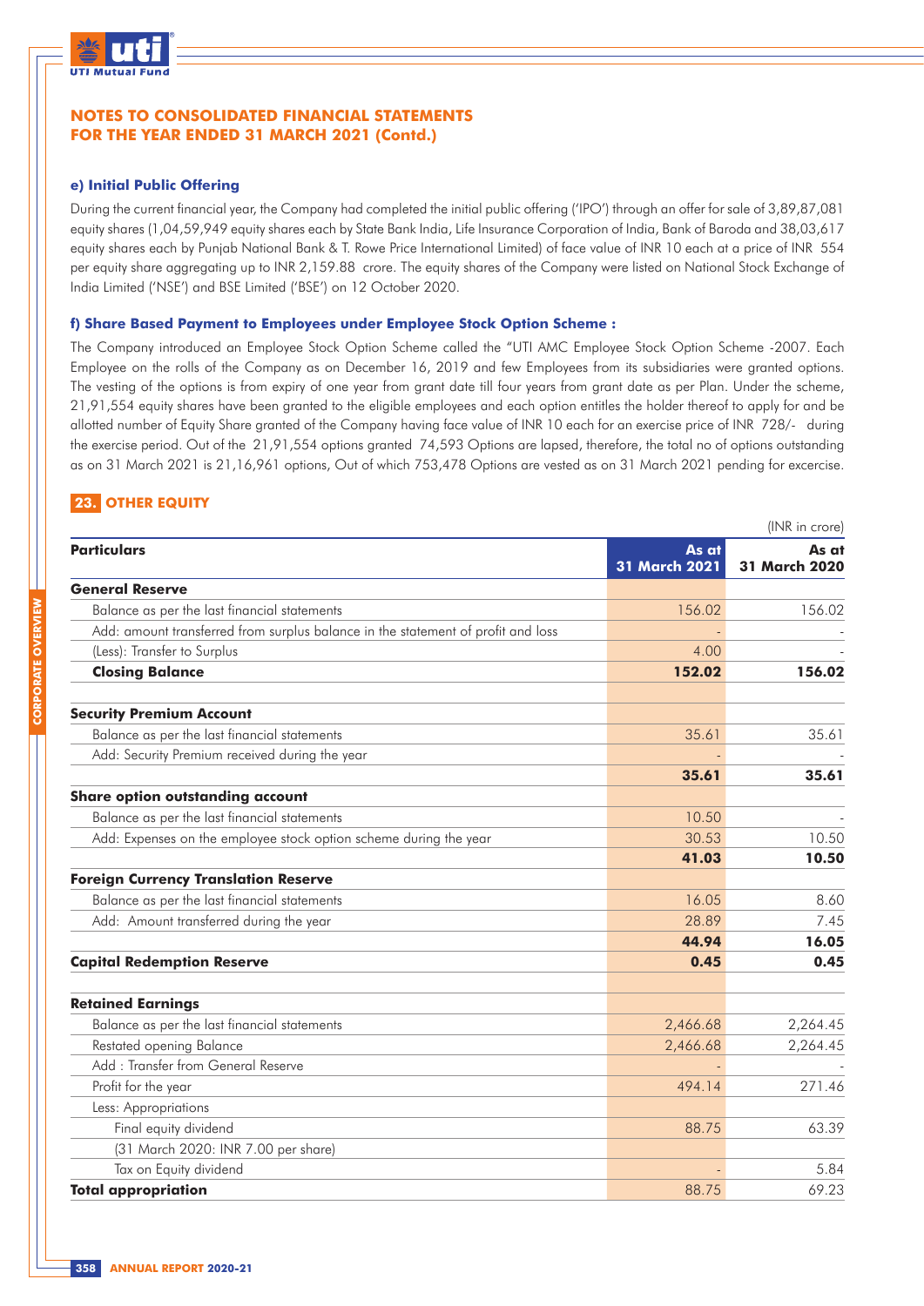## NOTES TO CONSOLIDATED FINANCIAL STATEMENTS FOR THE YEAR ENDED 31 MARCH 2021 (Contd.)

#### e) Initial Public Offering

During the current financial year, the Company had completed the initial public offering ('IPO') through an offer for sale of 3,89,87,081 equity shares (1,04,59,949 equity shares each by State Bank India, Life Insurance Corporation of India, Bank of Baroda and 38,03,617 equity shares each by Punjab National Bank & T. Rowe Price International Limited) of face value of INR 10 each at a price of INR 554 per equity share aggregating up to INR 2,159.88 crore. The equity shares of the Company were listed on National Stock Exchange of India Limited ('NSE') and BSE Limited ('BSE') on 12 October 2020.

#### f) Share Based Payment to Employees under Employee Stock Option Scheme :

The Company introduced an Employee Stock Option Scheme called the "UTI AMC Employee Stock Option Scheme -2007. Each Employee on the rolls of the Company as on December 16, 2019 and few Employees from its subsidiaries were granted options. The vesting of the options is from expiry of one year from grant date till four years from grant date as per Plan. Under the scheme, 21,91,554 equity shares have been granted to the eligible employees and each option entitles the holder thereof to apply for and be allotted number of Equity Share granted of the Company having face value of INR 10 each for an exercise price of INR 728/- during the exercise period. Out of the 21,91,554 options granted 74,593 Options are lapsed, therefore, the total no of options outstanding as on 31 March 2021 is 21,16,961 options, Out of which 753,478 Options are vested as on 31 March 2021 pending for excercise.

## 23. OTHER EQUITY

(INR in crore)

| Particulars | As at 31 March 2021 | As at 31 March 2020 |
|---|---|---|
| **General Reserve** | | |
| Balance as per the last financial statements | 156.02 | 156.02 |
| Add: amount transferred from surplus balance in the statement of profit and loss | - | - |
| (Less): Transfer to Surplus | 4.00 | - |
| **Closing Balance** | **152.02** | **156.02** |
| | | |
| **Security Premium Account** | | |
| Balance as per the last financial statements | 35.61 | 35.61 |
| Add: Security Premium received during the year | - | - |
| | **35.61** | **35.61** |
| **Share option outstanding account** | | |
| Balance as per the last financial statements | 10.50 | - |
| Add: Expenses on the employee stock option scheme during the year | 30.53 | 10.50 |
| | **41.03** | **10.50** |
| **Foreign Currency Translation Reserve** | | |
| Balance as per the last financial statements | 16.05 | 8.60 |
| Add: Amount transferred during the year | 28.89 | 7.45 |
| | **44.94** | **16.05** |
| **Capital Redemption Reserve** | **0.45** | **0.45** |
| | | |
| **Retained Earnings** | | |
| Balance as per the last financial statements | 2,466.68 | 2,264.45 |
| Restated opening Balance | 2,466.68 | 2,264.45 |
| Add : Transfer from General Reserve | - | - |
| Profit for the year | 494.14 | 271.46 |
| Less: Appropriations | | |
| Final equity dividend | 88.75 | 63.39 |
| (31 March 2020: INR 7.00 per share) | | |
| Tax on Equity dividend | - | 5.84 |
| **Total appropriation** | 88.75 | 69.23 |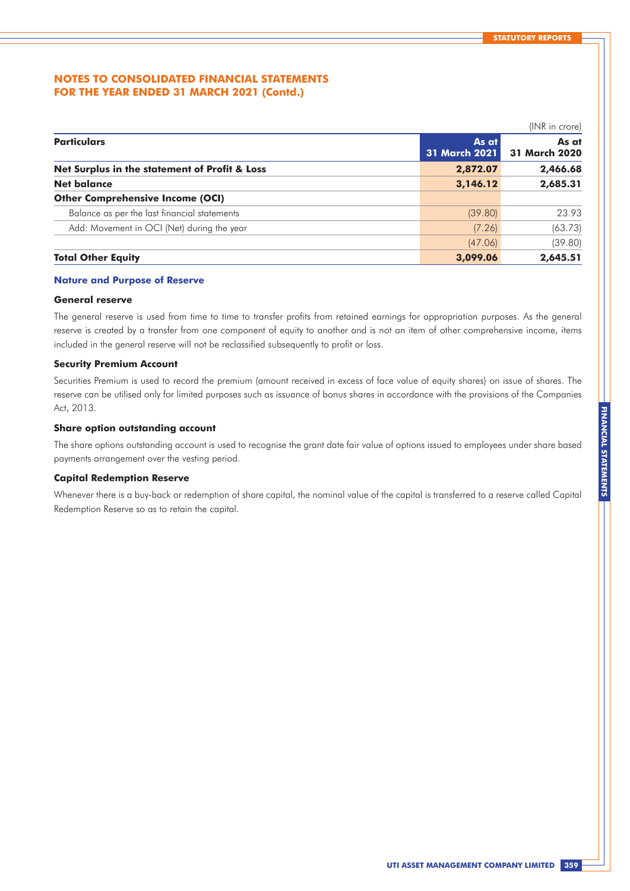## NOTES TO CONSOLIDATED FINANCIAL STATEMENTS FOR THE YEAR ENDED 31 MARCH 2021 (Contd.)

(INR in crore)

| Particulars | As at 31 March 2021 | As at 31 March 2020 |
|---|---|---|
| **Net Surplus in the statement of Profit & Loss** | **2,872.07** | **2,466.68** |
| **Net balance** | **3,146.12** | **2,685.31** |
| **Other Comprehensive Income (OCI)** | | |
| Balance as per the last financial statements | (39.80) | 23.93 |
| Add: Movement in OCI (Net) during the year | (7.26) | (63.73) |
| | (47.06) | (39.80) |
| **Total Other Equity** | **3,099.06** | **2,645.51** |

### Nature and Purpose of Reserve

#### General reserve

The general reserve is used from time to time to transfer profits from retained earnings for appropriation purposes. As the general reserve is created by a transfer from one component of equity to another and is not an item of other comprehensive income, items included in the general reserve will not be reclassified subsequently to profit or loss.

#### Security Premium Account

Securities Premium is used to record the premium (amount received in excess of face value of equity shares) on issue of shares. The reserve can be utilised only for limited purposes such as issuance of bonus shares in accordance with the provisions of the Companies Act, 2013.

#### Share option outstanding account

The share options outstanding account is used to recognise the grant date fair value of options issued to employees under share based payments arrangement over the vesting period.

#### Capital Redemption Reserve

Whenever there is a buy-back or redemption of share capital, the nominal value of the capital is transferred to a reserve called Capital Redemption Reserve so as to retain the capital.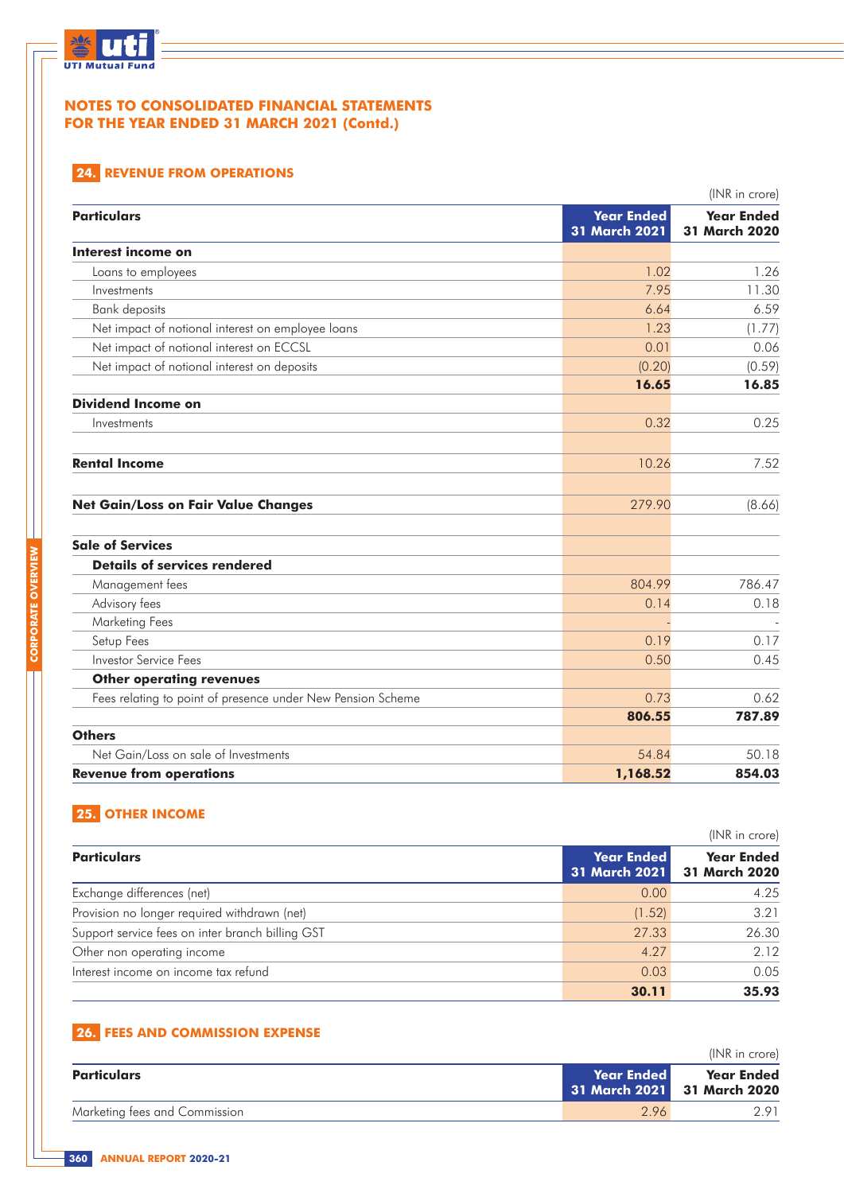# NOTES TO CONSOLIDATED FINANCIAL STATEMENTS FOR THE YEAR ENDED 31 MARCH 2021 (Contd.)

## 24. REVENUE FROM OPERATIONS

(INR in crore)

| Particulars | Year Ended 31 March 2021 | Year Ended 31 March 2020 |
|---|---|---|
| **Interest income on** | | |
| Loans to employees | 1.02 | 1.26 |
| Investments | 7.95 | 11.30 |
| Bank deposits | 6.64 | 6.59 |
| Net impact of notional interest on employee loans | 1.23 | (1.77) |
| Net impact of notional interest on ECCSL | 0.01 | 0.06 |
| Net impact of notional interest on deposits | (0.20) | (0.59) |
| | **16.65** | **16.85** |
| **Dividend Income on** | | |
| Investments | 0.32 | 0.25 |
| **Rental Income** | 10.26 | 7.52 |
| **Net Gain/Loss on Fair Value Changes** | 279.90 | (8.66) |
| **Sale of Services** | | |
| **Details of services rendered** | | |
| Management fees | 804.99 | 786.47 |
| Advisory fees | 0.14 | 0.18 |
| Marketing Fees | - | - |
| Setup Fees | 0.19 | 0.17 |
| Investor Service Fees | 0.50 | 0.45 |
| **Other operating revenues** | | |
| Fees relating to point of presence under New Pension Scheme | 0.73 | 0.62 |
| | **806.55** | **787.89** |
| **Others** | | |
| Net Gain/Loss on sale of Investments | 54.84 | 50.18 |
| **Revenue from operations** | **1,168.52** | **854.03** |

## 25. OTHER INCOME

(INR in crore)

| Particulars | Year Ended 31 March 2021 | Year Ended 31 March 2020 |
|---|---|---|
| Exchange differences (net) | 0.00 | 4.25 |
| Provision no longer required withdrawn (net) | (1.52) | 3.21 |
| Support service fees on inter branch billing GST | 27.33 | 26.30 |
| Other non operating income | 4.27 | 2.12 |
| Interest income on income tax refund | 0.03 | 0.05 |
| | **30.11** | **35.93** |

## 26. FEES AND COMMISSION EXPENSE

(INR in crore)

| Particulars | Year Ended 31 March 2021 | Year Ended 31 March 2020 |
|---|---|---|
| Marketing fees and Commission | 2.96 | 2.91 |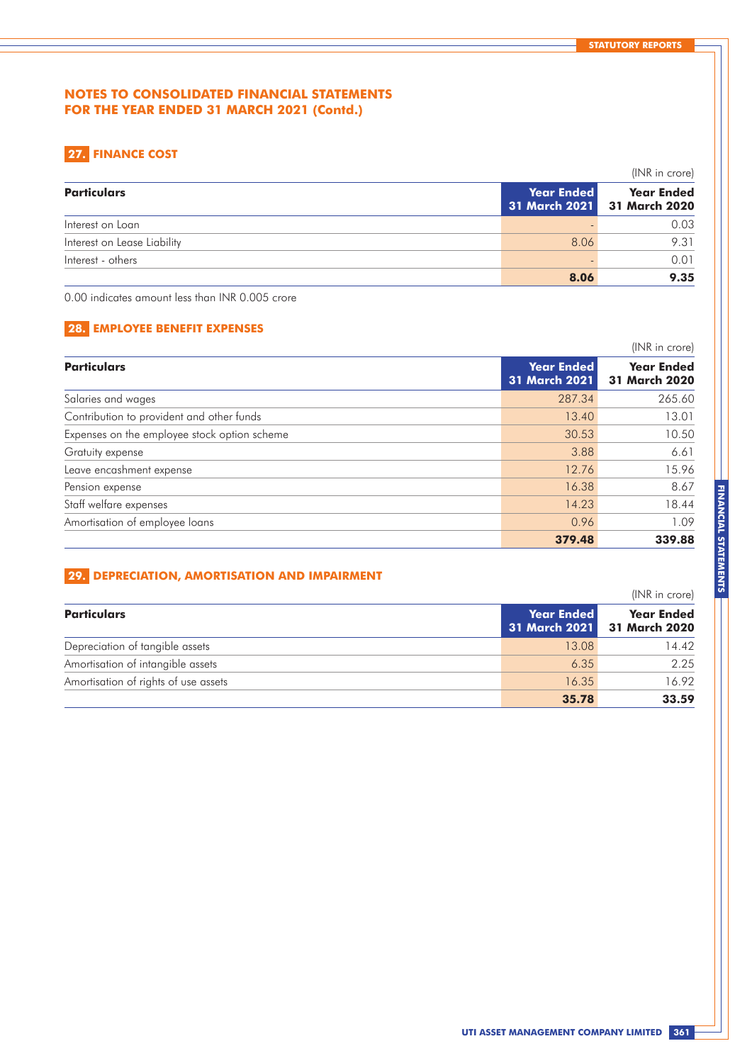## NOTES TO CONSOLIDATED FINANCIAL STATEMENTS FOR THE YEAR ENDED 31 MARCH 2021 (Contd.)

### 27. FINANCE COST

(INR in crore)

| Particulars | Year Ended 31 March 2021 | Year Ended 31 March 2020 |
|---|---|---|
| Interest on Loan | - | 0.03 |
| Interest on Lease Liability | 8.06 | 9.31 |
| Interest - others | - | 0.01 |
| | **8.06** | **9.35** |

0.00 indicates amount less than INR 0.005 crore

### 28. EMPLOYEE BENEFIT EXPENSES

(INR in crore)

| Particulars | Year Ended 31 March 2021 | Year Ended 31 March 2020 |
|---|---|---|
| Salaries and wages | 287.34 | 265.60 |
| Contribution to provident and other funds | 13.40 | 13.01 |
| Expenses on the employee stock option scheme | 30.53 | 10.50 |
| Gratuity expense | 3.88 | 6.61 |
| Leave encashment expense | 12.76 | 15.96 |
| Pension expense | 16.38 | 8.67 |
| Staff welfare expenses | 14.23 | 18.44 |
| Amortisation of employee loans | 0.96 | 1.09 |
| | **379.48** | **339.88** |

### 29. DEPRECIATION, AMORTISATION AND IMPAIRMENT

(INR in crore)

| Particulars | Year Ended 31 March 2021 | Year Ended 31 March 2020 |
|---|---|---|
| Depreciation of tangible assets | 13.08 | 14.42 |
| Amortisation of intangible assets | 6.35 | 2.25 |
| Amortisation of rights of use assets | 16.35 | 16.92 |
| | **35.78** | **33.59** |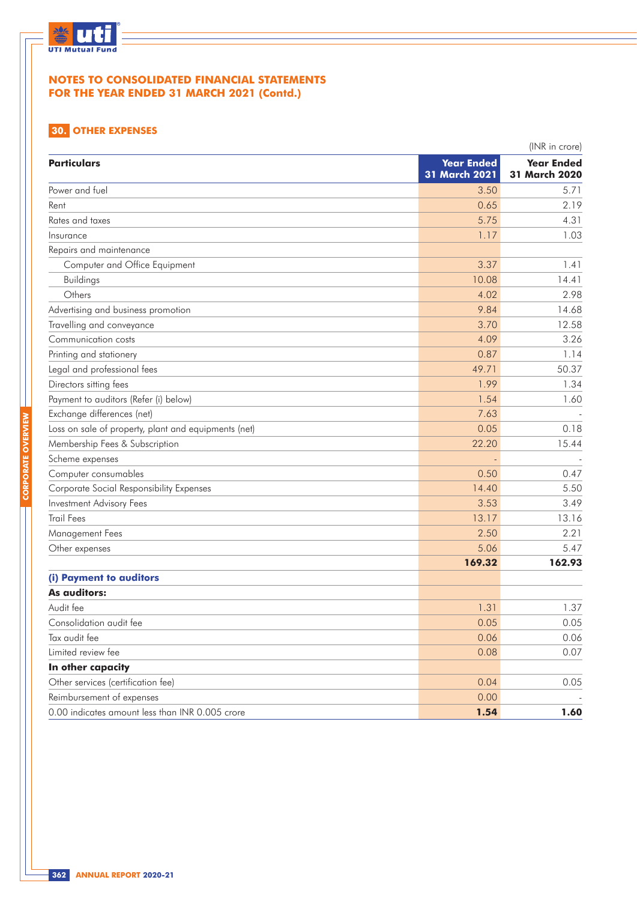## NOTES TO CONSOLIDATED FINANCIAL STATEMENTS FOR THE YEAR ENDED 31 MARCH 2021 (Contd.)

### 30. OTHER EXPENSES

(INR in crore)

| Particulars | Year Ended 31 March 2021 | Year Ended 31 March 2020 |
|---|---|---|
| Power and fuel | 3.50 | 5.71 |
| Rent | 0.65 | 2.19 |
| Rates and taxes | 5.75 | 4.31 |
| Insurance | 1.17 | 1.03 |
| Repairs and maintenance | | |
| Computer and Office Equipment | 3.37 | 1.41 |
| Buildings | 10.08 | 14.41 |
| Others | 4.02 | 2.98 |
| Advertising and business promotion | 9.84 | 14.68 |
| Travelling and conveyance | 3.70 | 12.58 |
| Communication costs | 4.09 | 3.26 |
| Printing and stationery | 0.87 | 1.14 |
| Legal and professional fees | 49.71 | 50.37 |
| Directors sitting fees | 1.99 | 1.34 |
| Payment to auditors (Refer (i) below) | 1.54 | 1.60 |
| Exchange differences (net) | 7.63 | - |
| Loss on sale of property, plant and equipments (net) | 0.05 | 0.18 |
| Membership Fees & Subscription | 22.20 | 15.44 |
| Scheme expenses | - | - |
| Computer consumables | 0.50 | 0.47 |
| Corporate Social Responsibility Expenses | 14.40 | 5.50 |
| Investment Advisory Fees | 3.53 | 3.49 |
| Trail Fees | 13.17 | 13.16 |
| Management Fees | 2.50 | 2.21 |
| Other expenses | 5.06 | 5.47 |
| | **169.32** | **162.93** |
| **(i) Payment to auditors** | | |
| **As auditors:** | | |
| Audit fee | 1.31 | 1.37 |
| Consolidation audit fee | 0.05 | 0.05 |
| Tax audit fee | 0.06 | 0.06 |
| Limited review fee | 0.08 | 0.07 |
| **In other capacity** | | |
| Other services (certification fee) | 0.04 | 0.05 |
| Reimbursement of expenses | 0.00 | - |
| 0.00 indicates amount less than INR 0.005 crore | **1.54** | **1.60** |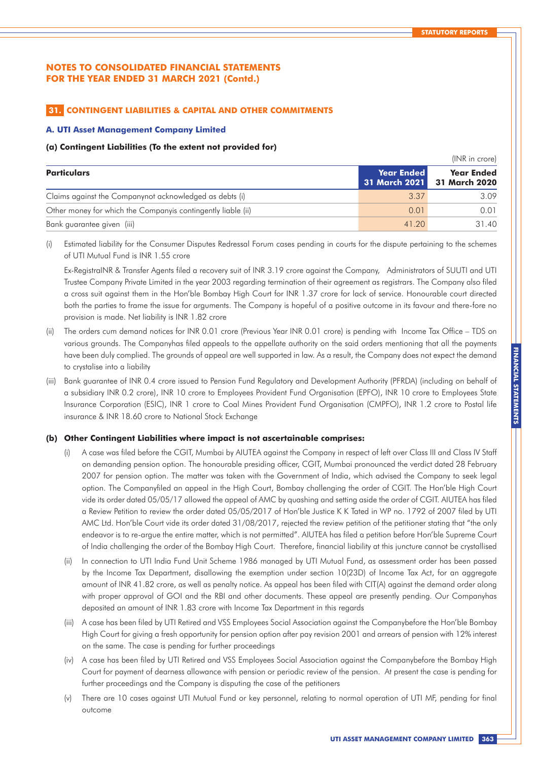# NOTES TO CONSOLIDATED FINANCIAL STATEMENTS FOR THE YEAR ENDED 31 MARCH 2021 (Contd.)

## 31. CONTINGENT LIABILITIES & CAPITAL AND OTHER COMMITMENTS

### A. UTI Asset Management Company Limited

**(a) Contingent Liabilities (To the extent not provided for)**

(INR in crore)

| Particulars | Year Ended 31 March 2021 | Year Ended 31 March 2020 |
|---|---|---|
| Claims against the Companynot acknowledged as debts (i) | 3.37 | 3.09 |
| Other money for which the Companyis contingently liable (ii) | 0.01 | 0.01 |
| Bank guarantee given (iii) | 41.20 | 31.40 |

(i) Estimated liability for the Consumer Disputes Redressal Forum cases pending in courts for the dispute pertaining to the schemes of UTI Mutual Fund is INR 1.55 crore

Ex-RegistralNR & Transfer Agents filed a recovery suit of INR 3.19 crore against the Company, Administrators of SUUTI and UTI Trustee Company Private Limited in the year 2003 regarding termination of their agreement as registrars. The Company also filed a cross suit against them in the Hon'ble Bombay High Court for INR 1.37 crore for lack of service. Honourable court directed both the parties to frame the issue for arguments. The Company is hopeful of a positive outcome in its favour and there-fore no provision is made. Net liability is INR 1.82 crore

(ii) The orders cum demand notices for INR 0.01 crore (Previous Year INR 0.01 crore) is pending with Income Tax Office – TDS on various grounds. The Companyhas filed appeals to the appellate authority on the said orders mentioning that all the payments have been duly complied. The grounds of appeal are well supported in law. As a result, the Company does not expect the demand to crystalise into a liability

(iii) Bank guarantee of INR 0.4 crore issued to Pension Fund Regulatory and Development Authority (PFRDA) (including on behalf of a subsidiary INR 0.2 crore), INR 10 crore to Employees Provident Fund Organisation (EPFO), INR 10 crore to Employees State Insurance Corporation (ESIC), INR 1 crore to Coal Mines Provident Fund Organisation (CMPFO), INR 1.2 crore to Postal life insurance & INR 18.60 crore to National Stock Exchange

**(b) Other Contingent Liabilities where impact is not ascertainable comprises:**

(i) A case was filed before the CGIT, Mumbai by AIUTEA against the Company in respect of left over Class III and Class IV Staff on demanding pension option. The honourable presiding officer, CGIT, Mumbai pronounced the verdict dated 28 February 2007 for pension option. The matter was taken with the Government of India, which advised the Company to seek legal option. The Companyfiled an appeal in the High Court, Bombay challenging the order of CGIT. The Hon'ble High Court vide its order dated 05/05/17 allowed the appeal of AMC by quashing and setting aside the order of CGIT. AIUTEA has filed a Review Petition to review the order dated 05/05/2017 of Hon'ble Justice K K Tated in WP no. 1792 of 2007 filed by UTI AMC Ltd. Hon'ble Court vide its order dated 31/08/2017, rejected the review petition of the petitioner stating that "the only endeavor is to re-argue the entire matter, which is not permitted". AIUTEA has filed a petition before Hon'ble Supreme Court of India challenging the order of the Bombay High Court. Therefore, financial liability at this juncture cannot be crystallised

(ii) In connection to UTI India Fund Unit Scheme 1986 managed by UTI Mutual Fund, as assessment order has been passed by the Income Tax Department, disallowing the exemption under section 10(23D) of Income Tax Act, for an aggregate amount of INR 41.82 crore, as well as penalty notice. As appeal has been filed with CIT(A) against the demand order along with proper approval of GOI and the RBI and other documents. These appeal are presently pending. Our Companyhas deposited an amount of INR 1.83 crore with Income Tax Department in this regards

(iii) A case has been filed by UTI Retired and VSS Employees Social Association against the Companybefore the Hon'ble Bombay High Court for giving a fresh opportunity for pension option after pay revision 2001 and arrears of pension with 12% interest on the same. The case is pending for further proceedings

(iv) A case has been filed by UTI Retired and VSS Employees Social Association against the Companybefore the Bombay High Court for payment of dearness allowance with pension or periodic review of the pension. At present the case is pending for further proceedings and the Company is disputing the case of the petitioners

(v) There are 10 cases against UTI Mutual Fund or key personnel, relating to normal operation of UTI MF, pending for final outcome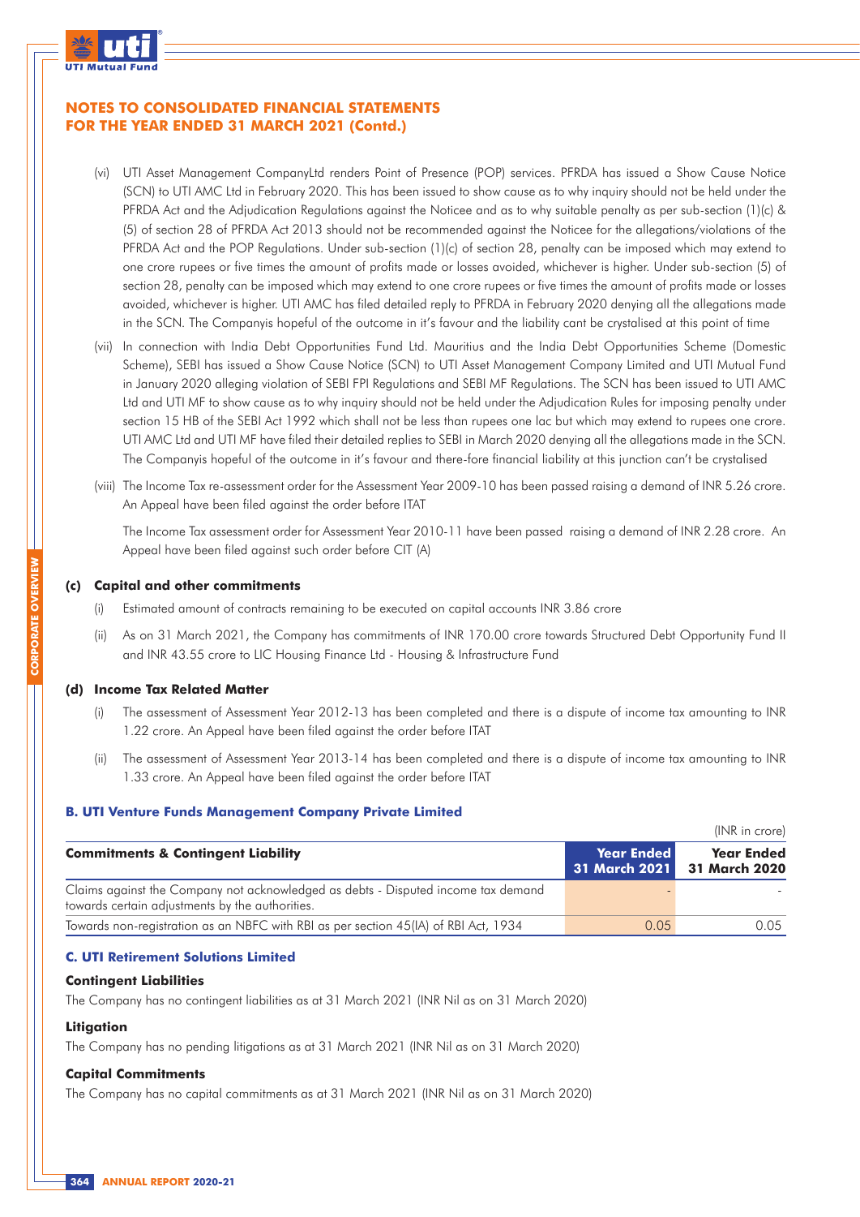## NOTES TO CONSOLIDATED FINANCIAL STATEMENTS FOR THE YEAR ENDED 31 MARCH 2021 (Contd.)

(vi) UTI Asset Management CompanyLtd renders Point of Presence (POP) services. PFRDA has issued a Show Cause Notice (SCN) to UTI AMC Ltd in February 2020. This has been issued to show cause as to why inquiry should not be held under the PFRDA Act and the Adjudication Regulations against the Noticee and as to why suitable penalty as per sub-section (1)(c) & (5) of section 28 of PFRDA Act 2013 should not be recommended against the Noticee for the allegations/violations of the PFRDA Act and the POP Regulations. Under sub-section (1)(c) of section 28, penalty can be imposed which may extend to one crore rupees or five times the amount of profits made or losses avoided, whichever is higher. Under sub-section (5) of section 28, penalty can be imposed which may extend to one crore rupees or five times the amount of profits made or losses avoided, whichever is higher. UTI AMC has filed detailed reply to PFRDA in February 2020 denying all the allegations made in the SCN. The Companyis hopeful of the outcome in it's favour and the liability cant be crystalised at this point of time

(vii) In connection with India Debt Opportunities Fund Ltd. Mauritius and the India Debt Opportunities Scheme (Domestic Scheme), SEBI has issued a Show Cause Notice (SCN) to UTI Asset Management Company Limited and UTI Mutual Fund in January 2020 alleging violation of SEBI FPI Regulations and SEBI MF Regulations. The SCN has been issued to UTI AMC Ltd and UTI MF to show cause as to why inquiry should not be held under the Adjudication Rules for imposing penalty under section 15 HB of the SEBI Act 1992 which shall not be less than rupees one lac but which may extend to rupees one crore. UTI AMC Ltd and UTI MF have filed their detailed replies to SEBI in March 2020 denying all the allegations made in the SCN. The Companyis hopeful of the outcome in it's favour and there-fore financial liability at this junction can't be crystalised

(viii) The Income Tax re-assessment order for the Assessment Year 2009-10 has been passed raising a demand of INR 5.26 crore. An Appeal have been filed against the order before ITAT

The Income Tax assessment order for Assessment Year 2010-11 have been passed raising a demand of INR 2.28 crore. An Appeal have been filed against such order before CIT (A)

### (c) Capital and other commitments

(i) Estimated amount of contracts remaining to be executed on capital accounts INR 3.86 crore

(ii) As on 31 March 2021, the Company has commitments of INR 170.00 crore towards Structured Debt Opportunity Fund II and INR 43.55 crore to LIC Housing Finance Ltd - Housing & Infrastructure Fund

### (d) Income Tax Related Matter

(i) The assessment of Assessment Year 2012-13 has been completed and there is a dispute of income tax amounting to INR 1.22 crore. An Appeal have been filed against the order before ITAT

(ii) The assessment of Assessment Year 2013-14 has been completed and there is a dispute of income tax amounting to INR 1.33 crore. An Appeal have been filed against the order before ITAT

### B. UTI Venture Funds Management Company Private Limited

(INR in crore)

| Commitments & Contingent Liability | Year Ended 31 March 2021 | Year Ended 31 March 2020 |
|---|---|---|
| Claims against the Company not acknowledged as debts - Disputed income tax demand towards certain adjustments by the authorities. | - | - |
| Towards non-registration as an NBFC with RBI as per section 45(IA) of RBI Act, 1934 | 0.05 | 0.05 |

### C. UTI Retirement Solutions Limited

**Contingent Liabilities**

The Company has no contingent liabilities as at 31 March 2021 (INR Nil as on 31 March 2020)

**Litigation**

The Company has no pending litigations as at 31 March 2021 (INR Nil as on 31 March 2020)

**Capital Commitments**

The Company has no capital commitments as at 31 March 2021 (INR Nil as on 31 March 2020)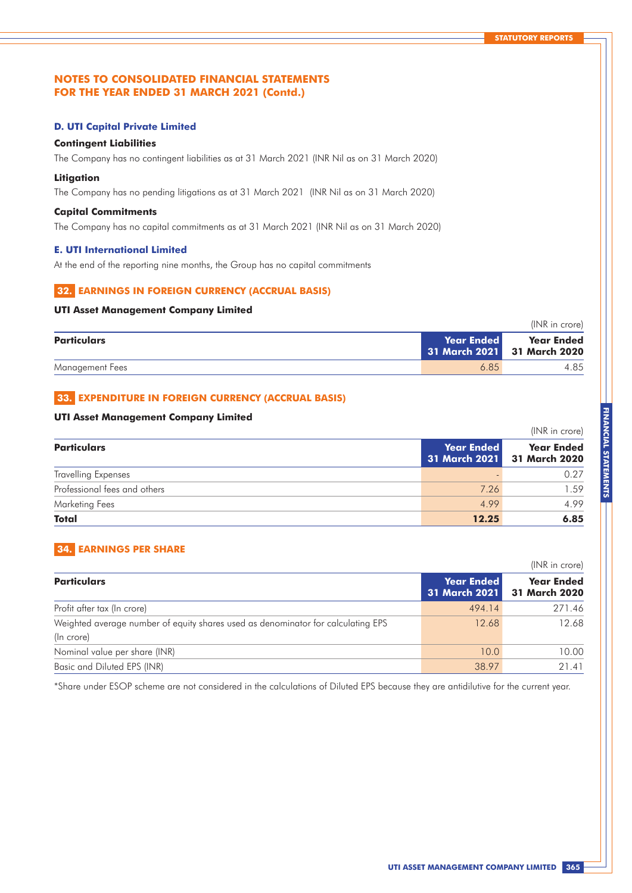## NOTES TO CONSOLIDATED FINANCIAL STATEMENTS FOR THE YEAR ENDED 31 MARCH 2021 (Contd.)

### D. UTI Capital Private Limited

**Contingent Liabilities**

The Company has no contingent liabilities as at 31 March 2021 (INR Nil as on 31 March 2020)

**Litigation**

The Company has no pending litigations as at 31 March 2021 (INR Nil as on 31 March 2020)

**Capital Commitments**

The Company has no capital commitments as at 31 March 2021 (INR Nil as on 31 March 2020)

### E. UTI International Limited

At the end of the reporting nine months, the Group has no capital commitments

## 32. EARNINGS IN FOREIGN CURRENCY (ACCRUAL BASIS)

**UTI Asset Management Company Limited**

(INR in crore)

| Particulars | Year Ended 31 March 2021 | Year Ended 31 March 2020 |
|---|---|---|
| Management Fees | 6.85 | 4.85 |

## 33. EXPENDITURE IN FOREIGN CURRENCY (ACCRUAL BASIS)

**UTI Asset Management Company Limited**

(INR in crore)

| Particulars | Year Ended 31 March 2021 | Year Ended 31 March 2020 |
|---|---|---|
| Travelling Expenses | - | 0.27 |
| Professional fees and others | 7.26 | 1.59 |
| Marketing Fees | 4.99 | 4.99 |
| **Total** | **12.25** | **6.85** |

## 34. EARNINGS PER SHARE

(INR in crore)

| Particulars | Year Ended 31 March 2021 | Year Ended 31 March 2020 |
|---|---|---|
| Profit after tax (In crore) | 494.14 | 271.46 |
| Weighted average number of equity shares used as denominator for calculating EPS (In crore) | 12.68 | 12.68 |
| Nominal value per share (INR) | 10.0 | 10.00 |
| Basic and Diluted EPS (INR) | 38.97 | 21.41 |

*Share under ESOP scheme are not considered in the calculations of Diluted EPS because they are antidilutive for the current year.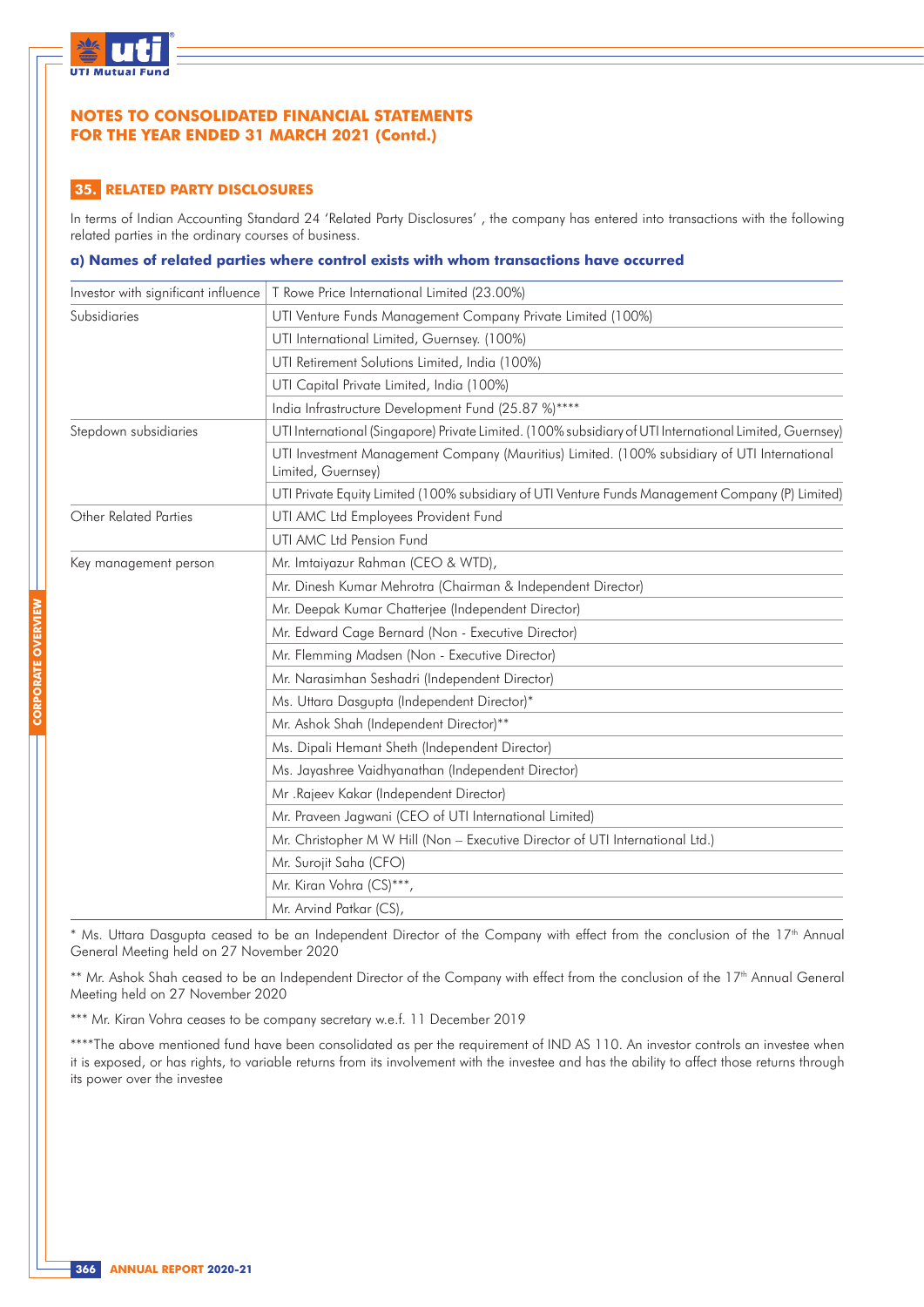## NOTES TO CONSOLIDATED FINANCIAL STATEMENTS FOR THE YEAR ENDED 31 MARCH 2021 (Contd.)

### 35. RELATED PARTY DISCLOSURES

In terms of Indian Accounting Standard 24 'Related Party Disclosures' , the company has entered into transactions with the following related parties in the ordinary courses of business.

**a) Names of related parties where control exists with whom transactions have occurred**

| | |
|---|---|
| Investor with significant influence | T Rowe Price International Limited (23.00%) |
| Subsidiaries | UTI Venture Funds Management Company Private Limited (100%) |
| | UTI International Limited, Guernsey. (100%) |
| | UTI Retirement Solutions Limited, India (100%) |
| | UTI Capital Private Limited, India (100%) |
| | India Infrastructure Development Fund (25.87 %)**** |
| Stepdown subsidiaries | UTI International (Singapore) Private Limited. (100% subsidiary of UTI International Limited, Guernsey) |
| | UTI Investment Management Company (Mauritius) Limited. (100% subsidiary of UTI International Limited, Guernsey) |
| | UTI Private Equity Limited (100% subsidiary of UTI Venture Funds Management Company (P) Limited) |
| Other Related Parties | UTI AMC Ltd Employees Provident Fund |
| | UTI AMC Ltd Pension Fund |
| Key management person | Mr. Imtaiyazur Rahman (CEO & WTD), |
| | Mr. Dinesh Kumar Mehrotra (Chairman & Independent Director) |
| | Mr. Deepak Kumar Chatterjee (Independent Director) |
| | Mr. Edward Cage Bernard (Non - Executive Director) |
| | Mr. Flemming Madsen (Non - Executive Director) |
| | Mr. Narasimhan Seshadri (Independent Director) |
| | Ms. Uttara Dasgupta (Independent Director)* |
| | Mr. Ashok Shah (Independent Director)** |
| | Ms. Dipali Hemant Sheth (Independent Director) |
| | Ms. Jayashree Vaidhyanathan (Independent Director) |
| | Mr .Rajeev Kakar (Independent Director) |
| | Mr. Praveen Jagwani (CEO of UTI International Limited) |
| | Mr. Christopher M W Hill (Non – Executive Director of UTI International Ltd.) |
| | Mr. Surojit Saha (CFO) |
| | Mr. Kiran Vohra (CS)***, |
| | Mr. Arvind Patkar (CS), |

* Ms. Uttara Dasgupta ceased to be an Independent Director of the Company with effect from the conclusion of the 17th Annual General Meeting held on 27 November 2020

** Mr. Ashok Shah ceased to be an Independent Director of the Company with effect from the conclusion of the 17th Annual General Meeting held on 27 November 2020

*** Mr. Kiran Vohra ceases to be company secretary w.e.f. 11 December 2019

****The above mentioned fund have been consolidated as per the requirement of IND AS 110. An investor controls an investee when it is exposed, or has rights, to variable returns from its involvement with the investee and has the ability to affect those returns through its power over the investee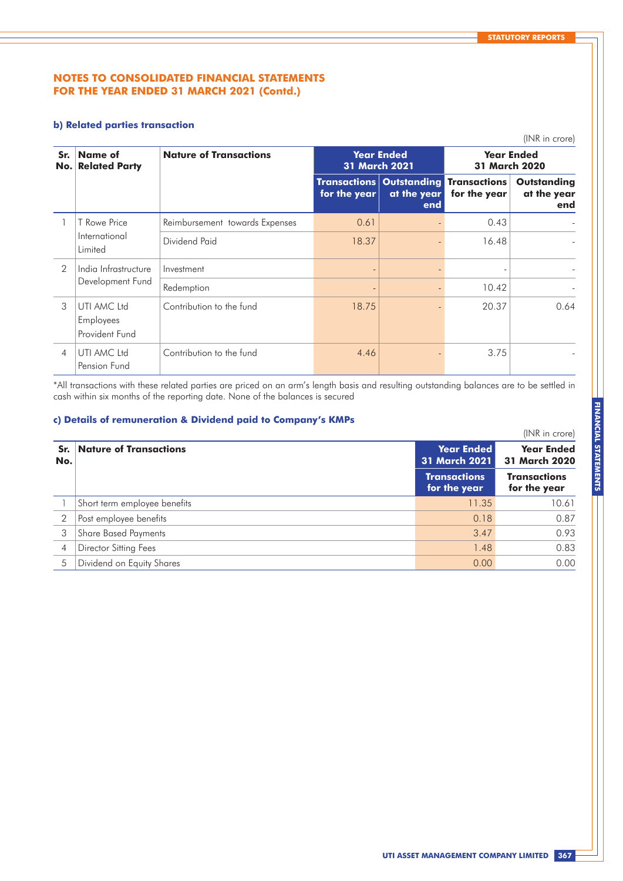## NOTES TO CONSOLIDATED FINANCIAL STATEMENTS FOR THE YEAR ENDED 31 MARCH 2021 (Contd.)

### b) Related parties transaction

(INR in crore)

| Sr. No. | Name of Related Party | Nature of Transactions | Year Ended 31 March 2021 | | Year Ended 31 March 2020 | |
|---|---|---|---|---|---|---|
| | | | Transactions for the year | Outstanding at the year end | Transactions for the year | Outstanding at the year end |
| 1 | T Rowe Price International Limited | Reimbursement towards Expenses | 0.61 | - | 0.43 | - |
| | | Dividend Paid | 18.37 | - | 16.48 | - |
| 2 | India Infrastructure Development Fund | Investment | - | - | - | - |
| | | Redemption | - | - | 10.42 | - |
| 3 | UTI AMC Ltd Employees Provident Fund | Contribution to the fund | 18.75 | - | 20.37 | 0.64 |
| 4 | UTI AMC Ltd Pension Fund | Contribution to the fund | 4.46 | - | 3.75 | - |

*All transactions with these related parties are priced on an arm's length basis and resulting outstanding balances are to be settled in cash within six months of the reporting date. None of the balances is secured

### c) Details of remuneration & Dividend paid to Company's KMPs

(INR in crore)

| Sr. No. | Nature of Transactions | Year Ended 31 March 2021 | Year Ended 31 March 2020 |
|---|---|---|---|
| | | Transactions for the year | Transactions for the year |
| 1 | Short term employee benefits | 11.35 | 10.61 |
| 2 | Post employee benefits | 0.18 | 0.87 |
| 3 | Share Based Payments | 3.47 | 0.93 |
| 4 | Director Sitting Fees | 1.48 | 0.83 |
| 5 | Dividend on Equity Shares | 0.00 | 0.00 |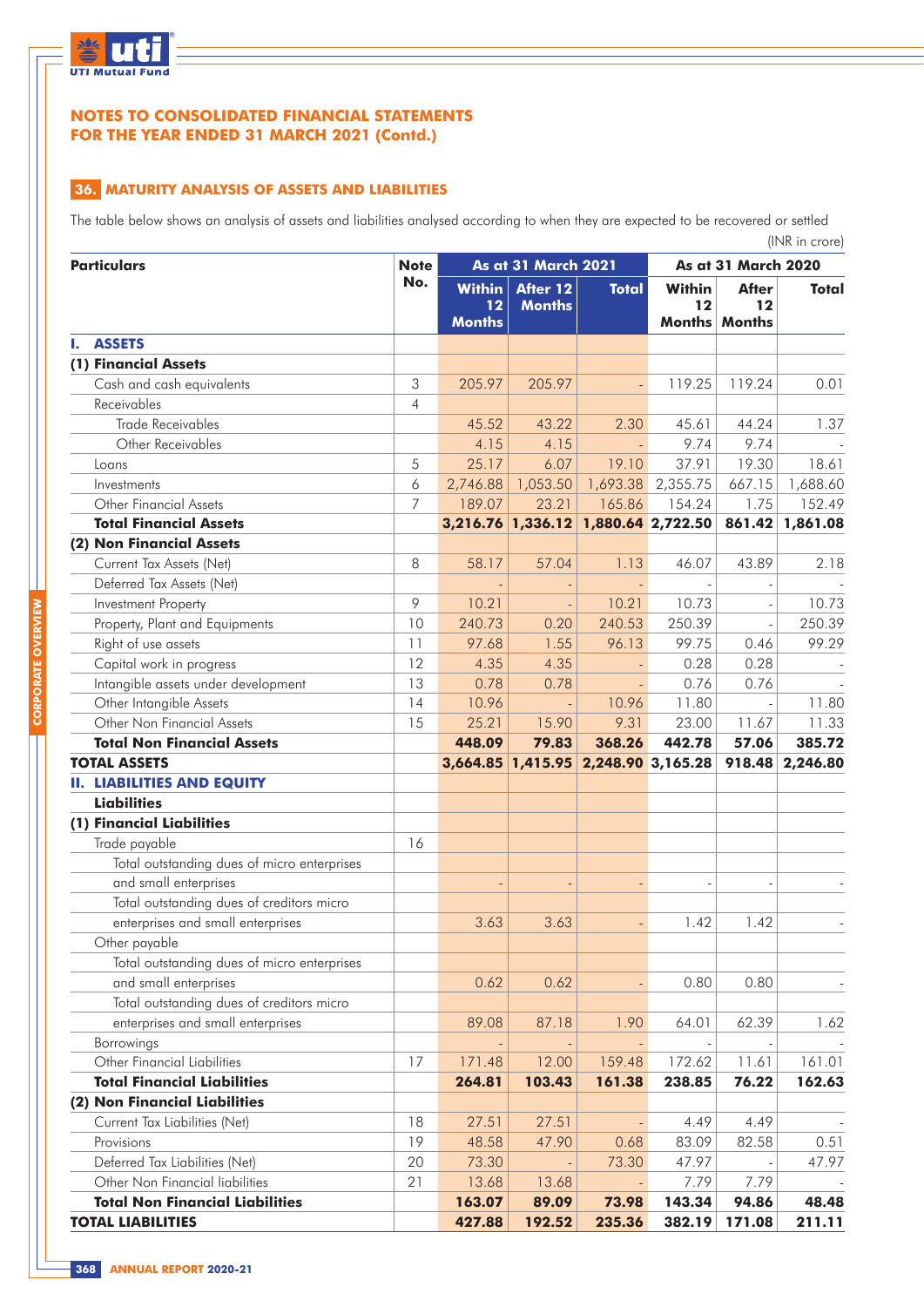# NOTES TO CONSOLIDATED FINANCIAL STATEMENTS FOR THE YEAR ENDED 31 MARCH 2021 (Contd.)

## 36. MATURITY ANALYSIS OF ASSETS AND LIABILITIES

The table below shows an analysis of assets and liabilities analysed according to when they are expected to be recovered or settled

(INR in crore)

| Particulars | Note No. | As at 31 March 2021 | | | As at 31 March 2020 | | |
|---|---|---|---|---|---|---|---|
| | | Within 12 Months | After 12 Months | Total | Within 12 Months | After 12 Months | Total |
| **I. ASSETS** | | | | | | | |
| **(1) Financial Assets** | | | | | | | |
| Cash and cash equivalents | 3 | 205.97 | 205.97 | - | 119.25 | 119.24 | 0.01 |
| Receivables | 4 | | | | | | |
| Trade Receivables | | 45.52 | 43.22 | 2.30 | 45.61 | 44.24 | 1.37 |
| Other Receivables | | 4.15 | 4.15 | - | 9.74 | 9.74 | - |
| Loans | 5 | 25.17 | 6.07 | 19.10 | 37.91 | 19.30 | 18.61 |
| Investments | 6 | 2,746.88 | 1,053.50 | 1,693.38 | 2,355.75 | 667.15 | 1,688.60 |
| Other Financial Assets | 7 | 189.07 | 23.21 | 165.86 | 154.24 | 1.75 | 152.49 |
| **Total Financial Assets** | | **3,216.76** | **1,336.12** | **1,880.64** | **2,722.50** | **861.42** | **1,861.08** |
| **(2) Non Financial Assets** | | | | | | | |
| Current Tax Assets (Net) | 8 | 58.17 | 57.04 | 1.13 | 46.07 | 43.89 | 2.18 |
| Deferred Tax Assets (Net) | | - | - | - | - | - | - |
| Investment Property | 9 | 10.21 | - | 10.21 | 10.73 | - | 10.73 |
| Property, Plant and Equipments | 10 | 240.73 | 0.20 | 240.53 | 250.39 | - | 250.39 |
| Right of use assets | 11 | 97.68 | 1.55 | 96.13 | 99.75 | 0.46 | 99.29 |
| Capital work in progress | 12 | 4.35 | 4.35 | - | 0.28 | 0.28 | - |
| Intangible assets under development | 13 | 0.78 | 0.78 | - | 0.76 | 0.76 | - |
| Other Intangible Assets | 14 | 10.96 | - | 10.96 | 11.80 | - | 11.80 |
| Other Non Financial Assets | 15 | 25.21 | 15.90 | 9.31 | 23.00 | 11.67 | 11.33 |
| **Total Non Financial Assets** | | **448.09** | **79.83** | **368.26** | **442.78** | **57.06** | **385.72** |
| **TOTAL ASSETS** | | **3,664.85** | **1,415.95** | **2,248.90** | **3,165.28** | **918.48** | **2,246.80** |
| **II. LIABILITIES AND EQUITY** | | | | | | | |
| **Liabilities** | | | | | | | |
| **(1) Financial Liabilities** | | | | | | | |
| Trade payable | 16 | | | | | | |
| Total outstanding dues of micro enterprises and small enterprises | | - | - | - | - | - | - |
| Total outstanding dues of creditors micro enterprises and small enterprises | | 3.63 | 3.63 | - | 1.42 | 1.42 | - |
| Other payable | | | | | | | |
| Total outstanding dues of micro enterprises and small enterprises | | 0.62 | 0.62 | - | 0.80 | 0.80 | - |
| Total outstanding dues of creditors micro enterprises and small enterprises | | 89.08 | 87.18 | 1.90 | 64.01 | 62.39 | 1.62 |
| Borrowings | | - | - | - | - | - | - |
| Other Financial Liabilities | 17 | 171.48 | 12.00 | 159.48 | 172.62 | 11.61 | 161.01 |
| **Total Financial Liabilities** | | **264.81** | **103.43** | **161.38** | **238.85** | **76.22** | **162.63** |
| **(2) Non Financial Liabilities** | | | | | | | |
| Current Tax Liabilities (Net) | 18 | 27.51 | 27.51 | - | 4.49 | 4.49 | - |
| Provisions | 19 | 48.58 | 47.90 | 0.68 | 83.09 | 82.58 | 0.51 |
| Deferred Tax Liabilities (Net) | 20 | 73.30 | - | 73.30 | 47.97 | - | 47.97 |
| Other Non Financial liabilities | 21 | 13.68 | 13.68 | - | 7.79 | 7.79 | - |
| **Total Non Financial Liabilities** | | **163.07** | **89.09** | **73.98** | **143.34** | **94.86** | **48.48** |
| **TOTAL LIABILITIES** | | **427.88** | **192.52** | **235.36** | **382.19** | **171.08** | **211.11** |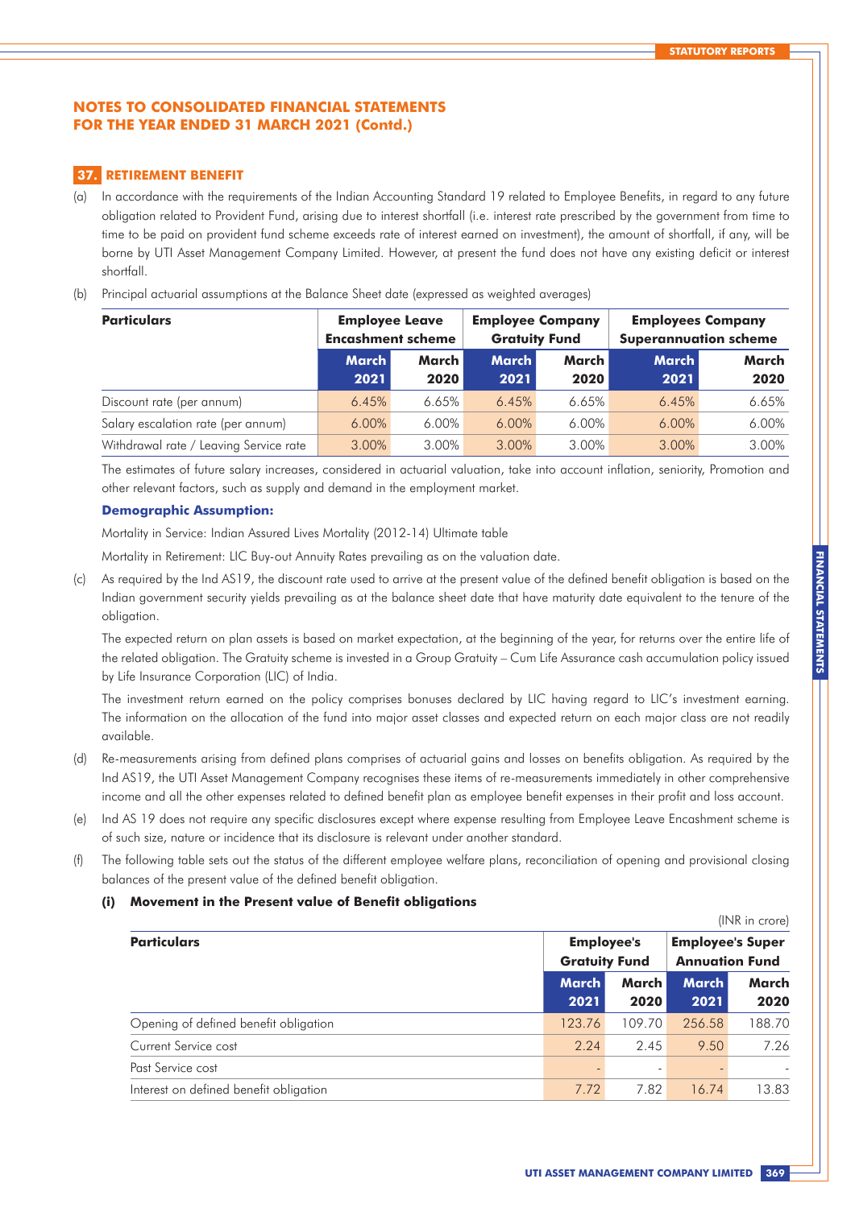## NOTES TO CONSOLIDATED FINANCIAL STATEMENTS FOR THE YEAR ENDED 31 MARCH 2021 (Contd.)

### 37. RETIREMENT BENEFIT

(a) In accordance with the requirements of the Indian Accounting Standard 19 related to Employee Benefits, in regard to any future obligation related to Provident Fund, arising due to interest shortfall (i.e. interest rate prescribed by the government from time to time to be paid on provident fund scheme exceeds rate of interest earned on investment), the amount of shortfall, if any, will be borne by UTI Asset Management Company Limited. However, at present the fund does not have any existing deficit or interest shortfall.

(b) Principal actuarial assumptions at the Balance Sheet date (expressed as weighted averages)

| Particulars | Employee Leave Encashment scheme | | Employee Company Gratuity Fund | | Employees Company Superannuation scheme | |
|---|---|---|---|---|---|---|
| | March 2021 | March 2020 | March 2021 | March 2020 | March 2021 | March 2020 |
| Discount rate (per annum) | 6.45% | 6.65% | 6.45% | 6.65% | 6.45% | 6.65% |
| Salary escalation rate (per annum) | 6.00% | 6.00% | 6.00% | 6.00% | 6.00% | 6.00% |
| Withdrawal rate / Leaving Service rate | 3.00% | 3.00% | 3.00% | 3.00% | 3.00% | 3.00% |

The estimates of future salary increases, considered in actuarial valuation, take into account inflation, seniority, Promotion and other relevant factors, such as supply and demand in the employment market.

**Demographic Assumption:**

Mortality in Service: Indian Assured Lives Mortality (2012-14) Ultimate table

Mortality in Retirement: LIC Buy-out Annuity Rates prevailing as on the valuation date.

(c) As required by the Ind AS19, the discount rate used to arrive at the present value of the defined benefit obligation is based on the Indian government security yields prevailing as at the balance sheet date that have maturity date equivalent to the tenure of the obligation.

The expected return on plan assets is based on market expectation, at the beginning of the year, for returns over the entire life of the related obligation. The Gratuity scheme is invested in a Group Gratuity – Cum Life Assurance cash accumulation policy issued by Life Insurance Corporation (LIC) of India.

The investment return earned on the policy comprises bonuses declared by LIC having regard to LIC's investment earning. The information on the allocation of the fund into major asset classes and expected return on each major class are not readily available.

(d) Re-measurements arising from defined plans comprises of actuarial gains and losses on benefits obligation. As required by the Ind AS19, the UTI Asset Management Company recognises these items of re-measurements immediately in other comprehensive income and all the other expenses related to defined benefit plan as employee benefit expenses in their profit and loss account.

(e) Ind AS 19 does not require any specific disclosures except where expense resulting from Employee Leave Encashment scheme is of such size, nature or incidence that its disclosure is relevant under another standard.

(f) The following table sets out the status of the different employee welfare plans, reconciliation of opening and provisional closing balances of the present value of the defined benefit obligation.

**(i) Movement in the Present value of Benefit obligations**

(INR in crore)

| Particulars | Employee's Gratuity Fund | | Employee's Super Annuation Fund | |
|---|---|---|---|---|
| | March 2021 | March 2020 | March 2021 | March 2020 |
| Opening of defined benefit obligation | 123.76 | 109.70 | 256.58 | 188.70 |
| Current Service cost | 2.24 | 2.45 | 9.50 | 7.26 |
| Past Service cost | - | - | - | - |
| Interest on defined benefit obligation | 7.72 | 7.82 | 16.74 | 13.83 |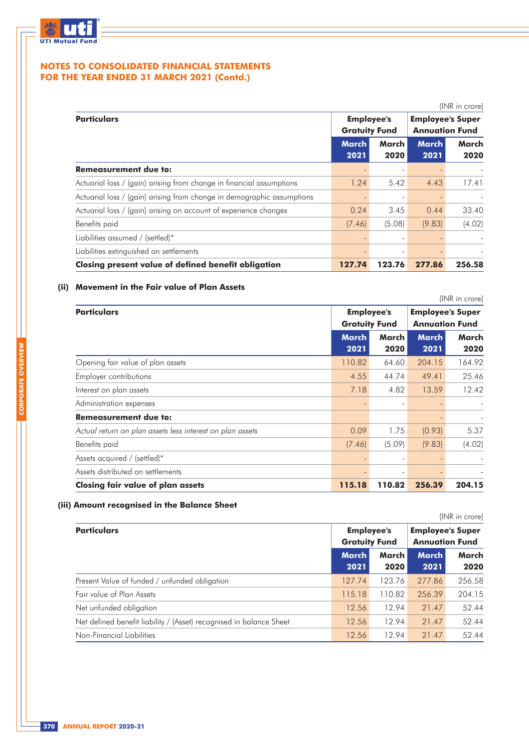## NOTES TO CONSOLIDATED FINANCIAL STATEMENTS FOR THE YEAR ENDED 31 MARCH 2021 (Contd.)

(INR in crore)

| **Particulars** | **Employee's Gratuity Fund** | | **Employee's Super Annuation Fund** | |
|---|---|---|---|---|
| | **March 2021** | **March 2020** | **March 2021** | **March 2020** |
| **Remeasurement due to:** | - | - | - | - |
| Actuarial loss / (gain) arising from change in financial assumptions | 1.24 | 5.42 | 4.43 | 17.41 |
| Actuarial loss / (gain) arising from change in demographic assumptions | - | - | - | - |
| Actuarial loss / (gain) arising on account of experience changes | 0.24 | 3.45 | 0.44 | 33.40 |
| Benefits paid | (7.46) | (5.08) | (9.83) | (4.02) |
| Liabilities assumed / (settled)* | - | - | - | - |
| Liabilities extinguished on settlements | - | - | - | - |
| **Closing present value of defined benefit obligation** | **127.74** | **123.76** | **277.86** | **256.58** |

### (ii) Movement in the Fair value of Plan Assets

(INR in crore)

| **Particulars** | **Employee's Gratuity Fund** | | **Employee's Super Annuation Fund** | |
|---|---|---|---|---|
| | **March 2021** | **March 2020** | **March 2021** | **March 2020** |
| Opening fair value of plan assets | 110.82 | 64.60 | 204.15 | 164.92 |
| Employer contributions | 4.55 | 44.74 | 49.41 | 25.46 |
| Interest on plan assets | 7.18 | 4.82 | 13.59 | 12.42 |
| Administration expenses | - | - | - | - |
| **Remeasurement due to:** | | | - | - |
| *Actual return on plan assets less interest on plan assets* | 0.09 | 1.75 | (0.93) | 5.37 |
| Benefits paid | (7.46) | (5.09) | (9.83) | (4.02) |
| Assets acquired / (settled)* | - | - | - | - |
| Assets distributed on settlements | - | - | - | - |
| **Closing fair value of plan assets** | **115.18** | **110.82** | **256.39** | **204.15** |

### (iii) Amount recognised in the Balance Sheet

(INR in crore)

| **Particulars** | **Employee's Gratuity Fund** | | **Employee's Super Annuation Fund** | |
|---|---|---|---|---|
| | **March 2021** | **March 2020** | **March 2021** | **March 2020** |
| Present Value of funded / unfunded obligation | 127.74 | 123.76 | 277.86 | 256.58 |
| Fair value of Plan Assets | 115.18 | 110.82 | 256.39 | 204.15 |
| Net unfunded obligation | 12.56 | 12.94 | 21.47 | 52.44 |
| Net defined benefit liability / (Asset) recognised in balance Sheet | 12.56 | 12.94 | 21.47 | 52.44 |
| Non-Financial Liabilities | 12.56 | 12.94 | 21.47 | 52.44 |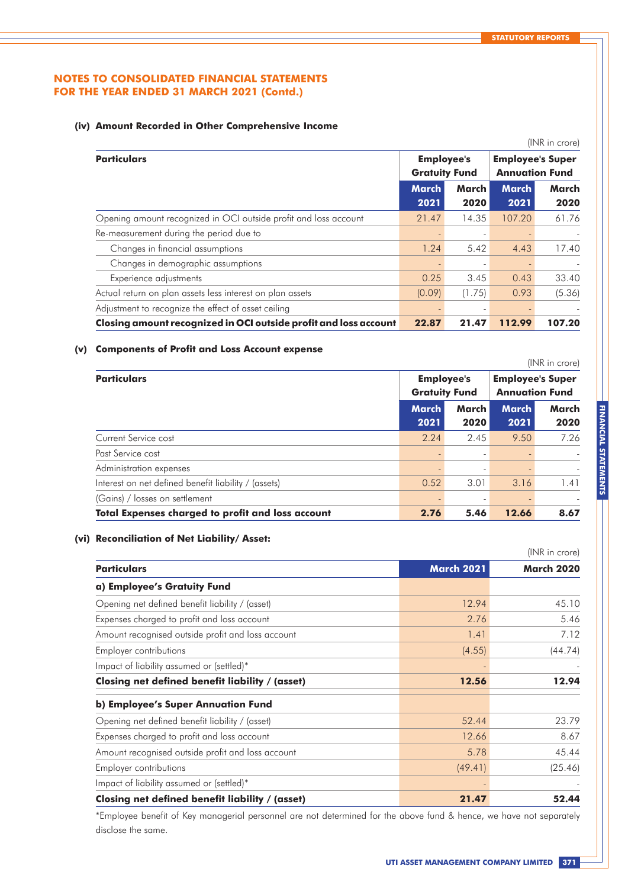## NOTES TO CONSOLIDATED FINANCIAL STATEMENTS FOR THE YEAR ENDED 31 MARCH 2021 (Contd.)

### (iv) Amount Recorded in Other Comprehensive Income

(INR in crore)

| Particulars | Employee's Gratuity Fund | | Employee's Super Annuation Fund | |
|---|---|---|---|---|
| | March 2021 | March 2020 | March 2021 | March 2020 |
| Opening amount recognized in OCI outside profit and loss account | 21.47 | 14.35 | 107.20 | 61.76 |
| Re-measurement during the period due to | - | - | - | - |
| Changes in financial assumptions | 1.24 | 5.42 | 4.43 | 17.40 |
| Changes in demographic assumptions | - | - | - | - |
| Experience adjustments | 0.25 | 3.45 | 0.43 | 33.40 |
| Actual return on plan assets less interest on plan assets | (0.09) | (1.75) | 0.93 | (5.36) |
| Adjustment to recognize the effect of asset ceiling | - | - | - | - |
| **Closing amount recognized in OCI outside profit and loss account** | **22.87** | **21.47** | **112.99** | **107.20** |

### (v) Components of Profit and Loss Account expense

(INR in crore)

| Particulars | Employee's Gratuity Fund | | Employee's Super Annuation Fund | |
|---|---|---|---|---|
| | March 2021 | March 2020 | March 2021 | March 2020 |
| Current Service cost | 2.24 | 2.45 | 9.50 | 7.26 |
| Past Service cost | - | - | - | - |
| Administration expenses | - | - | - | - |
| Interest on net defined benefit liability / (assets) | 0.52 | 3.01 | 3.16 | 1.41 |
| (Gains) / losses on settlement | - | - | - | - |
| **Total Expenses charged to profit and loss account** | **2.76** | **5.46** | **12.66** | **8.67** |

### (vi) Reconciliation of Net Liability/ Asset:

(INR in crore)

| Particulars | March 2021 | March 2020 |
|---|---|---|
| **a) Employee's Gratuity Fund** | | |
| Opening net defined benefit liability / (asset) | 12.94 | 45.10 |
| Expenses charged to profit and loss account | 2.76 | 5.46 |
| Amount recognised outside profit and loss account | 1.41 | 7.12 |
| Employer contributions | (4.55) | (44.74) |
| Impact of liability assumed or (settled)* | - | - |
| **Closing net defined benefit liability / (asset)** | **12.56** | **12.94** |
| **b) Employee's Super Annuation Fund** | | |
| Opening net defined benefit liability / (asset) | 52.44 | 23.79 |
| Expenses charged to profit and loss account | 12.66 | 8.67 |
| Amount recognised outside profit and loss account | 5.78 | 45.44 |
| Employer contributions | (49.41) | (25.46) |
| Impact of liability assumed or (settled)* | - | - |
| **Closing net defined benefit liability / (asset)** | **21.47** | **52.44** |

*Employee benefit of Key managerial personnel are not determined for the above fund & hence, we have not separately disclose the same.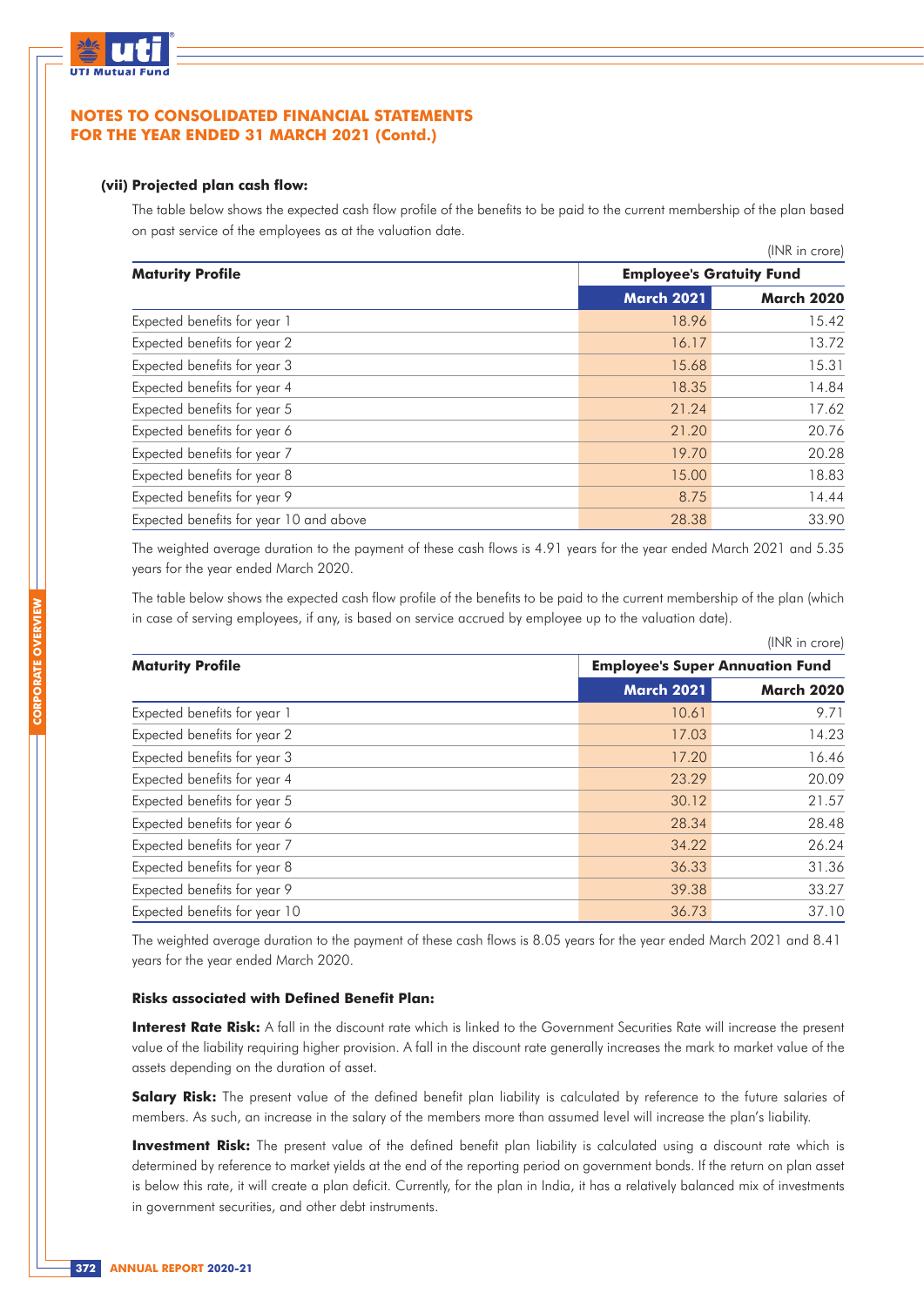## NOTES TO CONSOLIDATED FINANCIAL STATEMENTS FOR THE YEAR ENDED 31 MARCH 2021 (Contd.)

**(vii) Projected plan cash flow:**

The table below shows the expected cash flow profile of the benefits to be paid to the current membership of the plan based on past service of the employees as at the valuation date.

(INR in crore)

| Maturity Profile | Employee's Gratuity Fund | |
|---|---|---|
| | March 2021 | March 2020 |
| Expected benefits for year 1 | 18.96 | 15.42 |
| Expected benefits for year 2 | 16.17 | 13.72 |
| Expected benefits for year 3 | 15.68 | 15.31 |
| Expected benefits for year 4 | 18.35 | 14.84 |
| Expected benefits for year 5 | 21.24 | 17.62 |
| Expected benefits for year 6 | 21.20 | 20.76 |
| Expected benefits for year 7 | 19.70 | 20.28 |
| Expected benefits for year 8 | 15.00 | 18.83 |
| Expected benefits for year 9 | 8.75 | 14.44 |
| Expected benefits for year 10 and above | 28.38 | 33.90 |

The weighted average duration to the payment of these cash flows is 4.91 years for the year ended March 2021 and 5.35 years for the year ended March 2020.

The table below shows the expected cash flow profile of the benefits to be paid to the current membership of the plan (which in case of serving employees, if any, is based on service accrued by employee up to the valuation date).

(INR in crore)

| Maturity Profile | Employee's Super Annuation Fund | |
|---|---|---|
| | March 2021 | March 2020 |
| Expected benefits for year 1 | 10.61 | 9.71 |
| Expected benefits for year 2 | 17.03 | 14.23 |
| Expected benefits for year 3 | 17.20 | 16.46 |
| Expected benefits for year 4 | 23.29 | 20.09 |
| Expected benefits for year 5 | 30.12 | 21.57 |
| Expected benefits for year 6 | 28.34 | 28.48 |
| Expected benefits for year 7 | 34.22 | 26.24 |
| Expected benefits for year 8 | 36.33 | 31.36 |
| Expected benefits for year 9 | 39.38 | 33.27 |
| Expected benefits for year 10 | 36.73 | 37.10 |

The weighted average duration to the payment of these cash flows is 8.05 years for the year ended March 2021 and 8.41 years for the year ended March 2020.

**Risks associated with Defined Benefit Plan:**

**Interest Rate Risk:** A fall in the discount rate which is linked to the Government Securities Rate will increase the present value of the liability requiring higher provision. A fall in the discount rate generally increases the mark to market value of the assets depending on the duration of asset.

**Salary Risk:** The present value of the defined benefit plan liability is calculated by reference to the future salaries of members. As such, an increase in the salary of the members more than assumed level will increase the plan's liability.

**Investment Risk:** The present value of the defined benefit plan liability is calculated using a discount rate which is determined by reference to market yields at the end of the reporting period on government bonds. If the return on plan asset is below this rate, it will create a plan deficit. Currently, for the plan in India, it has a relatively balanced mix of investments in government securities, and other debt instruments.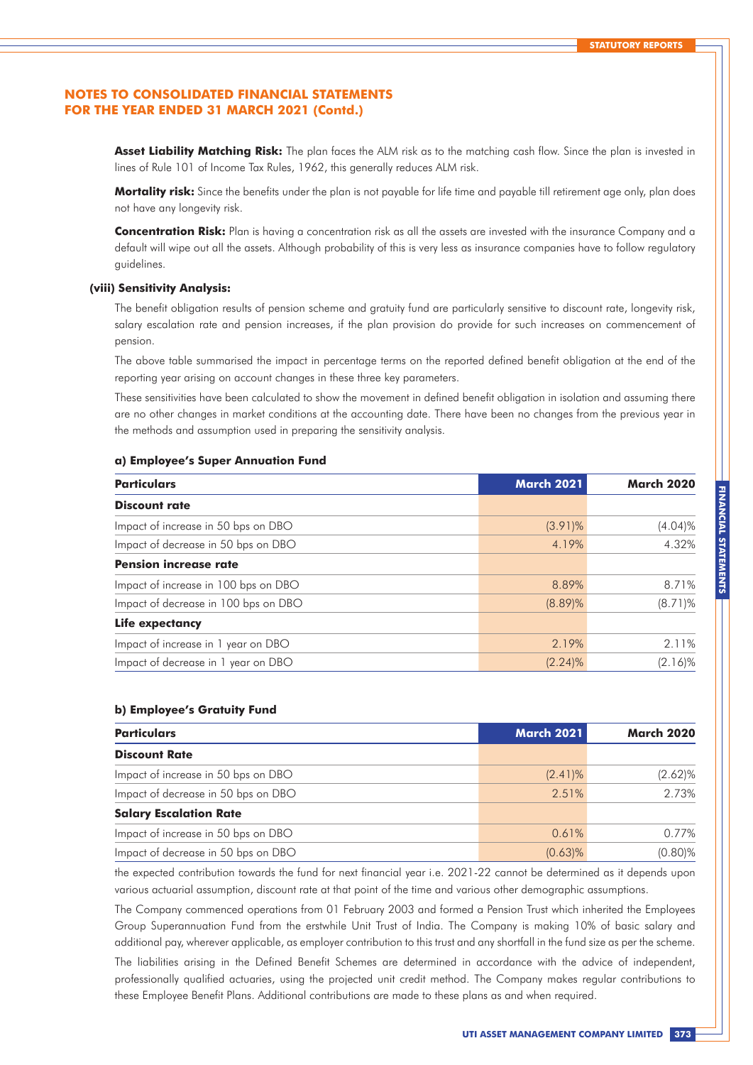## NOTES TO CONSOLIDATED FINANCIAL STATEMENTS FOR THE YEAR ENDED 31 MARCH 2021 (Contd.)

**Asset Liability Matching Risk:** The plan faces the ALM risk as to the matching cash flow. Since the plan is invested in lines of Rule 101 of Income Tax Rules, 1962, this generally reduces ALM risk.

**Mortality risk:** Since the benefits under the plan is not payable for life time and payable till retirement age only, plan does not have any longevity risk.

**Concentration Risk:** Plan is having a concentration risk as all the assets are invested with the insurance Company and a default will wipe out all the assets. Although probability of this is very less as insurance companies have to follow regulatory guidelines.

**(viii) Sensitivity Analysis:**

The benefit obligation results of pension scheme and gratuity fund are particularly sensitive to discount rate, longevity risk, salary escalation rate and pension increases, if the plan provision do provide for such increases on commencement of pension.

The above table summarised the impact in percentage terms on the reported defined benefit obligation at the end of the reporting year arising on account changes in these three key parameters.

These sensitivities have been calculated to show the movement in defined benefit obligation in isolation and assuming there are no other changes in market conditions at the accounting date. There have been no changes from the previous year in the methods and assumption used in preparing the sensitivity analysis.

**a) Employee's Super Annuation Fund**

| Particulars | March 2021 | March 2020 |
|---|---|---|
| **Discount rate** | | |
| Impact of increase in 50 bps on DBO | (3.91)% | (4.04)% |
| Impact of decrease in 50 bps on DBO | 4.19% | 4.32% |
| **Pension increase rate** | | |
| Impact of increase in 100 bps on DBO | 8.89% | 8.71% |
| Impact of decrease in 100 bps on DBO | (8.89)% | (8.71)% |
| **Life expectancy** | | |
| Impact of increase in 1 year on DBO | 2.19% | 2.11% |
| Impact of decrease in 1 year on DBO | (2.24)% | (2.16)% |

**b) Employee's Gratuity Fund**

| Particulars | March 2021 | March 2020 |
|---|---|---|
| **Discount Rate** | | |
| Impact of increase in 50 bps on DBO | (2.41)% | (2.62)% |
| Impact of decrease in 50 bps on DBO | 2.51% | 2.73% |
| **Salary Escalation Rate** | | |
| Impact of increase in 50 bps on DBO | 0.61% | 0.77% |
| Impact of decrease in 50 bps on DBO | (0.63)% | (0.80)% |

the expected contribution towards the fund for next financial year i.e. 2021-22 cannot be determined as it depends upon various actuarial assumption, discount rate at that point of the time and various other demographic assumptions.

The Company commenced operations from 01 February 2003 and formed a Pension Trust which inherited the Employees Group Superannuation Fund from the erstwhile Unit Trust of India. The Company is making 10% of basic salary and additional pay, wherever applicable, as employer contribution to this trust and any shortfall in the fund size as per the scheme.

The liabilities arising in the Defined Benefit Schemes are determined in accordance with the advice of independent, professionally qualified actuaries, using the projected unit credit method. The Company makes regular contributions to these Employee Benefit Plans. Additional contributions are made to these plans as and when required.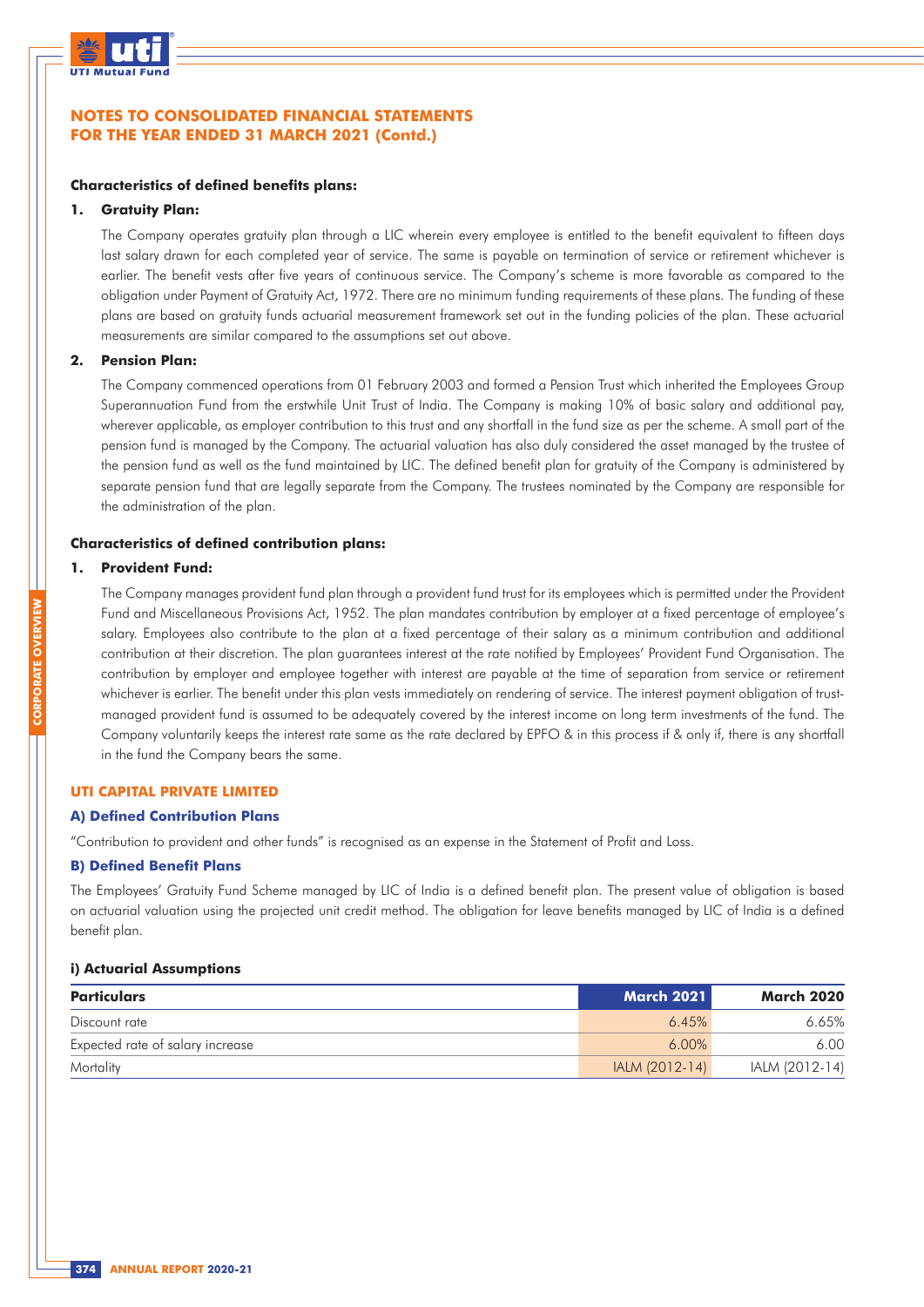## NOTES TO CONSOLIDATED FINANCIAL STATEMENTS FOR THE YEAR ENDED 31 MARCH 2021 (Contd.)

**Characteristics of defined benefits plans:**

**1. Gratuity Plan:**

The Company operates gratuity plan through a LIC wherein every employee is entitled to the benefit equivalent to fifteen days last salary drawn for each completed year of service. The same is payable on termination of service or retirement whichever is earlier. The benefit vests after five years of continuous service. The Company's scheme is more favorable as compared to the obligation under Payment of Gratuity Act, 1972. There are no minimum funding requirements of these plans. The funding of these plans are based on gratuity funds actuarial measurement framework set out in the funding policies of the plan. These actuarial measurements are similar compared to the assumptions set out above.

**2. Pension Plan:**

The Company commenced operations from 01 February 2003 and formed a Pension Trust which inherited the Employees Group Superannuation Fund from the erstwhile Unit Trust of India. The Company is making 10% of basic salary and additional pay, wherever applicable, as employer contribution to this trust and any shortfall in the fund size as per the scheme. A small part of the pension fund is managed by the Company. The actuarial valuation has also duly considered the asset managed by the trustee of the pension fund as well as the fund maintained by LIC. The defined benefit plan for gratuity of the Company is administered by separate pension fund that are legally separate from the Company. The trustees nominated by the Company are responsible for the administration of the plan.

**Characteristics of defined contribution plans:**

**1. Provident Fund:**

The Company manages provident fund plan through a provident fund trust for its employees which is permitted under the Provident Fund and Miscellaneous Provisions Act, 1952. The plan mandates contribution by employer at a fixed percentage of employee's salary. Employees also contribute to the plan at a fixed percentage of their salary as a minimum contribution and additional contribution at their discretion. The plan guarantees interest at the rate notified by Employees' Provident Fund Organisation. The contribution by employer and employee together with interest are payable at the time of separation from service or retirement whichever is earlier. The benefit under this plan vests immediately on rendering of service. The interest payment obligation of trust-managed provident fund is assumed to be adequately covered by the interest income on long term investments of the fund. The Company voluntarily keeps the interest rate same as the rate declared by EPFO & in this process if & only if, there is any shortfall in the fund the Company bears the same.

### UTI CAPITAL PRIVATE LIMITED

#### A) Defined Contribution Plans

"Contribution to provident and other funds" is recognised as an expense in the Statement of Profit and Loss.

#### B) Defined Benefit Plans

The Employees' Gratuity Fund Scheme managed by LIC of India is a defined benefit plan. The present value of obligation is based on actuarial valuation using the projected unit credit method. The obligation for leave benefits managed by LIC of India is a defined benefit plan.

**i) Actuarial Assumptions**

| Particulars | March 2021 | March 2020 |
|---|---|---|
| Discount rate | 6.45% | 6.65% |
| Expected rate of salary increase | 6.00% | 6.00 |
| Mortality | IALM (2012-14) | IALM (2012-14) |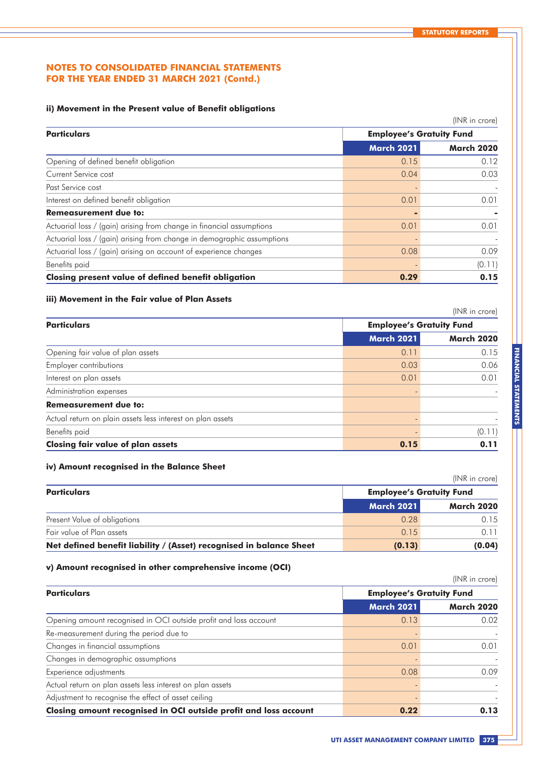## NOTES TO CONSOLIDATED FINANCIAL STATEMENTS FOR THE YEAR ENDED 31 MARCH 2021 (Contd.)

### ii) Movement in the Present value of Benefit obligations

(INR in crore)

| Particulars | Employee's Gratuity Fund | |
|---|---|---|
| | March 2021 | March 2020 |
| Opening of defined benefit obligation | 0.15 | 0.12 |
| Current Service cost | 0.04 | 0.03 |
| Past Service cost | - | - |
| Interest on defined benefit obligation | 0.01 | 0.01 |
| **Remeasurement due to:** | **-** | **-** |
| Actuarial loss / (gain) arising from change in financial assumptions | 0.01 | 0.01 |
| Actuarial loss / (gain) arising from change in demographic assumptions | - | - |
| Actuarial loss / (gain) arising on account of experience changes | 0.08 | 0.09 |
| Benefits paid | - | (0.11) |
| **Closing present value of defined benefit obligation** | **0.29** | **0.15** |

### iii) Movement in the Fair value of Plan Assets

(INR in crore)

| Particulars | Employee's Gratuity Fund | |
|---|---|---|
| | March 2021 | March 2020 |
| Opening fair value of plan assets | 0.11 | 0.15 |
| Employer contributions | 0.03 | 0.06 |
| Interest on plan assets | 0.01 | 0.01 |
| Administration expenses | - | - |
| **Remeasurement due to:** | | |
| Actual return on plain assets less interest on plan assets | - | - |
| Benefits paid | - | (0.11) |
| **Closing fair value of plan assets** | **0.15** | **0.11** |

### iv) Amount recognised in the Balance Sheet

(INR in crore)

| Particulars | Employee's Gratuity Fund | |
|---|---|---|
| | March 2021 | March 2020 |
| Present Value of obligations | 0.28 | 0.15 |
| Fair value of Plan assets | 0.15 | 0.11 |
| **Net defined benefit liability / (Asset) recognised in balance Sheet** | **(0.13)** | **(0.04)** |

### v) Amount recognised in other comprehensive income (OCI)

(INR in crore)

| Particulars | Employee's Gratuity Fund | |
|---|---|---|
| | March 2021 | March 2020 |
| Opening amount recognised in OCI outside profit and loss account | 0.13 | 0.02 |
| Re-measurement during the period due to | - | - |
| Changes in financial assumptions | 0.01 | 0.01 |
| Changes in demographic assumptions | - | - |
| Experience adjustments | 0.08 | 0.09 |
| Actual return on plan assets less interest on plan assets | - | - |
| Adjustment to recognise the effect of asset ceiling | - | - |
| **Closing amount recognised in OCI outside profit and loss account** | **0.22** | **0.13** |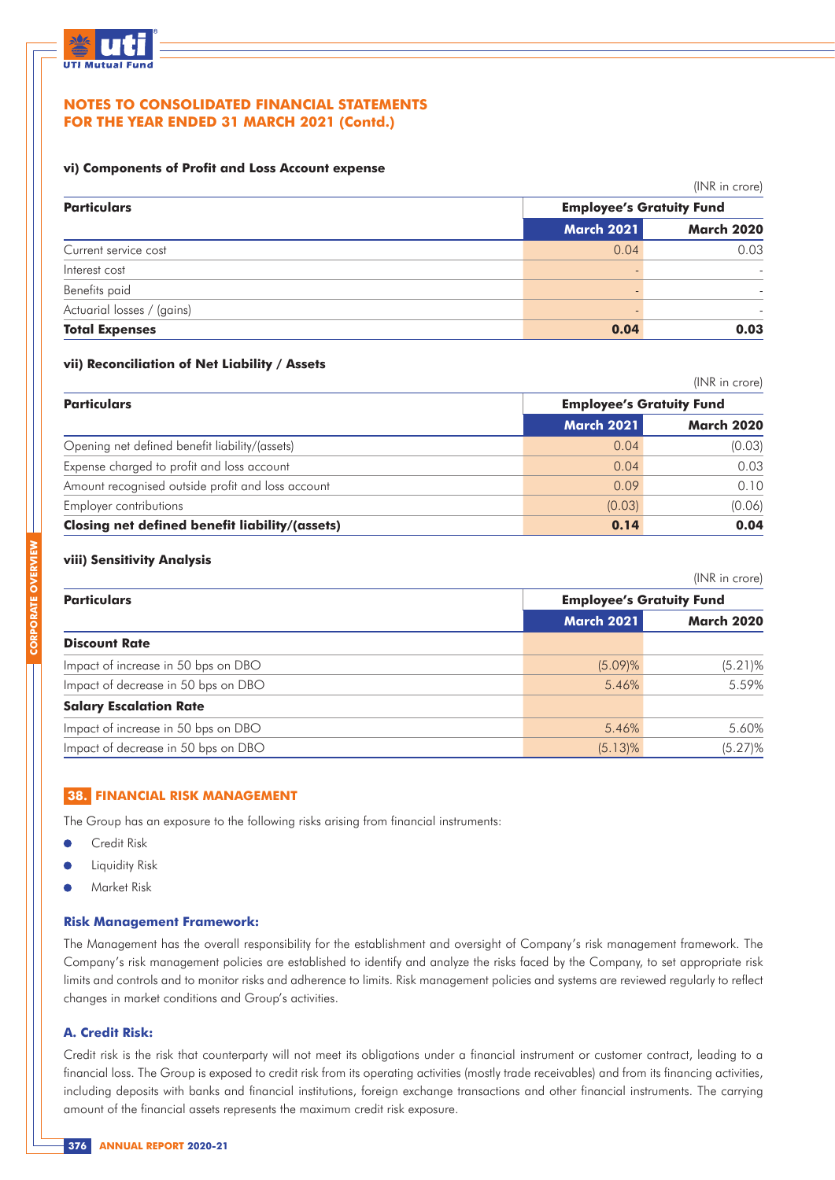## NOTES TO CONSOLIDATED FINANCIAL STATEMENTS FOR THE YEAR ENDED 31 MARCH 2021 (Contd.)

#### vi) Components of Profit and Loss Account expense

(INR in crore)

| Particulars | Employee's Gratuity Fund | |
|---|---|---|
| | March 2021 | March 2020 |
| Current service cost | 0.04 | 0.03 |
| Interest cost | - | - |
| Benefits paid | - | - |
| Actuarial losses / (gains) | - | - |
| **Total Expenses** | **0.04** | **0.03** |

#### vii) Reconciliation of Net Liability / Assets

(INR in crore)

| Particulars | Employee's Gratuity Fund | |
|---|---|---|
| | March 2021 | March 2020 |
| Opening net defined benefit liability/(assets) | 0.04 | (0.03) |
| Expense charged to profit and loss account | 0.04 | 0.03 |
| Amount recognised outside profit and loss account | 0.09 | 0.10 |
| Employer contributions | (0.03) | (0.06) |
| **Closing net defined benefit liability/(assets)** | **0.14** | **0.04** |

#### viii) Sensitivity Analysis

(INR in crore)

| Particulars | Employee's Gratuity Fund | |
|---|---|---|
| | March 2021 | March 2020 |
| **Discount Rate** | | |
| Impact of increase in 50 bps on DBO | (5.09)% | (5.21)% |
| Impact of decrease in 50 bps on DBO | 5.46% | 5.59% |
| **Salary Escalation Rate** | | |
| Impact of increase in 50 bps on DBO | 5.46% | 5.60% |
| Impact of decrease in 50 bps on DBO | (5.13)% | (5.27)% |

## 38. FINANCIAL RISK MANAGEMENT

The Group has an exposure to the following risks arising from financial instruments:

- Credit Risk
- Liquidity Risk
- Market Risk

### Risk Management Framework:

The Management has the overall responsibility for the establishment and oversight of Company's risk management framework. The Company's risk management policies are established to identify and analyze the risks faced by the Company, to set appropriate risk limits and controls and to monitor risks and adherence to limits. Risk management policies and systems are reviewed regularly to reflect changes in market conditions and Group's activities.

### A. Credit Risk:

Credit risk is the risk that counterparty will not meet its obligations under a financial instrument or customer contract, leading to a financial loss. The Group is exposed to credit risk from its operating activities (mostly trade receivables) and from its financing activities, including deposits with banks and financial institutions, foreign exchange transactions and other financial instruments. The carrying amount of the financial assets represents the maximum credit risk exposure.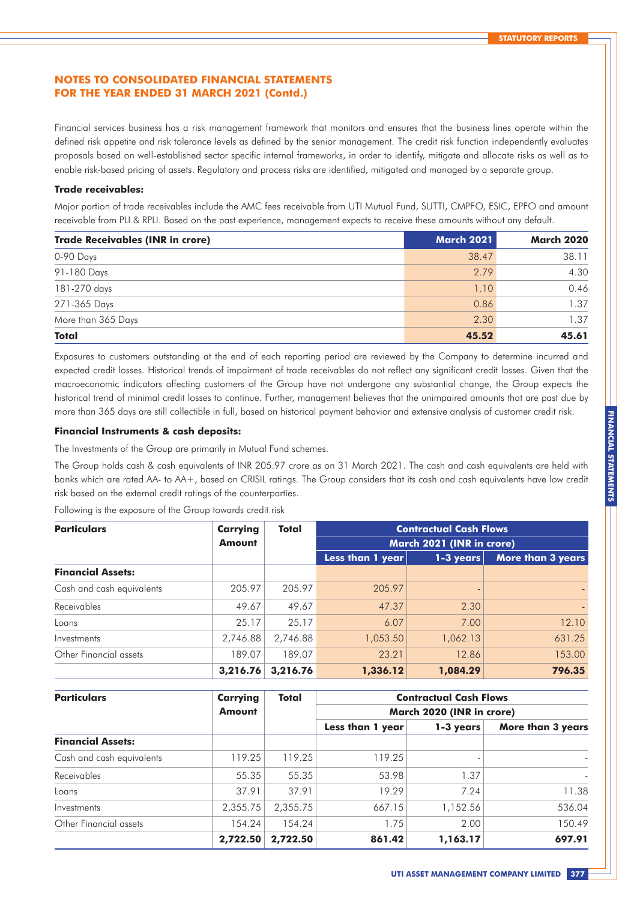## NOTES TO CONSOLIDATED FINANCIAL STATEMENTS FOR THE YEAR ENDED 31 MARCH 2021 (Contd.)

Financial services business has a risk management framework that monitors and ensures that the business lines operate within the defined risk appetite and risk tolerance levels as defined by the senior management. The credit risk function independently evaluates proposals based on well-established sector specific internal frameworks, in order to identify, mitigate and allocate risks as well as to enable risk-based pricing of assets. Regulatory and process risks are identified, mitigated and managed by a separate group.

**Trade receivables:**

Major portion of trade receivables include the AMC fees receivable from UTI Mutual Fund, SUTTI, CMPFO, ESIC, EPFO and amount receivable from PLI & RPLI. Based on the past experience, management expects to receive these amounts without any default.

| Trade Receivables (INR in crore) | March 2021 | March 2020 |
|---|---|---|
| 0-90 Days | 38.47 | 38.11 |
| 91-180 Days | 2.79 | 4.30 |
| 181-270 days | 1.10 | 0.46 |
| 271-365 Days | 0.86 | 1.37 |
| More than 365 Days | 2.30 | 1.37 |
| **Total** | **45.52** | **45.61** |

Exposures to customers outstanding at the end of each reporting period are reviewed by the Company to determine incurred and expected credit losses. Historical trends of impairment of trade receivables do not reflect any significant credit losses. Given that the macroeconomic indicators affecting customers of the Group have not undergone any substantial change, the Group expects the historical trend of minimal credit losses to continue. Further, management believes that the unimpaired amounts that are past due by more than 365 days are still collectible in full, based on historical payment behavior and extensive analysis of customer credit risk.

**Financial Instruments & cash deposits:**

The Investments of the Group are primarily in Mutual Fund schemes.

The Group holds cash & cash equivalents of INR 205.97 crore as on 31 March 2021. The cash and cash equivalents are held with banks which are rated AA- to AA+, based on CRISIL ratings. The Group considers that its cash and cash equivalents have low credit risk based on the external credit ratings of the counterparties.

Following is the exposure of the Group towards credit risk

| Particulars | Carrying Amount | Total | Contractual Cash Flows March 2021 (INR in crore) | | |
|---|---|---|---|---|---|
| | | | Less than 1 year | 1-3 years | More than 3 years |
| **Financial Assets:** | | | | | |
| Cash and cash equivalents | 205.97 | 205.97 | 205.97 | - | - |
| Receivables | 49.67 | 49.67 | 47.37 | 2.30 | - |
| Loans | 25.17 | 25.17 | 6.07 | 7.00 | 12.10 |
| Investments | 2,746.88 | 2,746.88 | 1,053.50 | 1,062.13 | 631.25 |
| Other Financial assets | 189.07 | 189.07 | 23.21 | 12.86 | 153.00 |
| | **3,216.76** | **3,216.76** | **1,336.12** | **1,084.29** | **796.35** |

| Particulars | Carrying Amount | Total | Contractual Cash Flows March 2020 (INR in crore) | | |
|---|---|---|---|---|---|
| | | | Less than 1 year | 1-3 years | More than 3 years |
| **Financial Assets:** | | | | | |
| Cash and cash equivalents | 119.25 | 119.25 | 119.25 | - | - |
| Receivables | 55.35 | 55.35 | 53.98 | 1.37 | - |
| Loans | 37.91 | 37.91 | 19.29 | 7.24 | 11.38 |
| Investments | 2,355.75 | 2,355.75 | 667.15 | 1,152.56 | 536.04 |
| Other Financial assets | 154.24 | 154.24 | 1.75 | 2.00 | 150.49 |
| | **2,722.50** | **2,722.50** | **861.42** | **1,163.17** | **697.91** |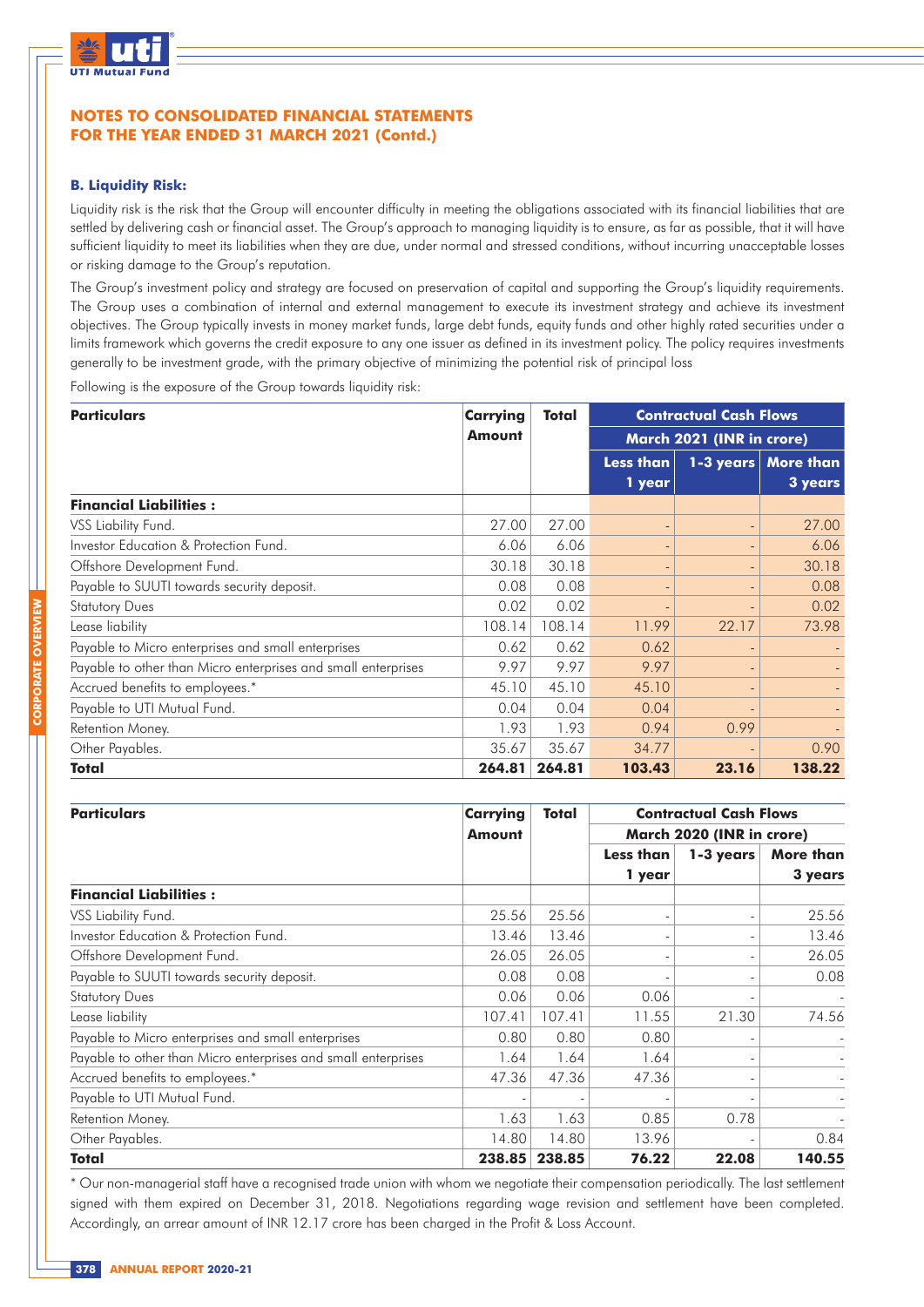## NOTES TO CONSOLIDATED FINANCIAL STATEMENTS FOR THE YEAR ENDED 31 MARCH 2021 (Contd.)

### B. Liquidity Risk:

Liquidity risk is the risk that the Group will encounter difficulty in meeting the obligations associated with its financial liabilities that are settled by delivering cash or financial asset. The Group's approach to managing liquidity is to ensure, as far as possible, that it will have sufficient liquidity to meet its liabilities when they are due, under normal and stressed conditions, without incurring unacceptable losses or risking damage to the Group's reputation.

The Group's investment policy and strategy are focused on preservation of capital and supporting the Group's liquidity requirements. The Group uses a combination of internal and external management to execute its investment strategy and achieve its investment objectives. The Group typically invests in money market funds, large debt funds, equity funds and other highly rated securities under a limits framework which governs the credit exposure to any one issuer as defined in its investment policy. The policy requires investments generally to be investment grade, with the primary objective of minimizing the potential risk of principal loss

Following is the exposure of the Group towards liquidity risk:

| Particulars | Carrying Amount | Total | Contractual Cash Flows March 2021 (INR in crore) | | |
|---|---|---|---|---|---|
| | | | Less than 1 year | 1-3 years | More than 3 years |
| **Financial Liabilities :** | | | | | |
| VSS Liability Fund. | 27.00 | 27.00 | - | - | 27.00 |
| Investor Education & Protection Fund. | 6.06 | 6.06 | - | - | 6.06 |
| Offshore Development Fund. | 30.18 | 30.18 | - | - | 30.18 |
| Payable to SUUTI towards security deposit. | 0.08 | 0.08 | - | - | 0.08 |
| Statutory Dues | 0.02 | 0.02 | - | - | 0.02 |
| Lease liability | 108.14 | 108.14 | 11.99 | 22.17 | 73.98 |
| Payable to Micro enterprises and small enterprises | 0.62 | 0.62 | 0.62 | - | - |
| Payable to other than Micro enterprises and small enterprises | 9.97 | 9.97 | 9.97 | - | - |
| Accrued benefits to employees.* | 45.10 | 45.10 | 45.10 | - | - |
| Payable to UTI Mutual Fund. | 0.04 | 0.04 | 0.04 | - | - |
| Retention Money. | 1.93 | 1.93 | 0.94 | 0.99 | - |
| Other Payables. | 35.67 | 35.67 | 34.77 | - | 0.90 |
| **Total** | **264.81** | **264.81** | **103.43** | **23.16** | **138.22** |

| Particulars | Carrying Amount | Total | Contractual Cash Flows March 2020 (INR in crore) | | |
|---|---|---|---|---|---|
| | | | Less than 1 year | 1-3 years | More than 3 years |
| **Financial Liabilities :** | | | | | |
| VSS Liability Fund. | 25.56 | 25.56 | - | - | 25.56 |
| Investor Education & Protection Fund. | 13.46 | 13.46 | - | - | 13.46 |
| Offshore Development Fund. | 26.05 | 26.05 | - | - | 26.05 |
| Payable to SUUTI towards security deposit. | 0.08 | 0.08 | - | - | 0.08 |
| Statutory Dues | 0.06 | 0.06 | 0.06 | - | - |
| Lease liability | 107.41 | 107.41 | 11.55 | 21.30 | 74.56 |
| Payable to Micro enterprises and small enterprises | 0.80 | 0.80 | 0.80 | - | - |
| Payable to other than Micro enterprises and small enterprises | 1.64 | 1.64 | 1.64 | - | - |
| Accrued benefits to employees.* | 47.36 | 47.36 | 47.36 | - | - |
| Payable to UTI Mutual Fund. | - | - | - | - | - |
| Retention Money. | 1.63 | 1.63 | 0.85 | 0.78 | - |
| Other Payables. | 14.80 | 14.80 | 13.96 | - | 0.84 |
| **Total** | **238.85** | **238.85** | **76.22** | **22.08** | **140.55** |

* Our non-managerial staff have a recognised trade union with whom we negotiate their compensation periodically. The last settlement signed with them expired on December 31, 2018. Negotiations regarding wage revision and settlement have been completed. Accordingly, an arrear amount of INR 12.17 crore has been charged in the Profit & Loss Account.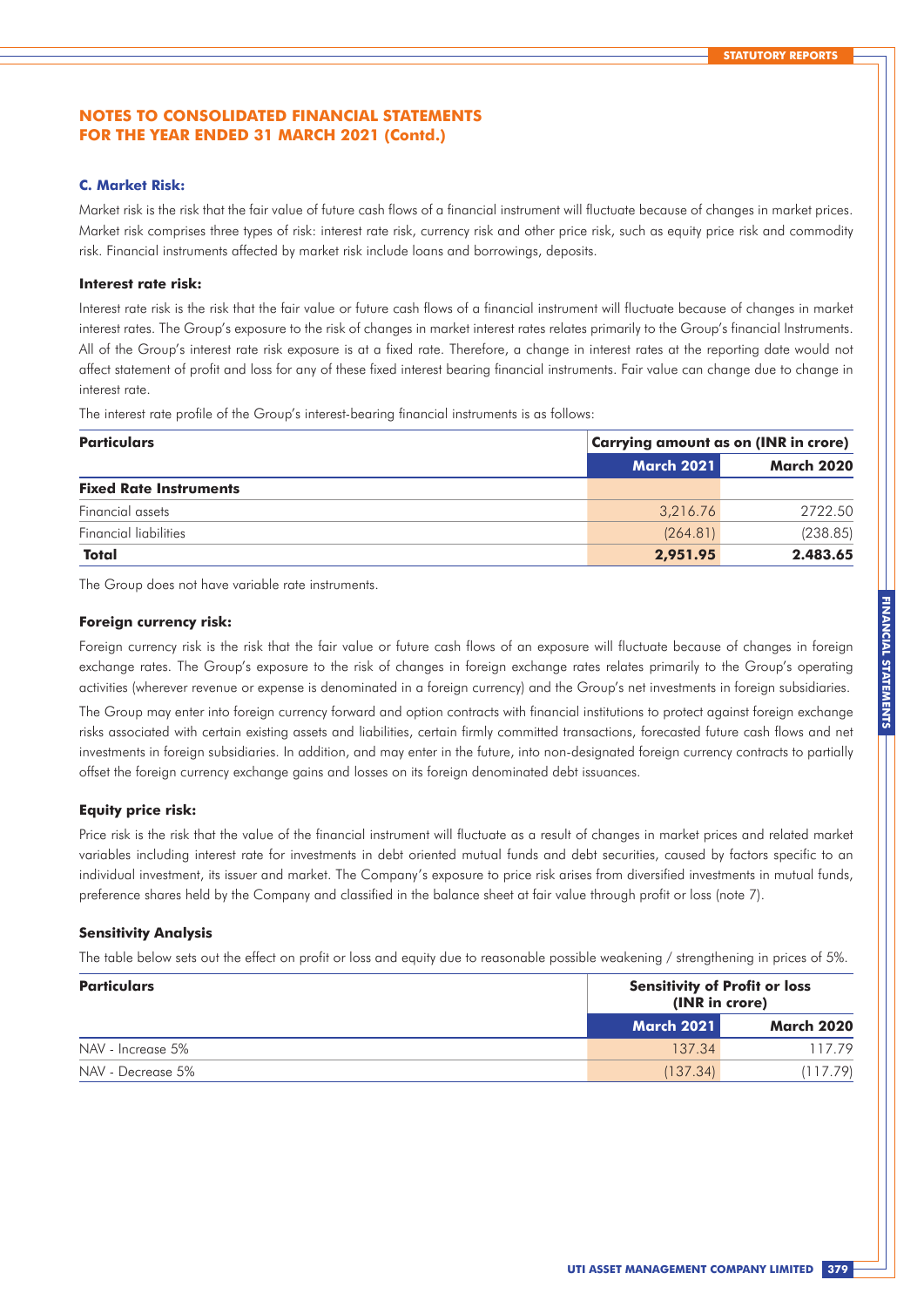## NOTES TO CONSOLIDATED FINANCIAL STATEMENTS FOR THE YEAR ENDED 31 MARCH 2021 (Contd.)

### C. Market Risk:

Market risk is the risk that the fair value of future cash flows of a financial instrument will fluctuate because of changes in market prices. Market risk comprises three types of risk: interest rate risk, currency risk and other price risk, such as equity price risk and commodity risk. Financial instruments affected by market risk include loans and borrowings, deposits.

#### Interest rate risk:

Interest rate risk is the risk that the fair value or future cash flows of a financial instrument will fluctuate because of changes in market interest rates. The Group's exposure to the risk of changes in market interest rates relates primarily to the Group's financial Instruments. All of the Group's interest rate risk exposure is at a fixed rate. Therefore, a change in interest rates at the reporting date would not affect statement of profit and loss for any of these fixed interest bearing financial instruments. Fair value can change due to change in interest rate.

The interest rate profile of the Group's interest-bearing financial instruments is as follows:

| Particulars | Carrying amount as on (INR in crore) | |
|---|---|---|
| | March 2021 | March 2020 |
| **Fixed Rate Instruments** | | |
| Financial assets | 3,216.76 | 2722.50 |
| Financial liabilities | (264.81) | (238.85) |
| **Total** | **2,951.95** | **2.483.65** |

The Group does not have variable rate instruments.

#### Foreign currency risk:

Foreign currency risk is the risk that the fair value or future cash flows of an exposure will fluctuate because of changes in foreign exchange rates. The Group's exposure to the risk of changes in foreign exchange rates relates primarily to the Group's operating activities (wherever revenue or expense is denominated in a foreign currency) and the Group's net investments in foreign subsidiaries.

The Group may enter into foreign currency forward and option contracts with financial institutions to protect against foreign exchange risks associated with certain existing assets and liabilities, certain firmly committed transactions, forecasted future cash flows and net investments in foreign subsidiaries. In addition, and may enter in the future, into non-designated foreign currency contracts to partially offset the foreign currency exchange gains and losses on its foreign denominated debt issuances.

#### Equity price risk:

Price risk is the risk that the value of the financial instrument will fluctuate as a result of changes in market prices and related market variables including interest rate for investments in debt oriented mutual funds and debt securities, caused by factors specific to an individual investment, its issuer and market. The Company's exposure to price risk arises from diversified investments in mutual funds, preference shares held by the Company and classified in the balance sheet at fair value through profit or loss (note 7).

#### Sensitivity Analysis

The table below sets out the effect on profit or loss and equity due to reasonable possible weakening / strengthening in prices of 5%.

| Particulars | Sensitivity of Profit or loss (INR in crore) | |
|---|---|---|
| | March 2021 | March 2020 |
| NAV - Increase 5% | 137.34 | 117.79 |
| NAV - Decrease 5% | (137.34) | (117.79) |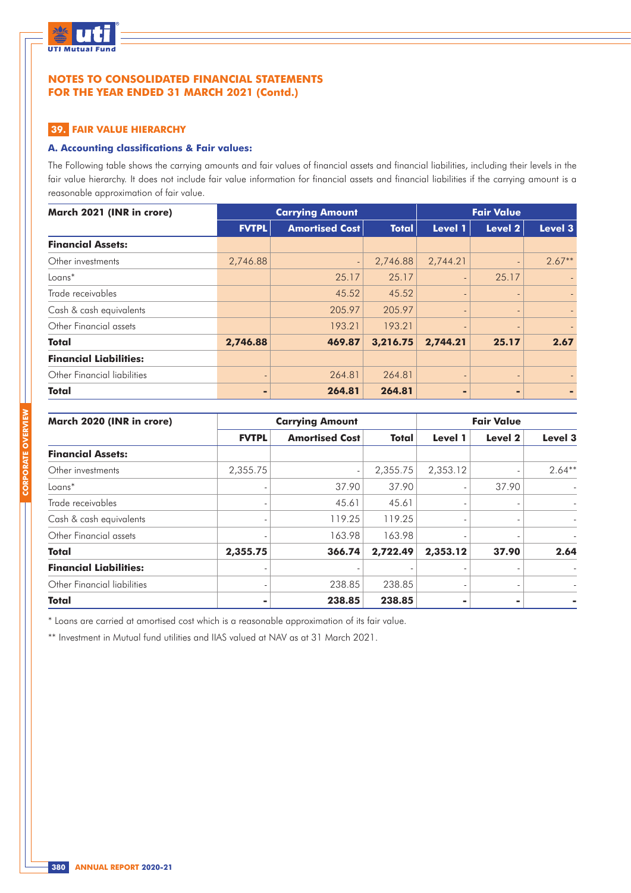## NOTES TO CONSOLIDATED FINANCIAL STATEMENTS FOR THE YEAR ENDED 31 MARCH 2021 (Contd.)

### 39. FAIR VALUE HIERARCHY

#### A. Accounting classifications & Fair values:

The Following table shows the carrying amounts and fair values of financial assets and financial liabilities, including their levels in the fair value hierarchy. It does not include fair value information for financial assets and financial liabilities if the carrying amount is a reasonable approximation of fair value.

| March 2021 (INR in crore) | Carrying Amount | | | Fair Value | | |
|---|---|---|---|---|---|---|
| | **FVTPL** | **Amortised Cost** | **Total** | **Level 1** | **Level 2** | **Level 3** |
| **Financial Assets:** | | | | | | |
| Other investments | 2,746.88 | - | 2,746.88 | 2,744.21 | - | 2.67** |
| Loans* | | 25.17 | 25.17 | - | 25.17 | - |
| Trade receivables | | 45.52 | 45.52 | - | - | - |
| Cash & cash equivalents | | 205.97 | 205.97 | - | - | - |
| Other Financial assets | | 193.21 | 193.21 | - | - | - |
| **Total** | **2,746.88** | **469.87** | **3,216.75** | **2,744.21** | **25.17** | **2.67** |
| **Financial Liabilities:** | | | | | | |
| Other Financial liabilities | - | 264.81 | 264.81 | - | - | - |
| **Total** | **-** | **264.81** | **264.81** | **-** | **-** | **-** |

| March 2020 (INR in crore) | Carrying Amount | | | Fair Value | | |
|---|---|---|---|---|---|---|
| | **FVTPL** | **Amortised Cost** | **Total** | **Level 1** | **Level 2** | **Level 3** |
| **Financial Assets:** | | | | | | |
| Other investments | 2,355.75 | - | 2,355.75 | 2,353.12 | - | 2.64** |
| Loans* | - | 37.90 | 37.90 | - | 37.90 | - |
| Trade receivables | - | 45.61 | 45.61 | - | - | - |
| Cash & cash equivalents | - | 119.25 | 119.25 | - | - | - |
| Other Financial assets | - | 163.98 | 163.98 | - | - | - |
| **Total** | **2,355.75** | **366.74** | **2,722.49** | **2,353.12** | **37.90** | **2.64** |
| **Financial Liabilities:** | - | - | - | - | - | - |
| Other Financial liabilities | - | 238.85 | 238.85 | - | - | - |
| **Total** | **-** | **238.85** | **238.85** | **-** | **-** | **-** |

* Loans are carried at amortised cost which is a reasonable approximation of its fair value.

** Investment in Mutual fund utilities and IIAS valued at NAV as at 31 March 2021.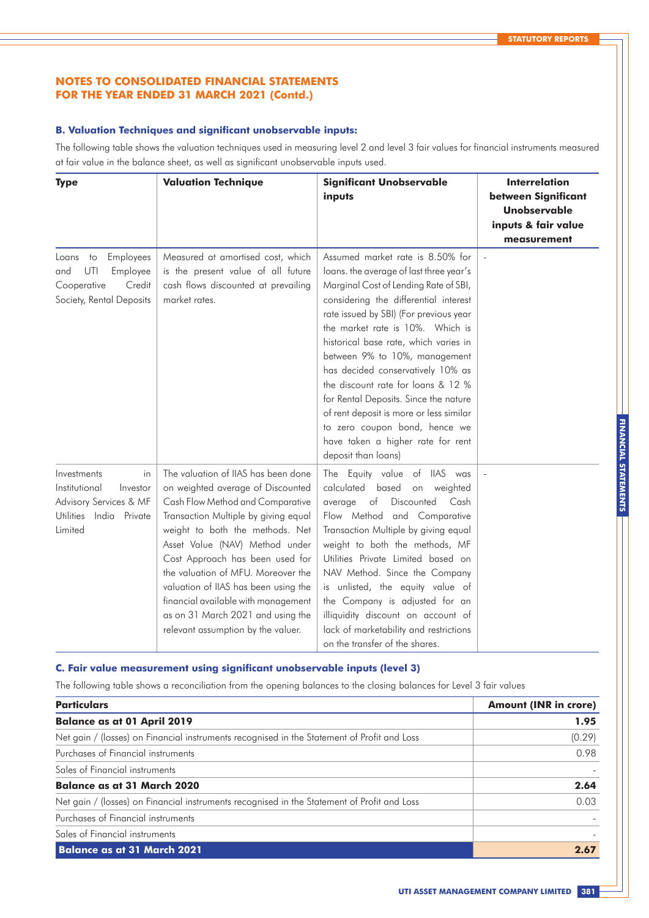## NOTES TO CONSOLIDATED FINANCIAL STATEMENTS FOR THE YEAR ENDED 31 MARCH 2021 (Contd.)

### B. Valuation Techniques and significant unobservable inputs:

The following table shows the valuation techniques used in measuring level 2 and level 3 fair values for financial instruments measured at fair value in the balance sheet, as well as significant unobservable inputs used.

| Type | Valuation Technique | Significant Unobservable inputs | Interrelation between Significant Unobservable inputs & fair value measurement |
|---|---|---|---|
| Loans to Employees and UTI Employee Cooperative Credit Society, Rental Deposits | Measured at amortised cost, which is the present value of all future cash flows discounted at prevailing market rates. | Assumed market rate is 8.50% for loans. the average of last three year's Marginal Cost of Lending Rate of SBI, considering the differential interest rate issued by SBI) (For previous year the market rate is 10%. Which is historical base rate, which varies in between 9% to 10%, management has decided conservatively 10% as the discount rate for loans & 12 % for Rental Deposits. Since the nature of rent deposit is more or less similar to zero coupon bond, hence we have taken a higher rate for rent deposit than loans) | - |
| Investments in Institutional Investor Advisory Services & MF Utilities India Private Limited | The valuation of IIAS has been done on weighted average of Discounted Cash Flow Method and Comparative Transaction Multiple by giving equal weight to both the methods. Net Asset Value (NAV) Method under Cost Approach has been used for the valuation of MFU. Moreover the valuation of IIAS has been using the financial available with management as on 31 March 2021 and using the relevant assumption by the valuer. | The Equity value of IIAS was calculated based on weighted average of Discounted Cash Flow Method and Comparative Transaction Multiple by giving equal weight to both the methods, MF Utilities Private Limited based on NAV Method. Since the Company is unlisted, the equity value of the Company is adjusted for an illiquidity discount on account of lack of marketability and restrictions on the transfer of the shares. | - |

### C. Fair value measurement using significant unobservable inputs (level 3)

The following table shows a reconciliation from the opening balances to the closing balances for Level 3 fair values

| Particulars | Amount (INR in crore) |
|---|---|
| **Balance as at 01 April 2019** | **1.95** |
| Net gain / (losses) on Financial instruments recognised in the Statement of Profit and Loss | (0.29) |
| Purchases of Financial instruments | 0.98 |
| Sales of Financial instruments | - |
| **Balance as at 31 March 2020** | **2.64** |
| Net gain / (losses) on Financial instruments recognised in the Statement of Profit and Loss | 0.03 |
| Purchases of Financial instruments | - |
| Sales of Financial instruments | - |
| **Balance as at 31 March 2021** | **2.67** |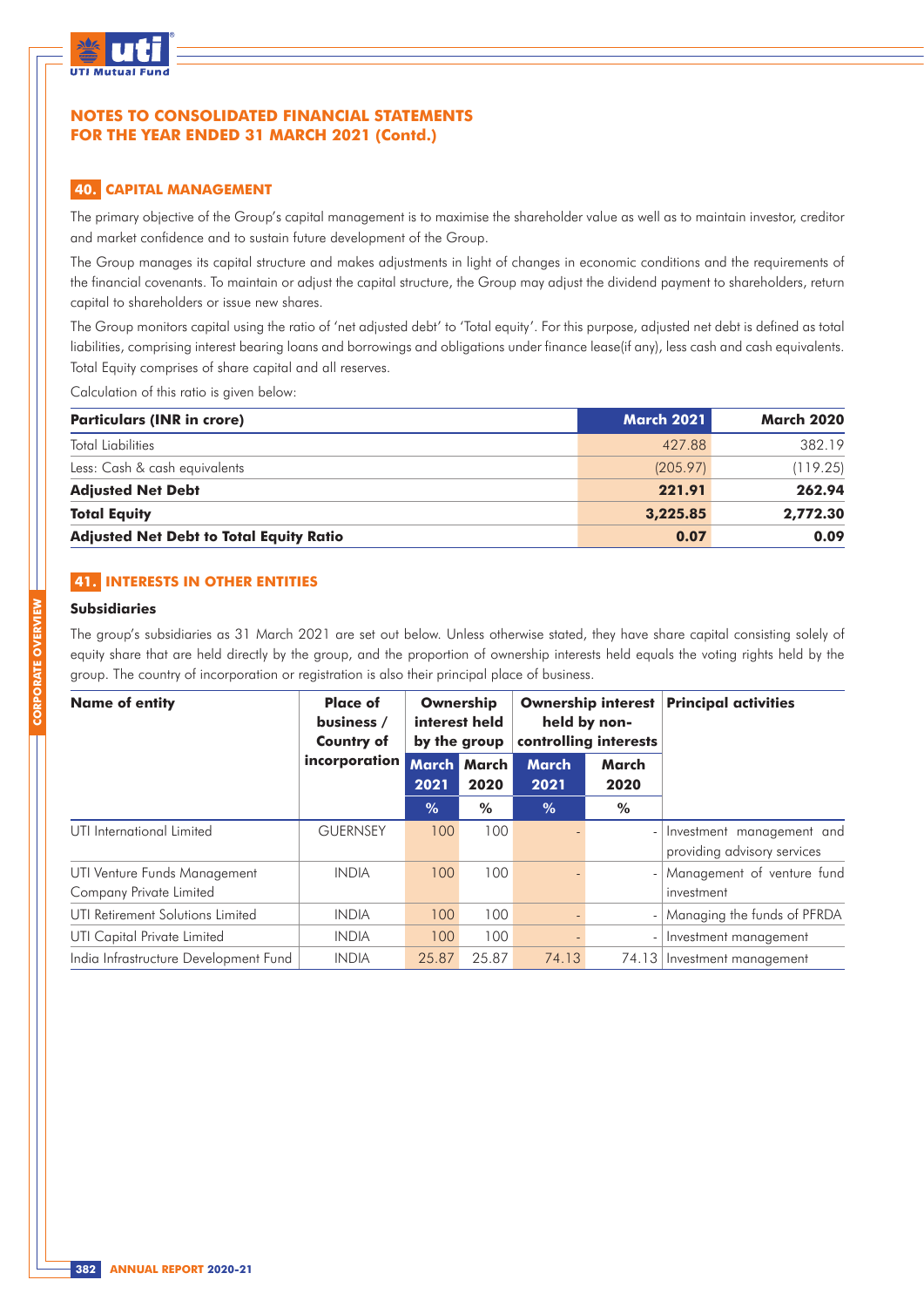# NOTES TO CONSOLIDATED FINANCIAL STATEMENTS FOR THE YEAR ENDED 31 MARCH 2021 (Contd.)

## 40. CAPITAL MANAGEMENT

The primary objective of the Group's capital management is to maximise the shareholder value as well as to maintain investor, creditor and market confidence and to sustain future development of the Group.

The Group manages its capital structure and makes adjustments in light of changes in economic conditions and the requirements of the financial covenants. To maintain or adjust the capital structure, the Group may adjust the dividend payment to shareholders, return capital to shareholders or issue new shares.

The Group monitors capital using the ratio of 'net adjusted debt' to 'Total equity'. For this purpose, adjusted net debt is defined as total liabilities, comprising interest bearing loans and borrowings and obligations under finance lease(if any), less cash and cash equivalents. Total Equity comprises of share capital and all reserves.

Calculation of this ratio is given below:

| Particulars (INR in crore) | March 2021 | March 2020 |
|---|---|---|
| Total Liabilities | 427.88 | 382.19 |
| Less: Cash & cash equivalents | (205.97) | (119.25) |
| **Adjusted Net Debt** | **221.91** | **262.94** |
| **Total Equity** | **3,225.85** | **2,772.30** |
| **Adjusted Net Debt to Total Equity Ratio** | **0.07** | **0.09** |

## 41. INTERESTS IN OTHER ENTITIES

### Subsidiaries

The group's subsidiaries as 31 March 2021 are set out below. Unless otherwise stated, they have share capital consisting solely of equity share that are held directly by the group, and the proportion of ownership interests held equals the voting rights held by the group. The country of incorporation or registration is also their principal place of business.

| Name of entity | Place of business / Country of incorporation | Ownership interest held by the group | | Ownership interest held by non-controlling interests | | Principal activities |
|---|---|---|---|---|---|---|
| | | March 2021 | March 2020 | March 2021 | March 2020 | |
| | | % | % | % | % | |
| UTI International Limited | GUERNSEY | 100 | 100 | - | - | Investment management and providing advisory services |
| UTI Venture Funds Management Company Private Limited | INDIA | 100 | 100 | - | - | Management of venture fund investment |
| UTI Retirement Solutions Limited | INDIA | 100 | 100 | - | - | Managing the funds of PFRDA |
| UTI Capital Private Limited | INDIA | 100 | 100 | - | - | Investment management |
| India Infrastructure Development Fund | INDIA | 25.87 | 25.87 | 74.13 | 74.13 | Investment management |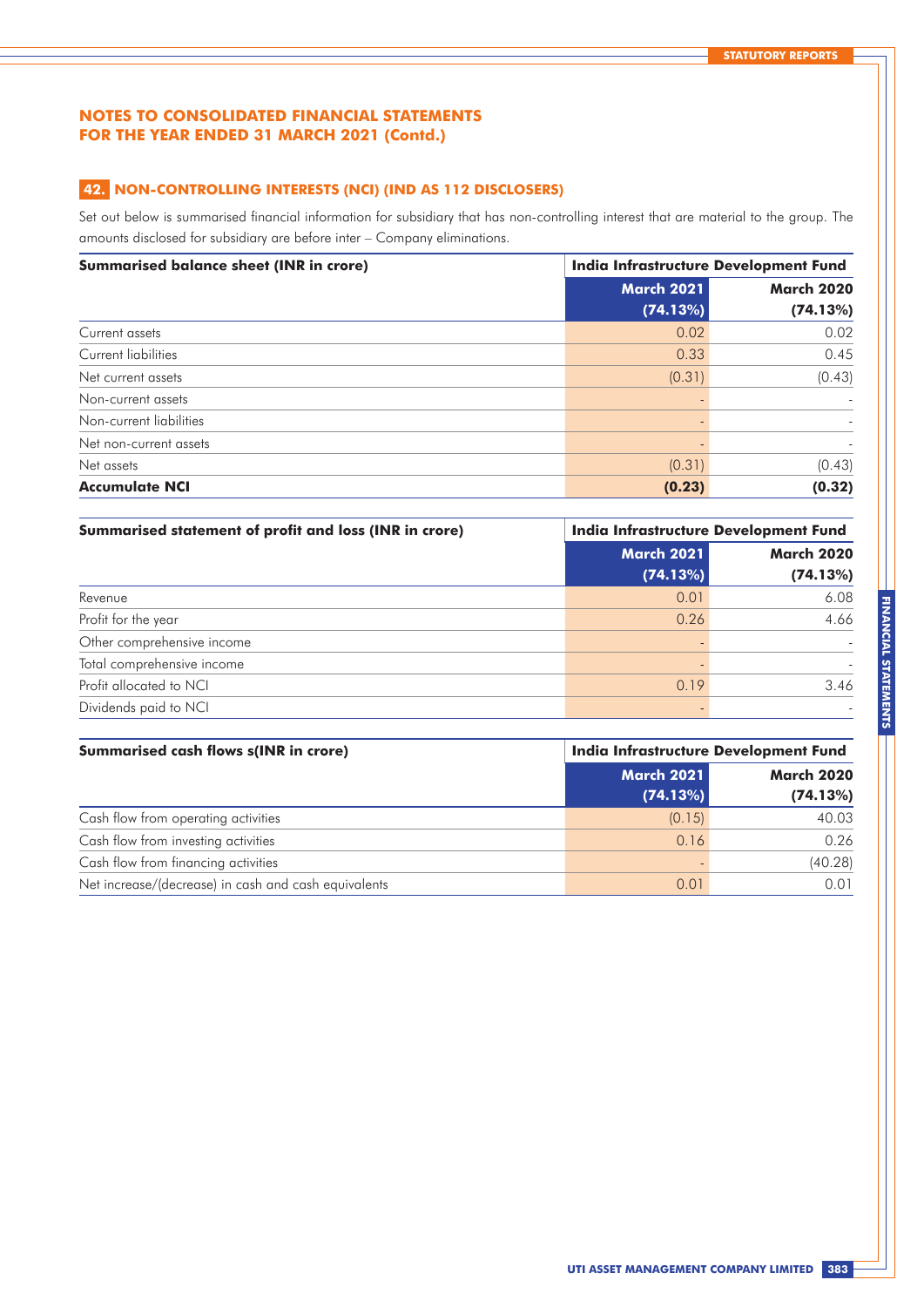# NOTES TO CONSOLIDATED FINANCIAL STATEMENTS FOR THE YEAR ENDED 31 MARCH 2021 (Contd.)

## 42. NON-CONTROLLING INTERESTS (NCI) (IND AS 112 DISCLOSERS)

Set out below is summarised financial information for subsidiary that has non-controlling interest that are material to the group. The amounts disclosed for subsidiary are before inter – Company eliminations.

| Summarised balance sheet (INR in crore) | India Infrastructure Development Fund | |
|---|---|---|
| | March 2021 (74.13%) | March 2020 (74.13%) |
| Current assets | 0.02 | 0.02 |
| Current liabilities | 0.33 | 0.45 |
| Net current assets | (0.31) | (0.43) |
| Non-current assets | - | - |
| Non-current liabilities | - | - |
| Net non-current assets | - | - |
| Net assets | (0.31) | (0.43) |
| **Accumulate NCI** | **(0.23)** | **(0.32)** |

| Summarised statement of profit and loss (INR in crore) | India Infrastructure Development Fund | |
|---|---|---|
| | March 2021 (74.13%) | March 2020 (74.13%) |
| Revenue | 0.01 | 6.08 |
| Profit for the year | 0.26 | 4.66 |
| Other comprehensive income | - | - |
| Total comprehensive income | - | - |
| Profit allocated to NCI | 0.19 | 3.46 |
| Dividends paid to NCI | - | - |

| Summarised cash flows s(INR in crore) | India Infrastructure Development Fund | |
|---|---|---|
| | March 2021 (74.13%) | March 2020 (74.13%) |
| Cash flow from operating activities | (0.15) | 40.03 |
| Cash flow from investing activities | 0.16 | 0.26 |
| Cash flow from financing activities | - | (40.28) |
| Net increase/(decrease) in cash and cash equivalents | 0.01 | 0.01 |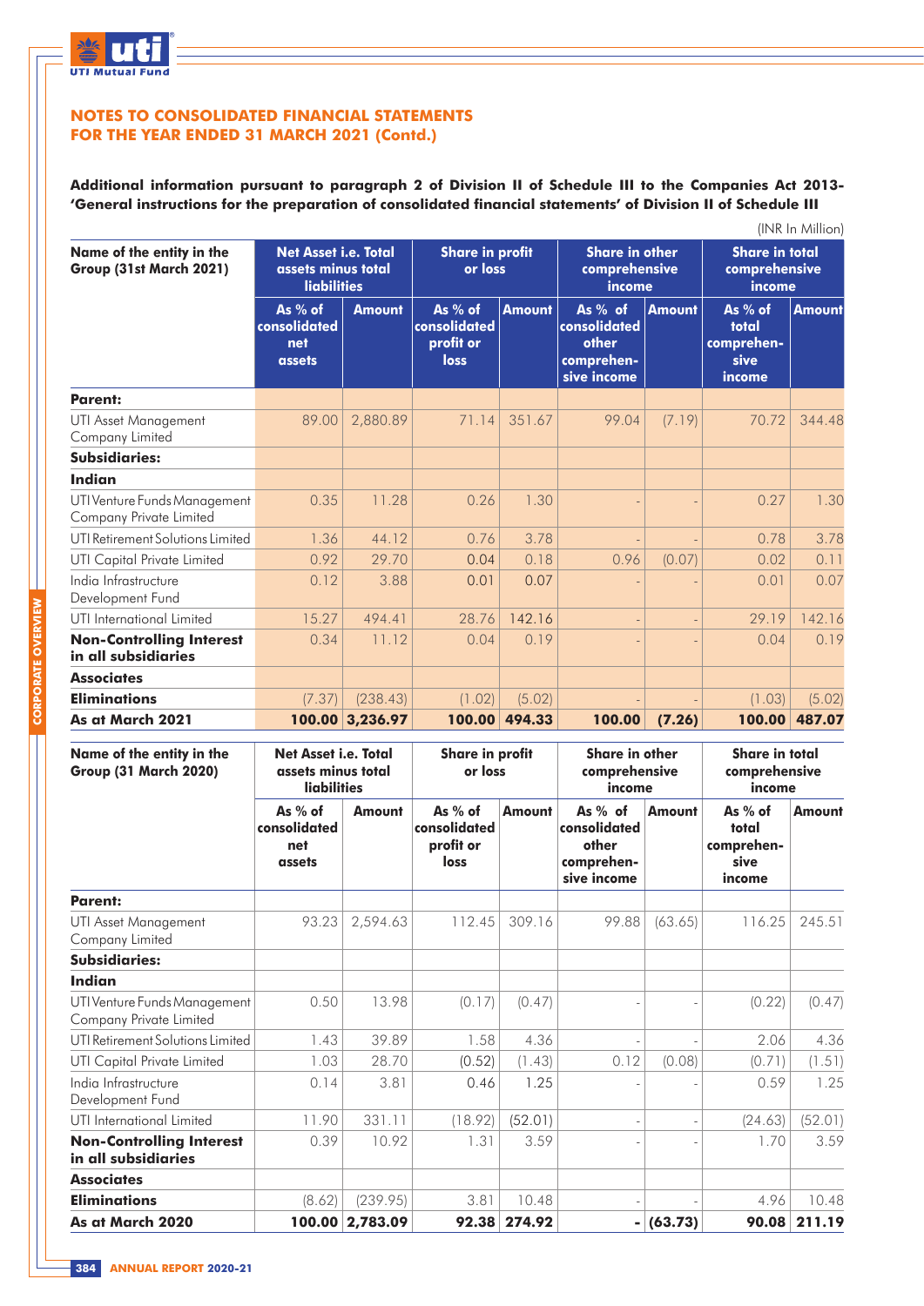## NOTES TO CONSOLIDATED FINANCIAL STATEMENTS FOR THE YEAR ENDED 31 MARCH 2021 (Contd.)

**Additional information pursuant to paragraph 2 of Division II of Schedule III to the Companies Act 2013- 'General instructions for the preparation of consolidated financial statements' of Division II of Schedule III**

(INR In Million)

| Name of the entity in the Group (31st March 2021) | Net Asset i.e. Total assets minus total liabilities | | Share in profit or loss | | Share in other comprehensive income | | Share in total comprehensive income | |
|---|---|---|---|---|---|---|---|---|
| | As % of consolidated net assets | Amount | As % of consolidated profit or loss | Amount | As % of consolidated other comprehensive income | Amount | As % of total comprehensive income | Amount |
| **Parent:** | | | | | | | | |
| UTI Asset Management Company Limited | 89.00 | 2,880.89 | 71.14 | 351.67 | 99.04 | (7.19) | 70.72 | 344.48 |
| **Subsidiaries:** | | | | | | | | |
| **Indian** | | | | | | | | |
| UTI Venture Funds Management Company Private Limited | 0.35 | 11.28 | 0.26 | 1.30 | - | - | 0.27 | 1.30 |
| UTI Retirement Solutions Limited | 1.36 | 44.12 | 0.76 | 3.78 | - | - | 0.78 | 3.78 |
| UTI Capital Private Limited | 0.92 | 29.70 | 0.04 | 0.18 | 0.96 | (0.07) | 0.02 | 0.11 |
| India Infrastructure Development Fund | 0.12 | 3.88 | 0.01 | 0.07 | - | - | 0.01 | 0.07 |
| UTI International Limited | 15.27 | 494.41 | 28.76 | 142.16 | - | - | 29.19 | 142.16 |
| **Non-Controlling Interest in all subsidiaries** | 0.34 | 11.12 | 0.04 | 0.19 | - | - | 0.04 | 0.19 |
| **Associates** | | | | | | | | |
| **Eliminations** | (7.37) | (238.43) | (1.02) | (5.02) | - | - | (1.03) | (5.02) |
| **As at March 2021** | **100.00** | **3,236.97** | **100.00** | **494.33** | **100.00** | **(7.26)** | **100.00** | **487.07** |

| Name of the entity in the Group (31 March 2020) | Net Asset i.e. Total assets minus total liabilities | | Share in profit or loss | | Share in other comprehensive income | | Share in total comprehensive income | |
|---|---|---|---|---|---|---|---|---|
| | As % of consolidated net assets | Amount | As % of consolidated profit or loss | Amount | As % of consolidated other comprehensive income | Amount | As % of total comprehensive income | Amount |
| **Parent:** | | | | | | | | |
| UTI Asset Management Company Limited | 93.23 | 2,594.63 | 112.45 | 309.16 | 99.88 | (63.65) | 116.25 | 245.51 |
| **Subsidiaries:** | | | | | | | | |
| **Indian** | | | | | | | | |
| UTI Venture Funds Management Company Private Limited | 0.50 | 13.98 | (0.17) | (0.47) | - | - | (0.22) | (0.47) |
| UTI Retirement Solutions Limited | 1.43 | 39.89 | 1.58 | 4.36 | - | - | 2.06 | 4.36 |
| UTI Capital Private Limited | 1.03 | 28.70 | (0.52) | (1.43) | 0.12 | (0.08) | (0.71) | (1.51) |
| India Infrastructure Development Fund | 0.14 | 3.81 | 0.46 | 1.25 | - | - | 0.59 | 1.25 |
| UTI International Limited | 11.90 | 331.11 | (18.92) | (52.01) | - | - | (24.63) | (52.01) |
| **Non-Controlling Interest in all subsidiaries** | 0.39 | 10.92 | 1.31 | 3.59 | - | - | 1.70 | 3.59 |
| **Associates** | | | | | | | | |
| **Eliminations** | (8.62) | (239.95) | 3.81 | 10.48 | - | - | 4.96 | 10.48 |
| **As at March 2020** | **100.00** | **2,783.09** | **92.38** | **274.92** | **-** | **(63.73)** | **90.08** | **211.19** |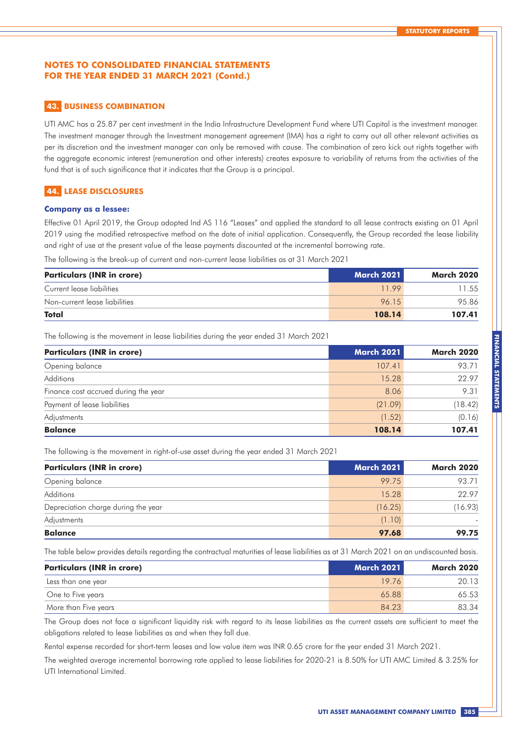## NOTES TO CONSOLIDATED FINANCIAL STATEMENTS FOR THE YEAR ENDED 31 MARCH 2021 (Contd.)

### 43. BUSINESS COMBINATION

UTI AMC has a 25.87 per cent investment in the India Infrastructure Development Fund where UTI Capital is the investment manager. The investment manager through the Investment management agreement (IMA) has a right to carry out all other relevant activities as per its discretion and the investment manager can only be removed with cause. The combination of zero kick out rights together with the aggregate economic interest (remuneration and other interests) creates exposure to variability of returns from the activities of the fund that is of such significance that it indicates that the Group is a principal.

### 44. LEASE DISCLOSURES

**Company as a lessee:**

Effective 01 April 2019, the Group adopted Ind AS 116 "Leases" and applied the standard to all lease contracts existing on 01 April 2019 using the modified retrospective method on the date of initial application. Consequently, the Group recorded the lease liability and right of use at the present value of the lease payments discounted at the incremental borrowing rate.

The following is the break-up of current and non-current lease liabilities as at 31 March 2021

| Particulars (INR in crore) | March 2021 | March 2020 |
|---|---|---|
| Current lease liabilities | 11.99 | 11.55 |
| Non-current lease liabilities | 96.15 | 95.86 |
| **Total** | **108.14** | **107.41** |

The following is the movement in lease liabilities during the year ended 31 March 2021

| Particulars (INR in crore) | March 2021 | March 2020 |
|---|---|---|
| Opening balance | 107.41 | 93.71 |
| Additions | 15.28 | 22.97 |
| Finance cost accrued during the year | 8.06 | 9.31 |
| Payment of lease liabilities | (21.09) | (18.42) |
| Adjustments | (1.52) | (0.16) |
| **Balance** | **108.14** | **107.41** |

The following is the movement in right-of-use asset during the year ended 31 March 2021

| Particulars (INR in crore) | March 2021 | March 2020 |
|---|---|---|
| Opening balance | 99.75 | 93.71 |
| Additions | 15.28 | 22.97 |
| Depreciation charge during the year | (16.25) | (16.93) |
| Adjustments | (1.10) | - |
| **Balance** | **97.68** | **99.75** |

The table below provides details regarding the contractual maturities of lease liabilities as at 31 March 2021 on an undiscounted basis.

| Particulars (INR in crore) | March 2021 | March 2020 |
|---|---|---|
| Less than one year | 19.76 | 20.13 |
| One to Five years | 65.88 | 65.53 |
| More than Five years | 84.23 | 83.34 |

The Group does not face a significant liquidity risk with regard to its lease liabilities as the current assets are sufficient to meet the obligations related to lease liabilities as and when they fall due.

Rental expense recorded for short-term leases and low value item was INR 0.65 crore for the year ended 31 March 2021.

The weighted average incremental borrowing rate applied to lease liabilities for 2020-21 is 8.50% for UTI AMC Limited & 3.25% for UTI International Limited.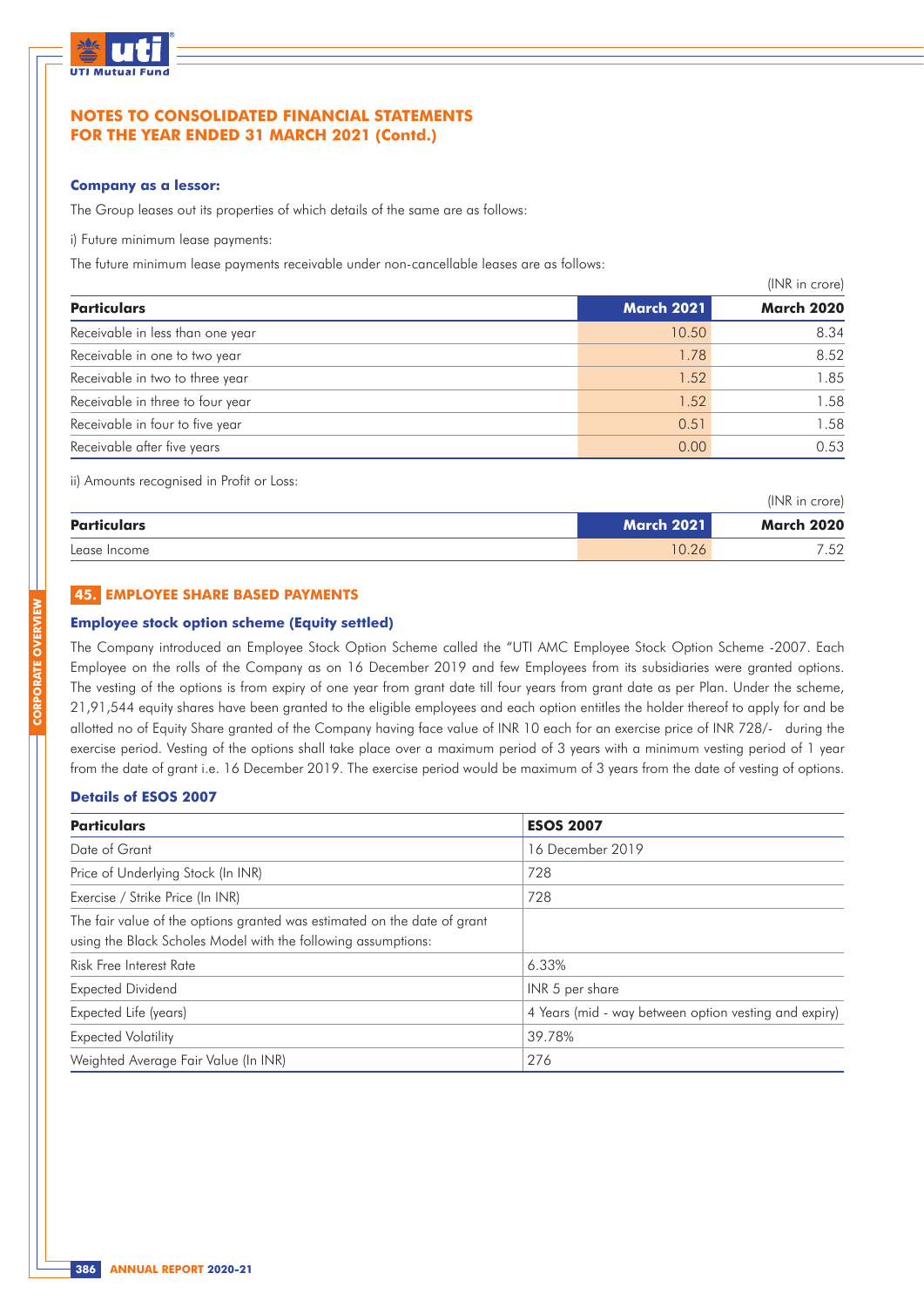# NOTES TO CONSOLIDATED FINANCIAL STATEMENTS FOR THE YEAR ENDED 31 MARCH 2021 (Contd.)

### Company as a lessor:

The Group leases out its properties of which details of the same are as follows:

i) Future minimum lease payments:

The future minimum lease payments receivable under non-cancellable leases are as follows:

(INR in crore)

| Particulars | March 2021 | March 2020 |
|---|---|---|
| Receivable in less than one year | 10.50 | 8.34 |
| Receivable in one to two year | 1.78 | 8.52 |
| Receivable in two to three year | 1.52 | 1.85 |
| Receivable in three to four year | 1.52 | 1.58 |
| Receivable in four to five year | 0.51 | 1.58 |
| Receivable after five years | 0.00 | 0.53 |

ii) Amounts recognised in Profit or Loss:

(INR in crore)

| Particulars | March 2021 | March 2020 |
|---|---|---|
| Lease Income | 10.26 | 7.52 |

## 45. EMPLOYEE SHARE BASED PAYMENTS

### Employee stock option scheme (Equity settled)

The Company introduced an Employee Stock Option Scheme called the "UTI AMC Employee Stock Option Scheme -2007. Each Employee on the rolls of the Company as on 16 December 2019 and few Employees from its subsidiaries were granted options. The vesting of the options is from expiry of one year from grant date till four years from grant date as per Plan. Under the scheme, 21,91,544 equity shares have been granted to the eligible employees and each option entitles the holder thereof to apply for and be allotted no of Equity Share granted of the Company having face value of INR 10 each for an exercise price of INR 728/- during the exercise period. Vesting of the options shall take place over a maximum period of 3 years with a minimum vesting period of 1 year from the date of grant i.e. 16 December 2019. The exercise period would be maximum of 3 years from the date of vesting of options.

### Details of ESOS 2007

| Particulars | ESOS 2007 |
|---|---|
| Date of Grant | 16 December 2019 |
| Price of Underlying Stock (In INR) | 728 |
| Exercise / Strike Price (In INR) | 728 |
| The fair value of the options granted was estimated on the date of grant using the Black Scholes Model with the following assumptions: | |
| Risk Free Interest Rate | 6.33% |
| Expected Dividend | INR 5 per share |
| Expected Life (years) | 4 Years (mid - way between option vesting and expiry) |
| Expected Volatility | 39.78% |
| Weighted Average Fair Value (In INR) | 276 |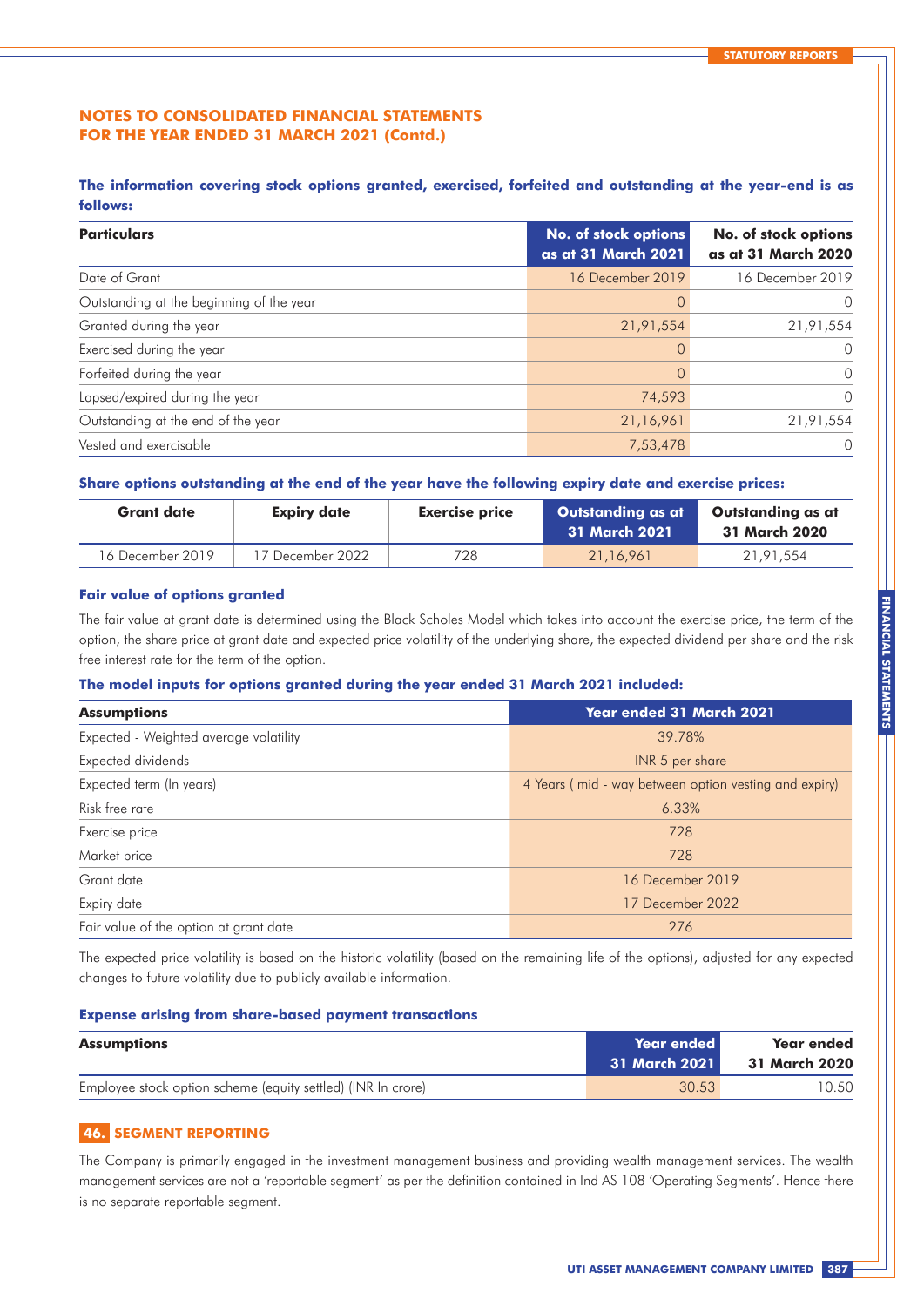## NOTES TO CONSOLIDATED FINANCIAL STATEMENTS FOR THE YEAR ENDED 31 MARCH 2021 (Contd.)

**The information covering stock options granted, exercised, forfeited and outstanding at the year-end is as follows:**

| Particulars | No. of stock options as at 31 March 2021 | No. of stock options as at 31 March 2020 |
|---|---|---|
| Date of Grant | 16 December 2019 | 16 December 2019 |
| Outstanding at the beginning of the year | 0 | 0 |
| Granted during the year | 21,91,554 | 21,91,554 |
| Exercised during the year | 0 | 0 |
| Forfeited during the year | 0 | 0 |
| Lapsed/expired during the year | 74,593 | 0 |
| Outstanding at the end of the year | 21,16,961 | 21,91,554 |
| Vested and exercisable | 7,53,478 | 0 |

**Share options outstanding at the end of the year have the following expiry date and exercise prices:**

| Grant date | Expiry date | Exercise price | Outstanding as at 31 March 2021 | Outstanding as at 31 March 2020 |
|---|---|---|---|---|
| 16 December 2019 | 17 December 2022 | 728 | 21,16,961 | 21,91,554 |

**Fair value of options granted**

The fair value at grant date is determined using the Black Scholes Model which takes into account the exercise price, the term of the option, the share price at grant date and expected price volatility of the underlying share, the expected dividend per share and the risk free interest rate for the term of the option.

**The model inputs for options granted during the year ended 31 March 2021 included:**

| Assumptions | Year ended 31 March 2021 |
|---|---|
| Expected - Weighted average volatility | 39.78% |
| Expected dividends | INR 5 per share |
| Expected term (In years) | 4 Years ( mid - way between option vesting and expiry) |
| Risk free rate | 6.33% |
| Exercise price | 728 |
| Market price | 728 |
| Grant date | 16 December 2019 |
| Expiry date | 17 December 2022 |
| Fair value of the option at grant date | 276 |

The expected price volatility is based on the historic volatility (based on the remaining life of the options), adjusted for any expected changes to future volatility due to publicly available information.

**Expense arising from share-based payment transactions**

| Assumptions | Year ended 31 March 2021 | Year ended 31 March 2020 |
|---|---|---|
| Employee stock option scheme (equity settled) (INR In crore) | 30.53 | 10.50 |

## 46. SEGMENT REPORTING

The Company is primarily engaged in the investment management business and providing wealth management services. The wealth management services are not a 'reportable segment' as per the definition contained in Ind AS 108 'Operating Segments'. Hence there is no separate reportable segment.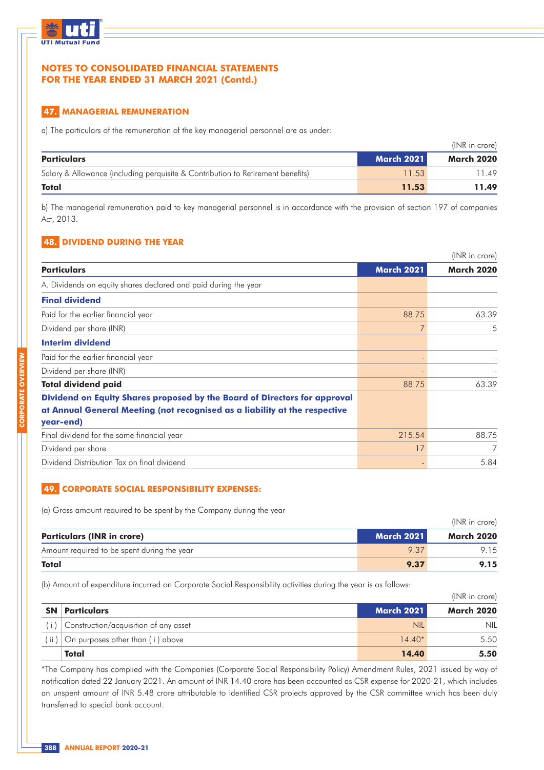# NOTES TO CONSOLIDATED FINANCIAL STATEMENTS FOR THE YEAR ENDED 31 MARCH 2021 (Contd.)

## 47. MANAGERIAL REMUNERATION

a) The particulars of the remuneration of the key managerial personnel are as under:

(INR in crore)

| Particulars | March 2021 | March 2020 |
|---|---|---|
| Salary & Allowance (including perquisite & Contribution to Retirement benefits) | 11.53 | 11.49 |
| **Total** | **11.53** | **11.49** |

b) The managerial remuneration paid to key managerial personnel is in accordance with the provision of section 197 of companies Act, 2013.

## 48. DIVIDEND DURING THE YEAR

(INR in crore)

| Particulars | March 2021 | March 2020 |
|---|---|---|
| A. Dividends on equity shares declared and paid during the year | | |
| **Final dividend** | | |
| Paid for the earlier financial year | 88.75 | 63.39 |
| Dividend per share (INR) | 7 | 5 |
| **Interim dividend** | | |
| Paid for the earlier financial year | - | - |
| Dividend per share (INR) | - | - |
| **Total dividend paid** | 88.75 | 63.39 |
| **Dividend on Equity Shares proposed by the Board of Directors for approval at Annual General Meeting (not recognised as a liability at the respective year-end)** | | |
| Final dividend for the same financial year | 215.54 | 88.75 |
| Dividend per share | 17 | 7 |
| Dividend Distribution Tax on final dividend | - | 5.84 |

## 49. CORPORATE SOCIAL RESPONSIBILITY EXPENSES:

(a) Gross amount required to be spent by the Company during the year

(INR in crore)

| Particulars (INR in crore) | March 2021 | March 2020 |
|---|---|---|
| Amount required to be spent during the year | 9.37 | 9.15 |
| **Total** | **9.37** | **9.15** |

(b) Amount of expenditure incurred on Corporate Social Responsibility activities during the year is as follows:

(INR in crore)

| SN | Particulars | March 2021 | March 2020 |
|---|---|---|---|
| ( i ) | Construction/acquisition of any asset | NIL | NIL |
| ( ii ) | On purposes other than ( i ) above | 14.40* | 5.50 |
| | **Total** | **14.40** | **5.50** |

*The Company has complied with the Companies (Corporate Social Responsibility Policy) Amendment Rules, 2021 issued by way of notification dated 22 January 2021. An amount of INR 14.40 crore has been accounted as CSR expense for 2020-21, which includes an unspent amount of INR 5.48 crore attributable to identified CSR projects approved by the CSR committee which has been duly transferred to special bank account.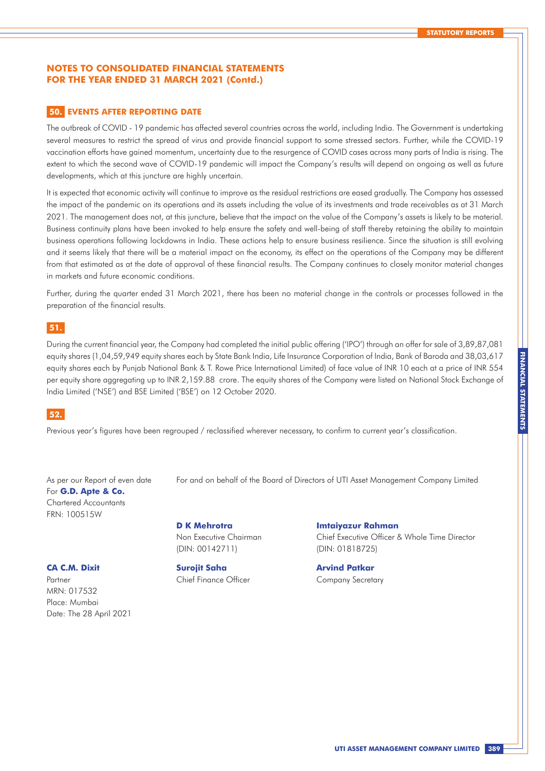# NOTES TO CONSOLIDATED FINANCIAL STATEMENTS FOR THE YEAR ENDED 31 MARCH 2021 (Contd.)

## 50. EVENTS AFTER REPORTING DATE

The outbreak of COVID - 19 pandemic has affected several countries across the world, including India. The Government is undertaking several measures to restrict the spread of virus and provide financial support to some stressed sectors. Further, while the COVID-19 vaccination efforts have gained momentum, uncertainty due to the resurgence of COVID cases across many parts of India is rising. The extent to which the second wave of COVID-19 pandemic will impact the Company's results will depend on ongoing as well as future developments, which at this juncture are highly uncertain.

It is expected that economic activity will continue to improve as the residual restrictions are eased gradually. The Company has assessed the impact of the pandemic on its operations and its assets including the value of its investments and trade receivables as at 31 March 2021. The management does not, at this juncture, believe that the impact on the value of the Company's assets is likely to be material. Business continuity plans have been invoked to help ensure the safety and well-being of staff thereby retaining the ability to maintain business operations following lockdowns in India. These actions help to ensure business resilience. Since the situation is still evolving and it seems likely that there will be a material impact on the economy, its effect on the operations of the Company may be different from that estimated as at the date of approval of these financial results. The Company continues to closely monitor material changes in markets and future economic conditions.

Further, during the quarter ended 31 March 2021, there has been no material change in the controls or processes followed in the preparation of the financial results.

## 51.

During the current financial year, the Company had completed the initial public offering ('IPO') through an offer for sale of 3,89,87,081 equity shares (1,04,59,949 equity shares each by State Bank India, Life Insurance Corporation of India, Bank of Baroda and 38,03,617 equity shares each by Punjab National Bank & T. Rowe Price International Limited) of face value of INR 10 each at a price of INR 554 per equity share aggregating up to INR 2,159.88 crore. The equity shares of the Company were listed on National Stock Exchange of India Limited ('NSE') and BSE Limited ('BSE') on 12 October 2020.

## 52.

Previous year's figures have been regrouped / reclassified wherever necessary, to confirm to current year's classification.

As per our Report of even date
For **G.D. Apte & Co.**
Chartered Accountants
FRN: 100515W

**CA C.M. Dixit**
Partner
MRN: 017532
Place: Mumbai
Date: The 28 April 2021

For and on behalf of the Board of Directors of UTI Asset Management Company Limited

**D K Mehrotra**
Non Executive Chairman
(DIN: 00142711)

**Imtaiyazur Rahman**
Chief Executive Officer & Whole Time Director
(DIN: 01818725)

**Surojit Saha**
Chief Finance Officer

**Arvind Patkar**
Company Secretary